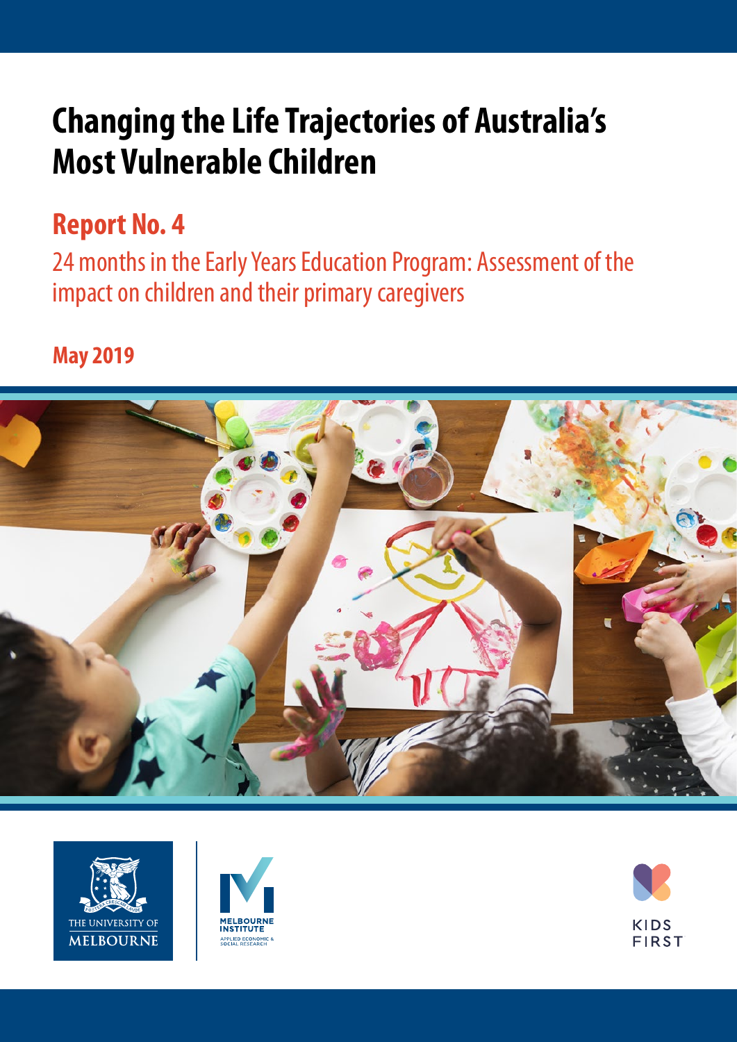# Changing the Life Trajectories of Australia's Most Vulnerable Children

## Report No. 4

24 months in the Early Years Education Program: Assessment of the impact on children and their primary caregivers

**May 2019**

THE UNIVERSITY OF MELBOURNE

MELBOURNE INSTITUTE
APPLIED ECONOMIC & SOCIAL RESEARCH

KIDS FIRST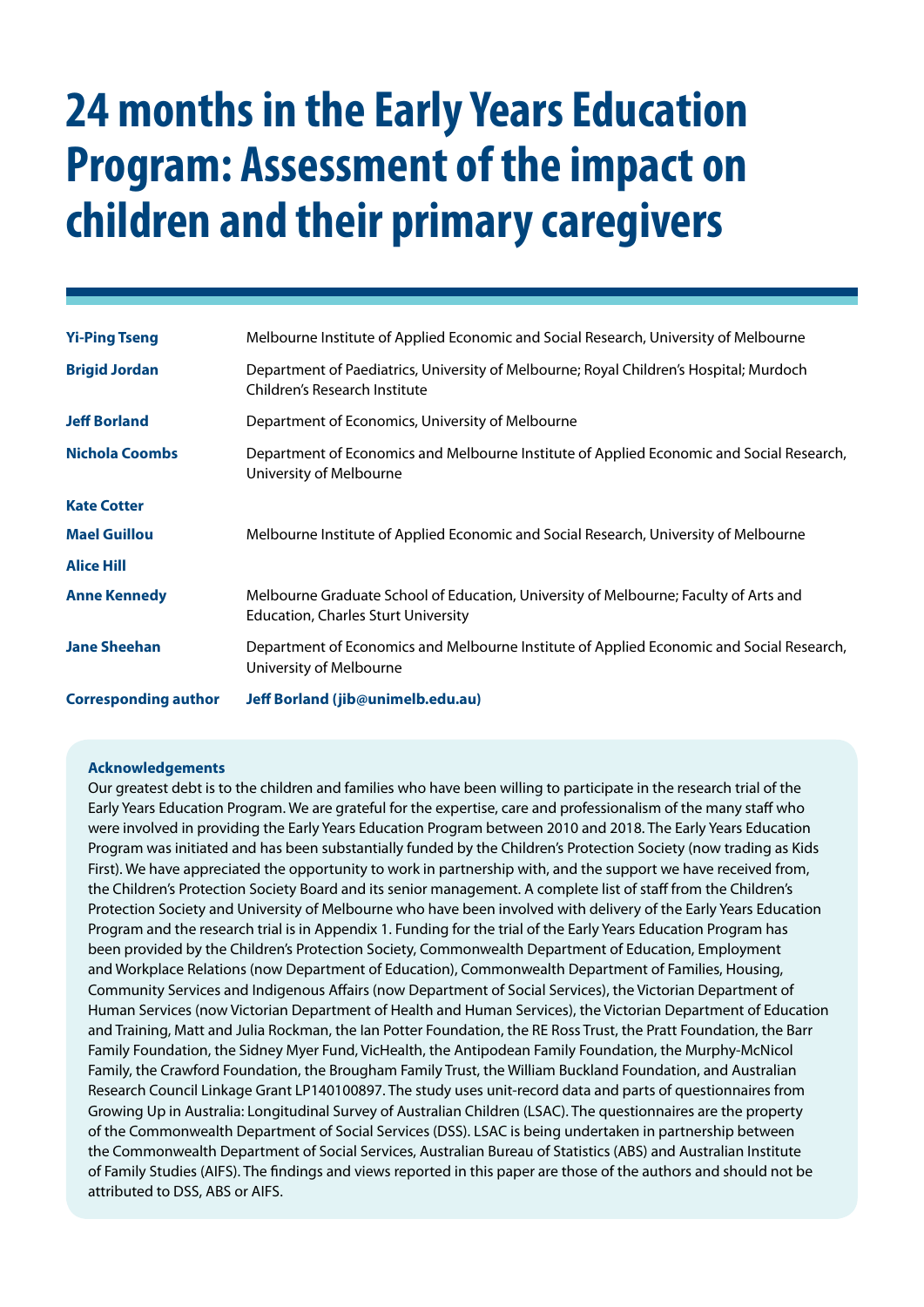# 24 months in the Early Years Education Program: Assessment of the impact on children and their primary caregivers

| | |
|---|---|
| **Yi-Ping Tseng** | Melbourne Institute of Applied Economic and Social Research, University of Melbourne |
| **Brigid Jordan** | Department of Paediatrics, University of Melbourne; Royal Children's Hospital; Murdoch Children's Research Institute |
| **Jeff Borland** | Department of Economics, University of Melbourne |
| **Nichola Coombs** | Department of Economics and Melbourne Institute of Applied Economic and Social Research, University of Melbourne |
| **Kate Cotter** | |
| **Mael Guillou** | Melbourne Institute of Applied Economic and Social Research, University of Melbourne |
| **Alice Hill** | |
| **Anne Kennedy** | Melbourne Graduate School of Education, University of Melbourne; Faculty of Arts and Education, Charles Sturt University |
| **Jane Sheehan** | Department of Economics and Melbourne Institute of Applied Economic and Social Research, University of Melbourne |
| **Corresponding author** | **Jeff Borland (jib@unimelb.edu.au)** |

**Acknowledgements**

Our greatest debt is to the children and families who have been willing to participate in the research trial of the Early Years Education Program. We are grateful for the expertise, care and professionalism of the many staff who were involved in providing the Early Years Education Program between 2010 and 2018. The Early Years Education Program was initiated and has been substantially funded by the Children's Protection Society (now trading as Kids First). We have appreciated the opportunity to work in partnership with, and the support we have received from, the Children's Protection Society Board and its senior management. A complete list of staff from the Children's Protection Society and University of Melbourne who have been involved with delivery of the Early Years Education Program and the research trial is in Appendix 1. Funding for the trial of the Early Years Education Program has been provided by the Children's Protection Society, Commonwealth Department of Education, Employment and Workplace Relations (now Department of Education), Commonwealth Department of Families, Housing, Community Services and Indigenous Affairs (now Department of Social Services), the Victorian Department of Human Services (now Victorian Department of Health and Human Services), the Victorian Department of Education and Training, Matt and Julia Rockman, the Ian Potter Foundation, the RE Ross Trust, the Pratt Foundation, the Barr Family Foundation, the Sidney Myer Fund, VicHealth, the Antipodean Family Foundation, the Murphy-McNicol Family, the Crawford Foundation, the Brougham Family Trust, the William Buckland Foundation, and Australian Research Council Linkage Grant LP140100897. The study uses unit-record data and parts of questionnaires from Growing Up in Australia: Longitudinal Survey of Australian Children (LSAC). The questionnaires are the property of the Commonwealth Department of Social Services (DSS). LSAC is being undertaken in partnership between the Commonwealth Department of Social Services, Australian Bureau of Statistics (ABS) and Australian Institute of Family Studies (AIFS). The findings and views reported in this paper are those of the authors and should not be attributed to DSS, ABS or AIFS.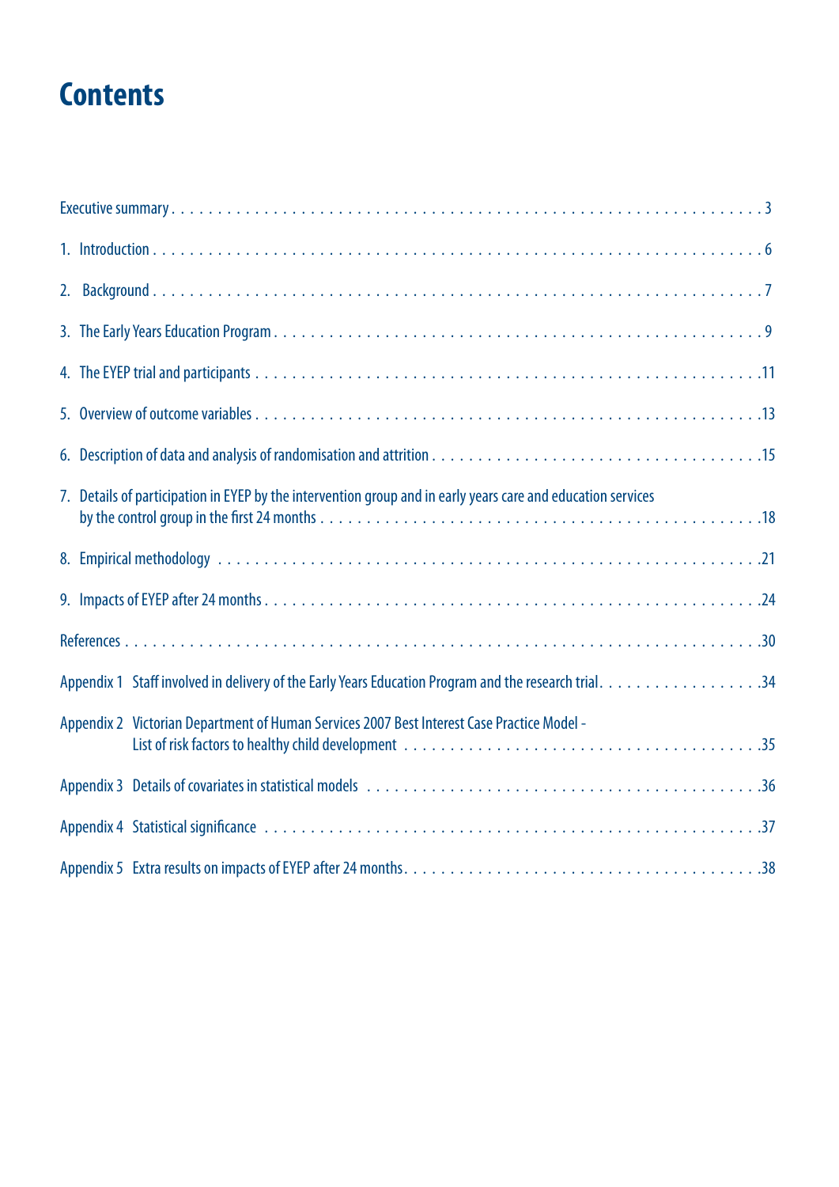# Contents

Executive summary . . . 3

1. Introduction . . . 6

2. Background . . . 7

3. The Early Years Education Program . . . 9

4. The EYEP trial and participants . . . 11

5. Overview of outcome variables . . . 13

6. Description of data and analysis of randomisation and attrition . . . 15

7. Details of participation in EYEP by the intervention group and in early years care and education services by the control group in the first 24 months . . . 18

8. Empirical methodology . . . 21

9. Impacts of EYEP after 24 months . . . 24

References . . . 30

Appendix 1 Staff involved in delivery of the Early Years Education Program and the research trial . . . 34

Appendix 2 Victorian Department of Human Services 2007 Best Interest Case Practice Model - List of risk factors to healthy child development . . . 35

Appendix 3 Details of covariates in statistical models . . . 36

Appendix 4 Statistical significance . . . 37

Appendix 5 Extra results on impacts of EYEP after 24 months . . . 38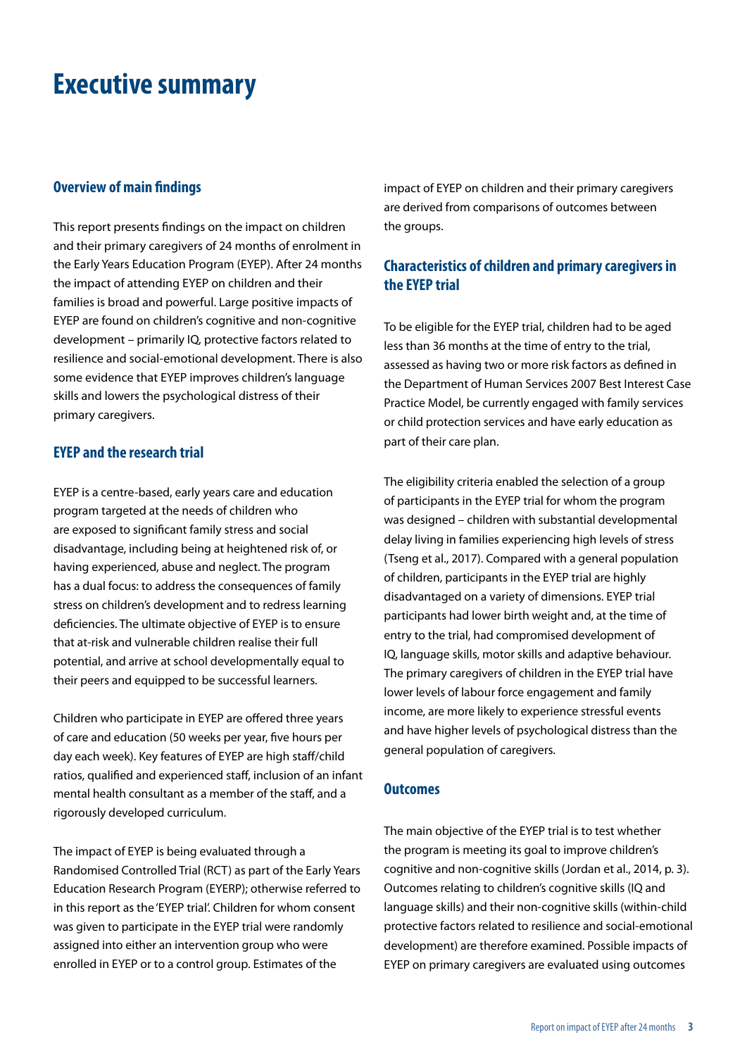# Executive summary

## Overview of main findings

This report presents findings on the impact on children and their primary caregivers of 24 months of enrolment in the Early Years Education Program (EYEP). After 24 months the impact of attending EYEP on children and their families is broad and powerful. Large positive impacts of EYEP are found on children's cognitive and non-cognitive development – primarily IQ, protective factors related to resilience and social-emotional development. There is also some evidence that EYEP improves children's language skills and lowers the psychological distress of their primary caregivers.

## EYEP and the research trial

EYEP is a centre-based, early years care and education program targeted at the needs of children who are exposed to significant family stress and social disadvantage, including being at heightened risk of, or having experienced, abuse and neglect. The program has a dual focus: to address the consequences of family stress on children's development and to redress learning deficiencies. The ultimate objective of EYEP is to ensure that at-risk and vulnerable children realise their full potential, and arrive at school developmentally equal to their peers and equipped to be successful learners.

Children who participate in EYEP are offered three years of care and education (50 weeks per year, five hours per day each week). Key features of EYEP are high staff/child ratios, qualified and experienced staff, inclusion of an infant mental health consultant as a member of the staff, and a rigorously developed curriculum.

The impact of EYEP is being evaluated through a Randomised Controlled Trial (RCT) as part of the Early Years Education Research Program (EYERP); otherwise referred to in this report as the 'EYEP trial'. Children for whom consent was given to participate in the EYEP trial were randomly assigned into either an intervention group who were enrolled in EYEP or to a control group. Estimates of the impact of EYEP on children and their primary caregivers are derived from comparisons of outcomes between the groups.

## Characteristics of children and primary caregivers in the EYEP trial

To be eligible for the EYEP trial, children had to be aged less than 36 months at the time of entry to the trial, assessed as having two or more risk factors as defined in the Department of Human Services 2007 Best Interest Case Practice Model, be currently engaged with family services or child protection services and have early education as part of their care plan.

The eligibility criteria enabled the selection of a group of participants in the EYEP trial for whom the program was designed – children with substantial developmental delay living in families experiencing high levels of stress (Tseng et al., 2017). Compared with a general population of children, participants in the EYEP trial are highly disadvantaged on a variety of dimensions. EYEP trial participants had lower birth weight and, at the time of entry to the trial, had compromised development of IQ, language skills, motor skills and adaptive behaviour. The primary caregivers of children in the EYEP trial have lower levels of labour force engagement and family income, are more likely to experience stressful events and have higher levels of psychological distress than the general population of caregivers.

## Outcomes

The main objective of the EYEP trial is to test whether the program is meeting its goal to improve children's cognitive and non-cognitive skills (Jordan et al., 2014, p. 3). Outcomes relating to children's cognitive skills (IQ and language skills) and their non-cognitive skills (within-child protective factors related to resilience and social-emotional development) are therefore examined. Possible impacts of EYEP on primary caregivers are evaluated using outcomes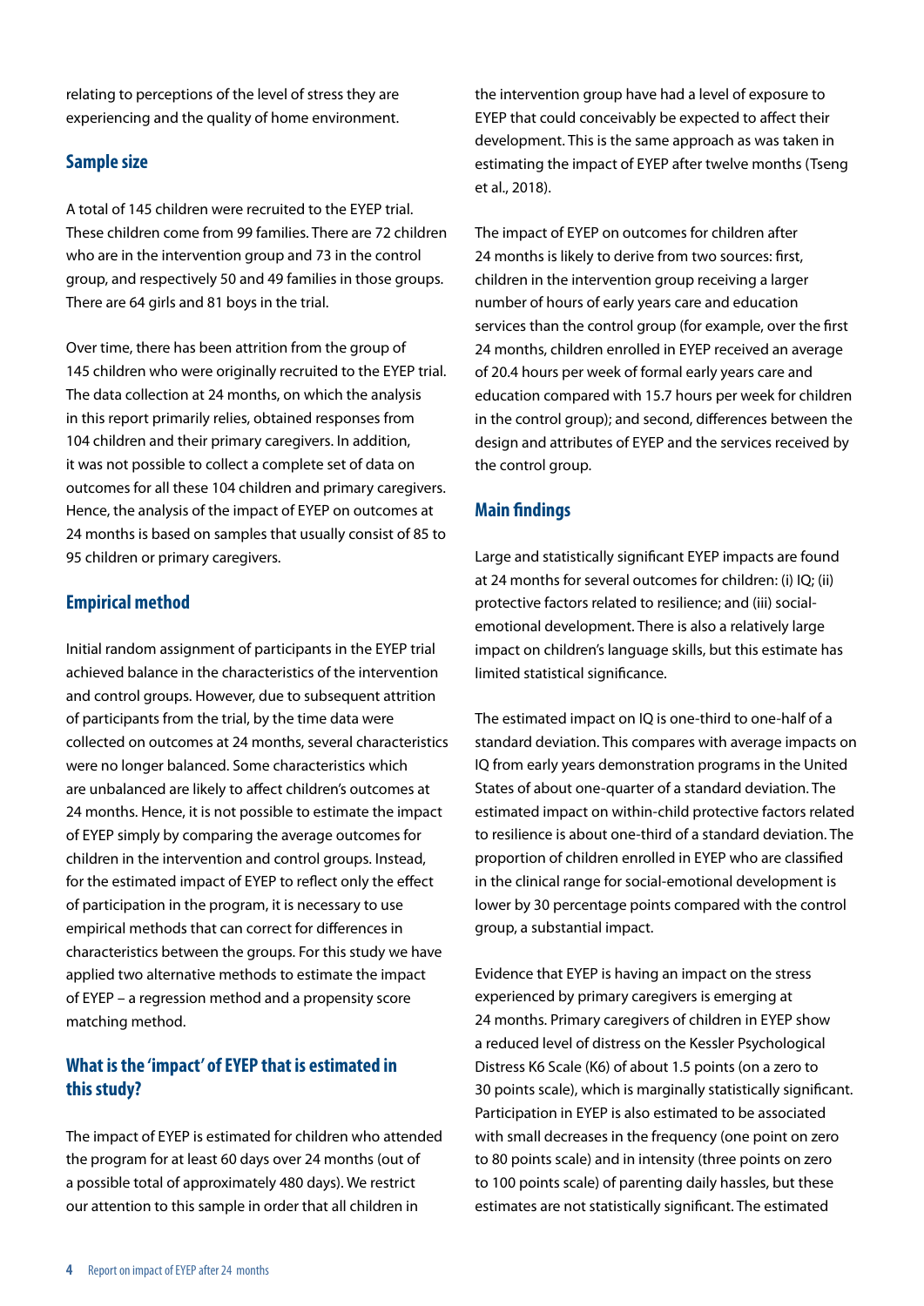relating to perceptions of the level of stress they are experiencing and the quality of home environment.

## Sample size

A total of 145 children were recruited to the EYEP trial. These children come from 99 families. There are 72 children who are in the intervention group and 73 in the control group, and respectively 50 and 49 families in those groups. There are 64 girls and 81 boys in the trial.

Over time, there has been attrition from the group of 145 children who were originally recruited to the EYEP trial. The data collection at 24 months, on which the analysis in this report primarily relies, obtained responses from 104 children and their primary caregivers. In addition, it was not possible to collect a complete set of data on outcomes for all these 104 children and primary caregivers. Hence, the analysis of the impact of EYEP on outcomes at 24 months is based on samples that usually consist of 85 to 95 children or primary caregivers.

## Empirical method

Initial random assignment of participants in the EYEP trial achieved balance in the characteristics of the intervention and control groups. However, due to subsequent attrition of participants from the trial, by the time data were collected on outcomes at 24 months, several characteristics were no longer balanced. Some characteristics which are unbalanced are likely to affect children's outcomes at 24 months. Hence, it is not possible to estimate the impact of EYEP simply by comparing the average outcomes for children in the intervention and control groups. Instead, for the estimated impact of EYEP to reflect only the effect of participation in the program, it is necessary to use empirical methods that can correct for differences in characteristics between the groups. For this study we have applied two alternative methods to estimate the impact of EYEP – a regression method and a propensity score matching method.

## What is the 'impact' of EYEP that is estimated in this study?

The impact of EYEP is estimated for children who attended the program for at least 60 days over 24 months (out of a possible total of approximately 480 days). We restrict our attention to this sample in order that all children in the intervention group have had a level of exposure to EYEP that could conceivably be expected to affect their development. This is the same approach as was taken in estimating the impact of EYEP after twelve months (Tseng et al., 2018).

The impact of EYEP on outcomes for children after 24 months is likely to derive from two sources: first, children in the intervention group receiving a larger number of hours of early years care and education services than the control group (for example, over the first 24 months, children enrolled in EYEP received an average of 20.4 hours per week of formal early years care and education compared with 15.7 hours per week for children in the control group); and second, differences between the design and attributes of EYEP and the services received by the control group.

## Main findings

Large and statistically significant EYEP impacts are found at 24 months for several outcomes for children: (i) IQ; (ii) protective factors related to resilience; and (iii) social-emotional development. There is also a relatively large impact on children's language skills, but this estimate has limited statistical significance.

The estimated impact on IQ is one-third to one-half of a standard deviation. This compares with average impacts on IQ from early years demonstration programs in the United States of about one-quarter of a standard deviation. The estimated impact on within-child protective factors related to resilience is about one-third of a standard deviation. The proportion of children enrolled in EYEP who are classified in the clinical range for social-emotional development is lower by 30 percentage points compared with the control group, a substantial impact.

Evidence that EYEP is having an impact on the stress experienced by primary caregivers is emerging at 24 months. Primary caregivers of children in EYEP show a reduced level of distress on the Kessler Psychological Distress K6 Scale (K6) of about 1.5 points (on a zero to 30 points scale), which is marginally statistically significant. Participation in EYEP is also estimated to be associated with small decreases in the frequency (one point on zero to 80 points scale) and in intensity (three points on zero to 100 points scale) of parenting daily hassles, but these estimates are not statistically significant. The estimated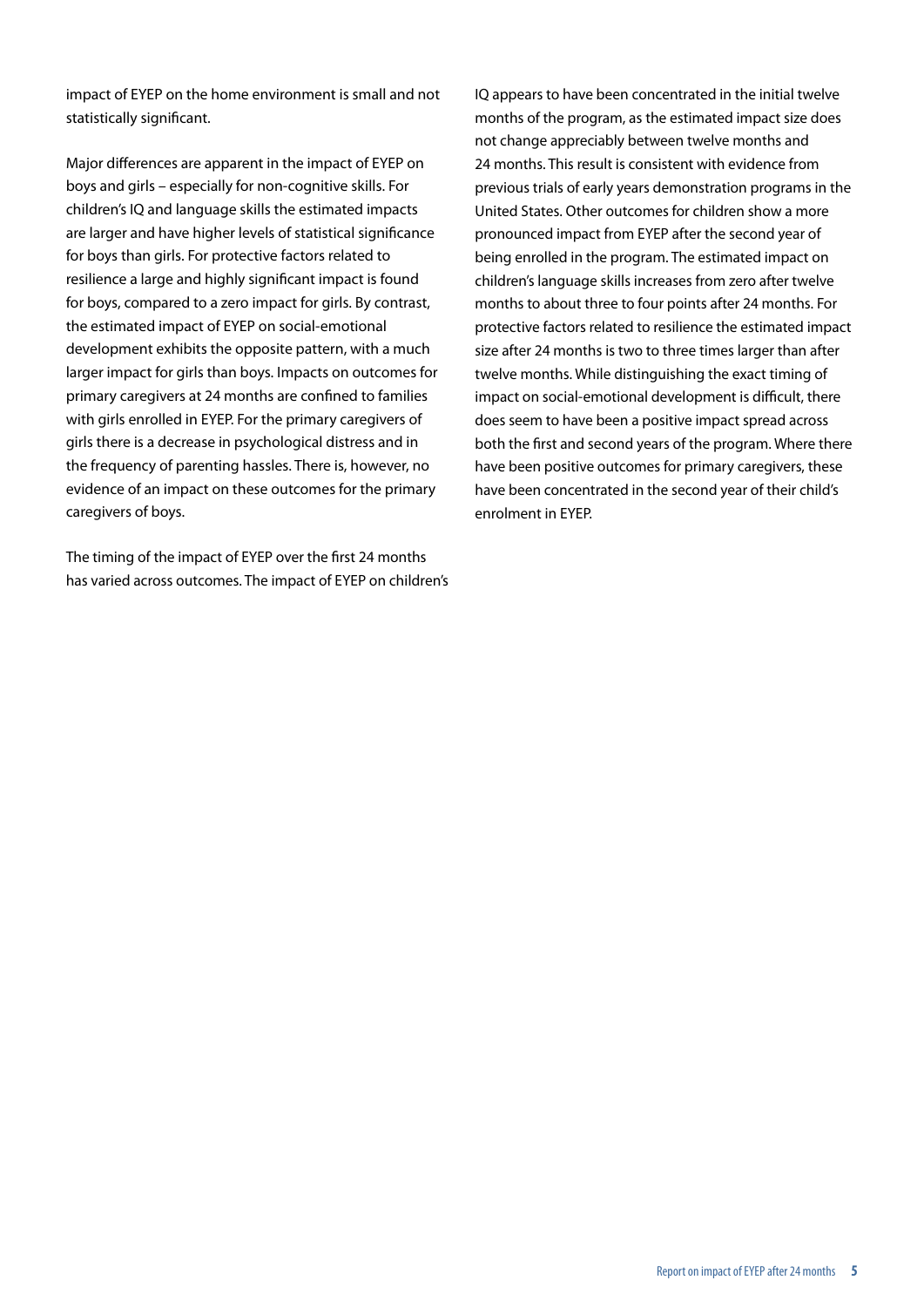impact of EYEP on the home environment is small and not statistically significant.

Major differences are apparent in the impact of EYEP on boys and girls – especially for non-cognitive skills. For children's IQ and language skills the estimated impacts are larger and have higher levels of statistical significance for boys than girls. For protective factors related to resilience a large and highly significant impact is found for boys, compared to a zero impact for girls. By contrast, the estimated impact of EYEP on social-emotional development exhibits the opposite pattern, with a much larger impact for girls than boys. Impacts on outcomes for primary caregivers at 24 months are confined to families with girls enrolled in EYEP. For the primary caregivers of girls there is a decrease in psychological distress and in the frequency of parenting hassles. There is, however, no evidence of an impact on these outcomes for the primary caregivers of boys.

The timing of the impact of EYEP over the first 24 months has varied across outcomes. The impact of EYEP on children's IQ appears to have been concentrated in the initial twelve months of the program, as the estimated impact size does not change appreciably between twelve months and 24 months. This result is consistent with evidence from previous trials of early years demonstration programs in the United States. Other outcomes for children show a more pronounced impact from EYEP after the second year of being enrolled in the program. The estimated impact on children's language skills increases from zero after twelve months to about three to four points after 24 months. For protective factors related to resilience the estimated impact size after 24 months is two to three times larger than after twelve months. While distinguishing the exact timing of impact on social-emotional development is difficult, there does seem to have been a positive impact spread across both the first and second years of the program. Where there have been positive outcomes for primary caregivers, these have been concentrated in the second year of their child's enrolment in EYEP.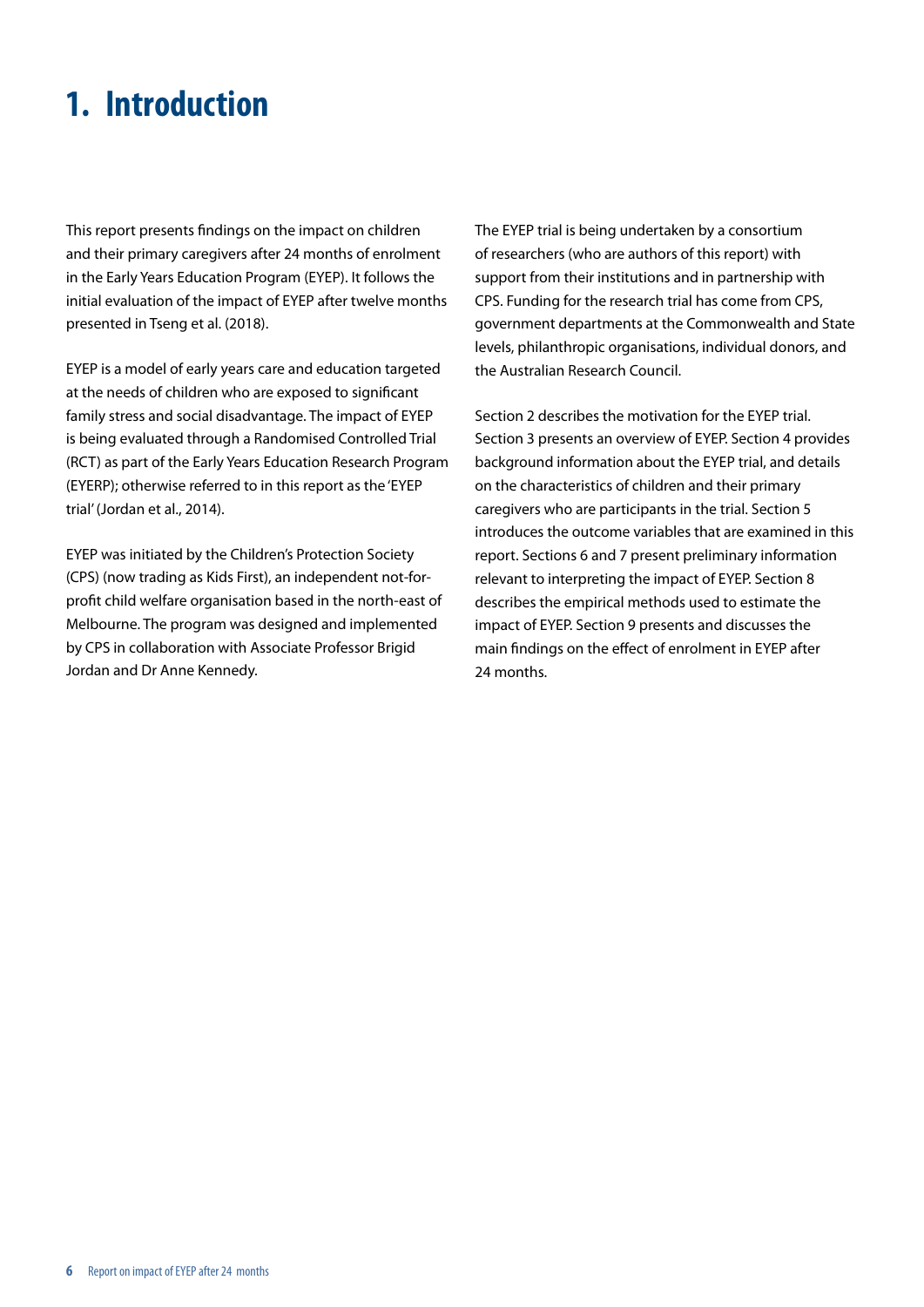# 1. Introduction

This report presents findings on the impact on children and their primary caregivers after 24 months of enrolment in the Early Years Education Program (EYEP). It follows the initial evaluation of the impact of EYEP after twelve months presented in Tseng et al. (2018).

EYEP is a model of early years care and education targeted at the needs of children who are exposed to significant family stress and social disadvantage. The impact of EYEP is being evaluated through a Randomised Controlled Trial (RCT) as part of the Early Years Education Research Program (EYERP); otherwise referred to in this report as the 'EYEP trial' (Jordan et al., 2014).

EYEP was initiated by the Children's Protection Society (CPS) (now trading as Kids First), an independent not-for-profit child welfare organisation based in the north-east of Melbourne. The program was designed and implemented by CPS in collaboration with Associate Professor Brigid Jordan and Dr Anne Kennedy.

The EYEP trial is being undertaken by a consortium of researchers (who are authors of this report) with support from their institutions and in partnership with CPS. Funding for the research trial has come from CPS, government departments at the Commonwealth and State levels, philanthropic organisations, individual donors, and the Australian Research Council.

Section 2 describes the motivation for the EYEP trial. Section 3 presents an overview of EYEP. Section 4 provides background information about the EYEP trial, and details on the characteristics of children and their primary caregivers who are participants in the trial. Section 5 introduces the outcome variables that are examined in this report. Sections 6 and 7 present preliminary information relevant to interpreting the impact of EYEP. Section 8 describes the empirical methods used to estimate the impact of EYEP. Section 9 presents and discusses the main findings on the effect of enrolment in EYEP after 24 months.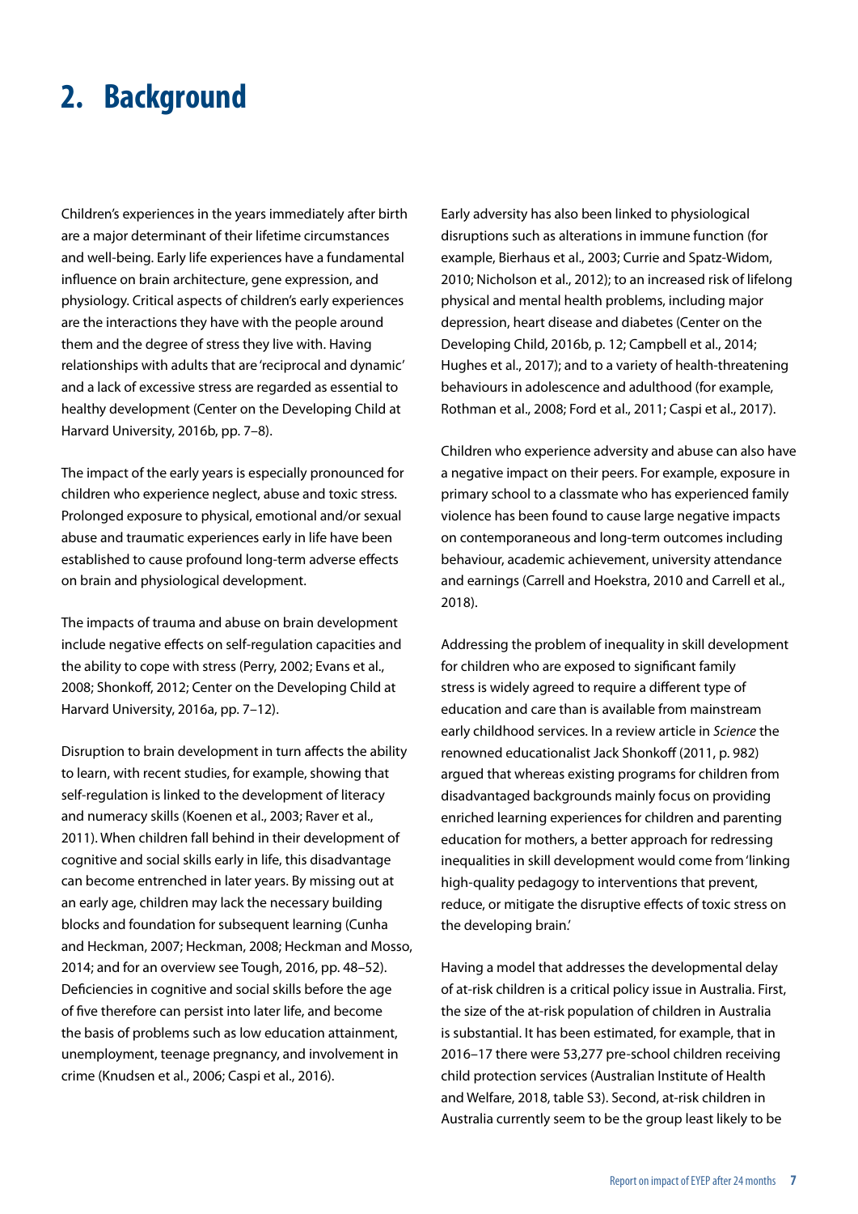# 2. Background

Children's experiences in the years immediately after birth are a major determinant of their lifetime circumstances and well-being. Early life experiences have a fundamental influence on brain architecture, gene expression, and physiology. Critical aspects of children's early experiences are the interactions they have with the people around them and the degree of stress they live with. Having relationships with adults that are 'reciprocal and dynamic' and a lack of excessive stress are regarded as essential to healthy development (Center on the Developing Child at Harvard University, 2016b, pp. 7–8).

The impact of the early years is especially pronounced for children who experience neglect, abuse and toxic stress. Prolonged exposure to physical, emotional and/or sexual abuse and traumatic experiences early in life have been established to cause profound long-term adverse effects on brain and physiological development.

The impacts of trauma and abuse on brain development include negative effects on self-regulation capacities and the ability to cope with stress (Perry, 2002; Evans et al., 2008; Shonkoff, 2012; Center on the Developing Child at Harvard University, 2016a, pp. 7–12).

Disruption to brain development in turn affects the ability to learn, with recent studies, for example, showing that self-regulation is linked to the development of literacy and numeracy skills (Koenen et al., 2003; Raver et al., 2011). When children fall behind in their development of cognitive and social skills early in life, this disadvantage can become entrenched in later years. By missing out at an early age, children may lack the necessary building blocks and foundation for subsequent learning (Cunha and Heckman, 2007; Heckman, 2008; Heckman and Mosso, 2014; and for an overview see Tough, 2016, pp. 48–52). Deficiencies in cognitive and social skills before the age of five therefore can persist into later life, and become the basis of problems such as low education attainment, unemployment, teenage pregnancy, and involvement in crime (Knudsen et al., 2006; Caspi et al., 2016).

Early adversity has also been linked to physiological disruptions such as alterations in immune function (for example, Bierhaus et al., 2003; Currie and Spatz-Widom, 2010; Nicholson et al., 2012); to an increased risk of lifelong physical and mental health problems, including major depression, heart disease and diabetes (Center on the Developing Child, 2016b, p. 12; Campbell et al., 2014; Hughes et al., 2017); and to a variety of health-threatening behaviours in adolescence and adulthood (for example, Rothman et al., 2008; Ford et al., 2011; Caspi et al., 2017).

Children who experience adversity and abuse can also have a negative impact on their peers. For example, exposure in primary school to a classmate who has experienced family violence has been found to cause large negative impacts on contemporaneous and long-term outcomes including behaviour, academic achievement, university attendance and earnings (Carrell and Hoekstra, 2010 and Carrell et al., 2018).

Addressing the problem of inequality in skill development for children who are exposed to significant family stress is widely agreed to require a different type of education and care than is available from mainstream early childhood services. In a review article in *Science* the renowned educationalist Jack Shonkoff (2011, p. 982) argued that whereas existing programs for children from disadvantaged backgrounds mainly focus on providing enriched learning experiences for children and parenting education for mothers, a better approach for redressing inequalities in skill development would come from 'linking high-quality pedagogy to interventions that prevent, reduce, or mitigate the disruptive effects of toxic stress on the developing brain.'

Having a model that addresses the developmental delay of at-risk children is a critical policy issue in Australia. First, the size of the at-risk population of children in Australia is substantial. It has been estimated, for example, that in 2016–17 there were 53,277 pre-school children receiving child protection services (Australian Institute of Health and Welfare, 2018, table S3). Second, at-risk children in Australia currently seem to be the group least likely to be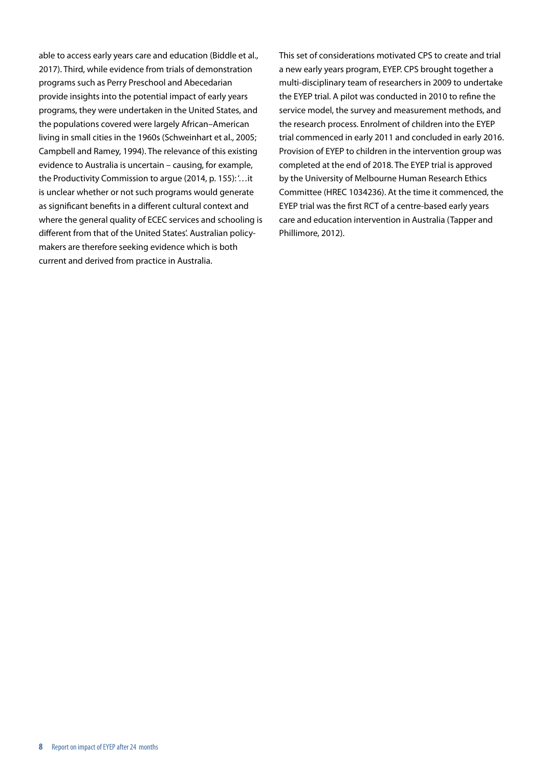able to access early years care and education (Biddle et al., 2017). Third, while evidence from trials of demonstration programs such as Perry Preschool and Abecedarian provide insights into the potential impact of early years programs, they were undertaken in the United States, and the populations covered were largely African–American living in small cities in the 1960s (Schweinhart et al., 2005; Campbell and Ramey, 1994). The relevance of this existing evidence to Australia is uncertain – causing, for example, the Productivity Commission to argue (2014, p. 155): '…it is unclear whether or not such programs would generate as significant benefits in a different cultural context and where the general quality of ECEC services and schooling is different from that of the United States'. Australian policy-makers are therefore seeking evidence which is both current and derived from practice in Australia.

This set of considerations motivated CPS to create and trial a new early years program, EYEP. CPS brought together a multi-disciplinary team of researchers in 2009 to undertake the EYEP trial. A pilot was conducted in 2010 to refine the service model, the survey and measurement methods, and the research process. Enrolment of children into the EYEP trial commenced in early 2011 and concluded in early 2016. Provision of EYEP to children in the intervention group was completed at the end of 2018. The EYEP trial is approved by the University of Melbourne Human Research Ethics Committee (HREC 1034236). At the time it commenced, the EYEP trial was the first RCT of a centre-based early years care and education intervention in Australia (Tapper and Phillimore, 2012).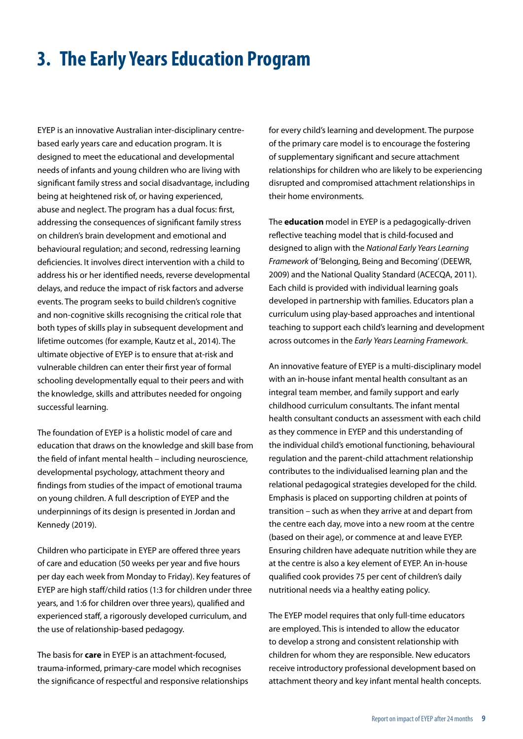# 3. The Early Years Education Program

EYEP is an innovative Australian inter-disciplinary centre-based early years care and education program. It is designed to meet the educational and developmental needs of infants and young children who are living with significant family stress and social disadvantage, including being at heightened risk of, or having experienced, abuse and neglect. The program has a dual focus: first, addressing the consequences of significant family stress on children's brain development and emotional and behavioural regulation; and second, redressing learning deficiencies. It involves direct intervention with a child to address his or her identified needs, reverse developmental delays, and reduce the impact of risk factors and adverse events. The program seeks to build children's cognitive and non-cognitive skills recognising the critical role that both types of skills play in subsequent development and lifetime outcomes (for example, Kautz et al., 2014). The ultimate objective of EYEP is to ensure that at-risk and vulnerable children can enter their first year of formal schooling developmentally equal to their peers and with the knowledge, skills and attributes needed for ongoing successful learning.

The foundation of EYEP is a holistic model of care and education that draws on the knowledge and skill base from the field of infant mental health – including neuroscience, developmental psychology, attachment theory and findings from studies of the impact of emotional trauma on young children. A full description of EYEP and the underpinnings of its design is presented in Jordan and Kennedy (2019).

Children who participate in EYEP are offered three years of care and education (50 weeks per year and five hours per day each week from Monday to Friday). Key features of EYEP are high staff/child ratios (1:3 for children under three years, and 1:6 for children over three years), qualified and experienced staff, a rigorously developed curriculum, and the use of relationship-based pedagogy.

The basis for **care** in EYEP is an attachment-focused, trauma-informed, primary-care model which recognises the significance of respectful and responsive relationships for every child's learning and development. The purpose of the primary care model is to encourage the fostering of supplementary significant and secure attachment relationships for children who are likely to be experiencing disrupted and compromised attachment relationships in their home environments.

The **education** model in EYEP is a pedagogically-driven reflective teaching model that is child-focused and designed to align with the *National Early Years Learning Framework* of 'Belonging, Being and Becoming' (DEEWR, 2009) and the National Quality Standard (ACECQA, 2011). Each child is provided with individual learning goals developed in partnership with families. Educators plan a curriculum using play-based approaches and intentional teaching to support each child's learning and development across outcomes in the *Early Years Learning Framework*.

An innovative feature of EYEP is a multi-disciplinary model with an in-house infant mental health consultant as an integral team member, and family support and early childhood curriculum consultants. The infant mental health consultant conducts an assessment with each child as they commence in EYEP and this understanding of the individual child's emotional functioning, behavioural regulation and the parent-child attachment relationship contributes to the individualised learning plan and the relational pedagogical strategies developed for the child. Emphasis is placed on supporting children at points of transition – such as when they arrive at and depart from the centre each day, move into a new room at the centre (based on their age), or commence at and leave EYEP. Ensuring children have adequate nutrition while they are at the centre is also a key element of EYEP. An in-house qualified cook provides 75 per cent of children's daily nutritional needs via a healthy eating policy.

The EYEP model requires that only full-time educators are employed. This is intended to allow the educator to develop a strong and consistent relationship with children for whom they are responsible. New educators receive introductory professional development based on attachment theory and key infant mental health concepts.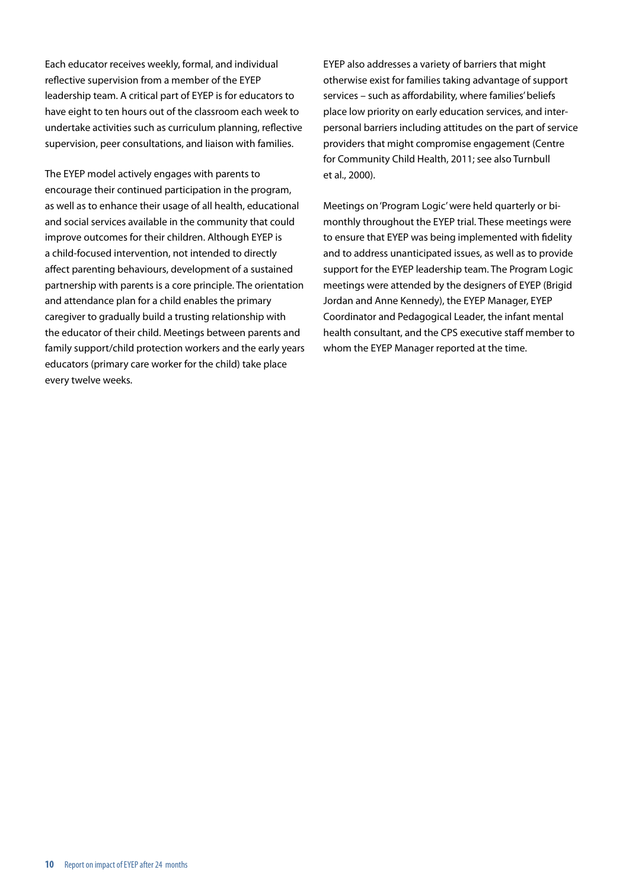Each educator receives weekly, formal, and individual reflective supervision from a member of the EYEP leadership team. A critical part of EYEP is for educators to have eight to ten hours out of the classroom each week to undertake activities such as curriculum planning, reflective supervision, peer consultations, and liaison with families.

The EYEP model actively engages with parents to encourage their continued participation in the program, as well as to enhance their usage of all health, educational and social services available in the community that could improve outcomes for their children. Although EYEP is a child-focused intervention, not intended to directly affect parenting behaviours, development of a sustained partnership with parents is a core principle. The orientation and attendance plan for a child enables the primary caregiver to gradually build a trusting relationship with the educator of their child. Meetings between parents and family support/child protection workers and the early years educators (primary care worker for the child) take place every twelve weeks.

EYEP also addresses a variety of barriers that might otherwise exist for families taking advantage of support services – such as affordability, where families' beliefs place low priority on early education services, and inter-personal barriers including attitudes on the part of service providers that might compromise engagement (Centre for Community Child Health, 2011; see also Turnbull et al., 2000).

Meetings on 'Program Logic' were held quarterly or bi-monthly throughout the EYEP trial. These meetings were to ensure that EYEP was being implemented with fidelity and to address unanticipated issues, as well as to provide support for the EYEP leadership team. The Program Logic meetings were attended by the designers of EYEP (Brigid Jordan and Anne Kennedy), the EYEP Manager, EYEP Coordinator and Pedagogical Leader, the infant mental health consultant, and the CPS executive staff member to whom the EYEP Manager reported at the time.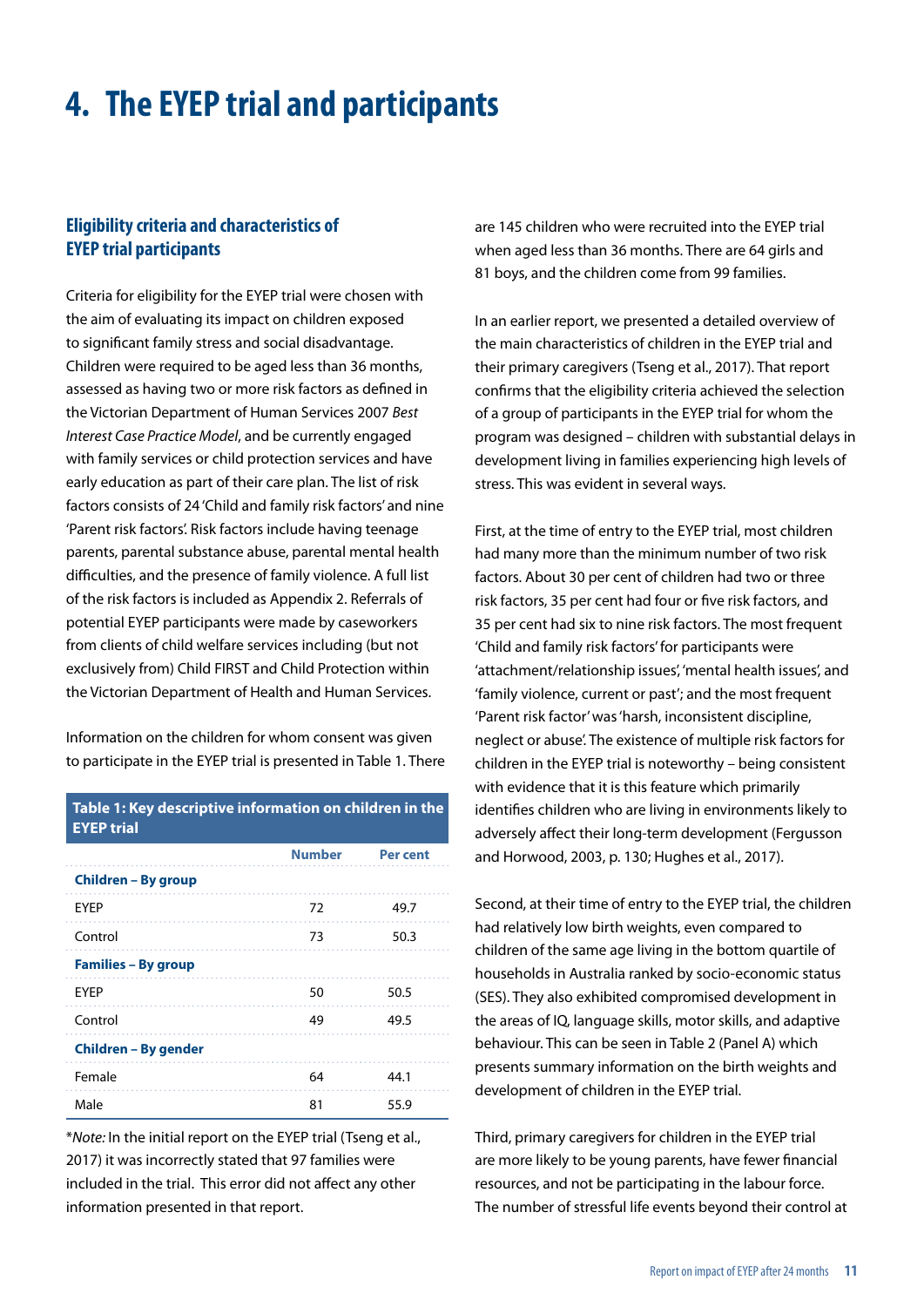# 4. The EYEP trial and participants

## Eligibility criteria and characteristics of EYEP trial participants

Criteria for eligibility for the EYEP trial were chosen with the aim of evaluating its impact on children exposed to significant family stress and social disadvantage. Children were required to be aged less than 36 months, assessed as having two or more risk factors as defined in the Victorian Department of Human Services 2007 *Best Interest Case Practice Model*, and be currently engaged with family services or child protection services and have early education as part of their care plan. The list of risk factors consists of 24 'Child and family risk factors' and nine 'Parent risk factors'. Risk factors include having teenage parents, parental substance abuse, parental mental health difficulties, and the presence of family violence. A full list of the risk factors is included as Appendix 2. Referrals of potential EYEP participants were made by caseworkers from clients of child welfare services including (but not exclusively from) Child FIRST and Child Protection within the Victorian Department of Health and Human Services.

Information on the children for whom consent was given to participate in the EYEP trial is presented in Table 1. There are 145 children who were recruited into the EYEP trial when aged less than 36 months. There are 64 girls and 81 boys, and the children come from 99 families.

**Table 1: Key descriptive information on children in the EYEP trial**

| | Number | Per cent |
|---|---|---|
| **Children – By group** | | |
| EYEP | 72 | 49.7 |
| Control | 73 | 50.3 |
| **Families – By group** | | |
| EYEP | 50 | 50.5 |
| Control | 49 | 49.5 |
| **Children – By gender** | | |
| Female | 64 | 44.1 |
| Male | 81 | 55.9 |

*\*Note:* In the initial report on the EYEP trial (Tseng et al., 2017) it was incorrectly stated that 97 families were included in the trial. This error did not affect any other information presented in that report.

In an earlier report, we presented a detailed overview of the main characteristics of children in the EYEP trial and their primary caregivers (Tseng et al., 2017). That report confirms that the eligibility criteria achieved the selection of a group of participants in the EYEP trial for whom the program was designed – children with substantial delays in development living in families experiencing high levels of stress. This was evident in several ways.

First, at the time of entry to the EYEP trial, most children had many more than the minimum number of two risk factors. About 30 per cent of children had two or three risk factors, 35 per cent had four or five risk factors, and 35 per cent had six to nine risk factors. The most frequent 'Child and family risk factors' for participants were 'attachment/relationship issues', 'mental health issues', and 'family violence, current or past'; and the most frequent 'Parent risk factor' was 'harsh, inconsistent discipline, neglect or abuse'. The existence of multiple risk factors for children in the EYEP trial is noteworthy – being consistent with evidence that it is this feature which primarily identifies children who are living in environments likely to adversely affect their long-term development (Fergusson and Horwood, 2003, p. 130; Hughes et al., 2017).

Second, at their time of entry to the EYEP trial, the children had relatively low birth weights, even compared to children of the same age living in the bottom quartile of households in Australia ranked by socio-economic status (SES). They also exhibited compromised development in the areas of IQ, language skills, motor skills, and adaptive behaviour. This can be seen in Table 2 (Panel A) which presents summary information on the birth weights and development of children in the EYEP trial.

Third, primary caregivers for children in the EYEP trial are more likely to be young parents, have fewer financial resources, and not be participating in the labour force. The number of stressful life events beyond their control at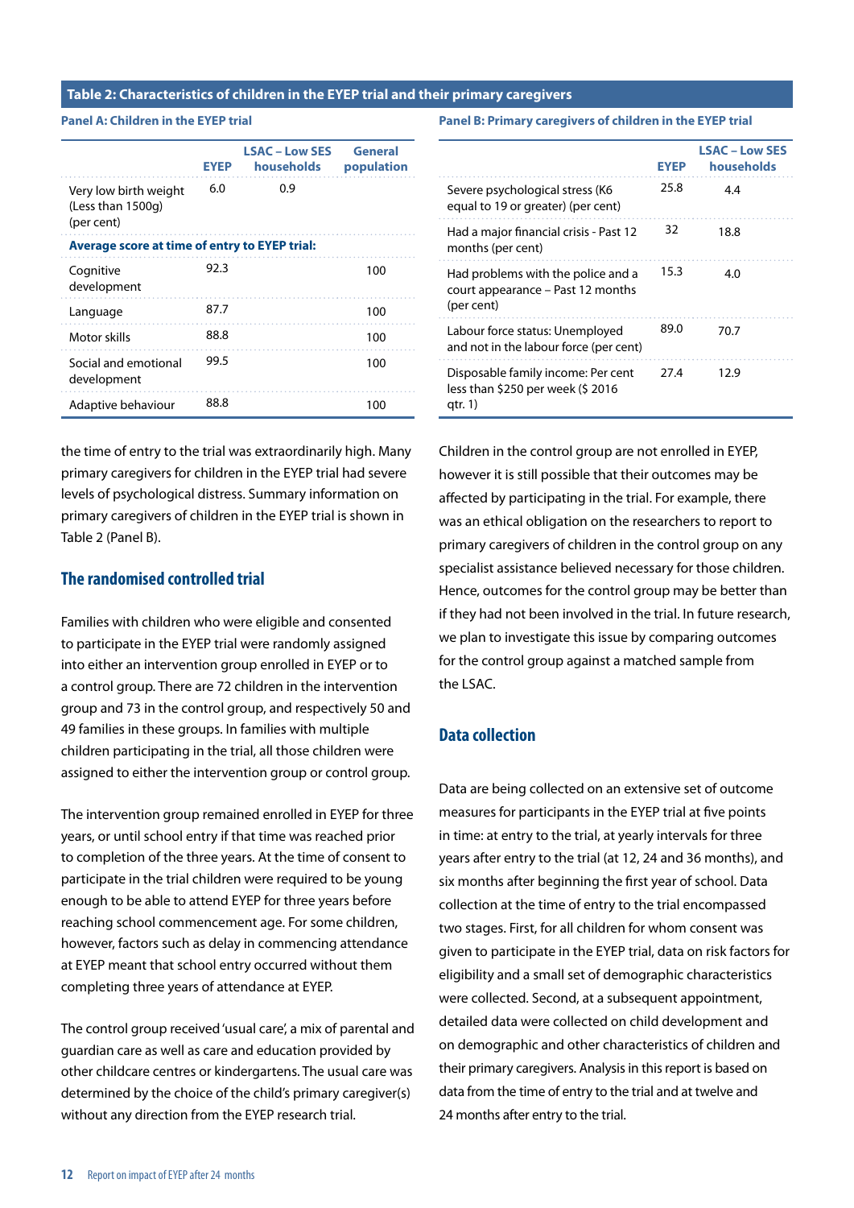**Table 2: Characteristics of children in the EYEP trial and their primary caregivers**

**Panel A: Children in the EYEP trial**

| | EYEP | LSAC – Low SES households | General population |
|---|---|---|---|
| Very low birth weight (Less than 1500g) (per cent) | 6.0 | 0.9 | |
| **Average score at time of entry to EYEP trial:** | | | |
| Cognitive development | 92.3 | | 100 |
| Language | 87.7 | | 100 |
| Motor skills | 88.8 | | 100 |
| Social and emotional development | 99.5 | | 100 |
| Adaptive behaviour | 88.8 | | 100 |

**Panel B: Primary caregivers of children in the EYEP trial**

| | EYEP | LSAC – Low SES households |
|---|---|---|
| Severe psychological stress (K6 equal to 19 or greater) (per cent) | 25.8 | 4.4 |
| Had a major financial crisis - Past 12 months (per cent) | 32 | 18.8 |
| Had problems with the police and a court appearance – Past 12 months (per cent) | 15.3 | 4.0 |
| Labour force status: Unemployed and not in the labour force (per cent) | 89.0 | 70.7 |
| Disposable family income: Per cent less than $250 per week ($ 2016 qtr. 1) | 27.4 | 12.9 |

the time of entry to the trial was extraordinarily high. Many primary caregivers for children in the EYEP trial had severe levels of psychological distress. Summary information on primary caregivers of children in the EYEP trial is shown in Table 2 (Panel B).

## The randomised controlled trial

Families with children who were eligible and consented to participate in the EYEP trial were randomly assigned into either an intervention group enrolled in EYEP or to a control group. There are 72 children in the intervention group and 73 in the control group, and respectively 50 and 49 families in these groups. In families with multiple children participating in the trial, all those children were assigned to either the intervention group or control group.

The intervention group remained enrolled in EYEP for three years, or until school entry if that time was reached prior to completion of the three years. At the time of consent to participate in the trial children were required to be young enough to be able to attend EYEP for three years before reaching school commencement age. For some children, however, factors such as delay in commencing attendance at EYEP meant that school entry occurred without them completing three years of attendance at EYEP.

The control group received 'usual care', a mix of parental and guardian care as well as care and education provided by other childcare centres or kindergartens. The usual care was determined by the choice of the child's primary caregiver(s) without any direction from the EYEP research trial.

Children in the control group are not enrolled in EYEP, however it is still possible that their outcomes may be affected by participating in the trial. For example, there was an ethical obligation on the researchers to report to primary caregivers of children in the control group on any specialist assistance believed necessary for those children. Hence, outcomes for the control group may be better than if they had not been involved in the trial. In future research, we plan to investigate this issue by comparing outcomes for the control group against a matched sample from the LSAC.

## Data collection

Data are being collected on an extensive set of outcome measures for participants in the EYEP trial at five points in time: at entry to the trial, at yearly intervals for three years after entry to the trial (at 12, 24 and 36 months), and six months after beginning the first year of school. Data collection at the time of entry to the trial encompassed two stages. First, for all children for whom consent was given to participate in the EYEP trial, data on risk factors for eligibility and a small set of demographic characteristics were collected. Second, at a subsequent appointment, detailed data were collected on child development and on demographic and other characteristics of children and their primary caregivers. Analysis in this report is based on data from the time of entry to the trial and at twelve and 24 months after entry to the trial.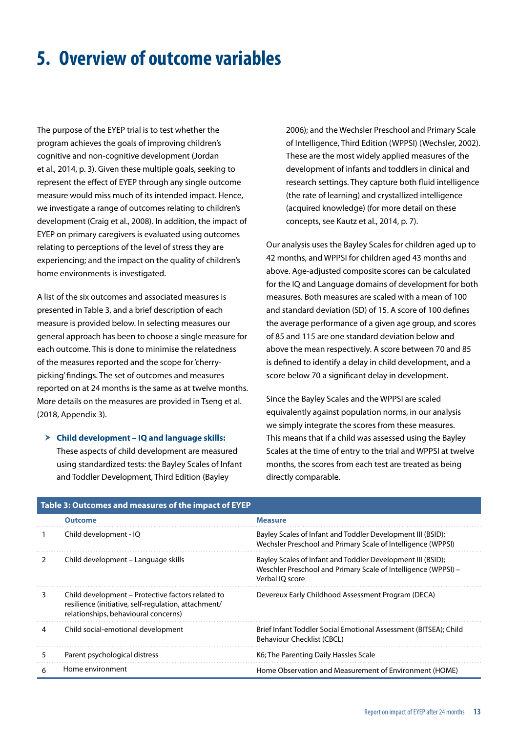# 5. Overview of outcome variables

The purpose of the EYEP trial is to test whether the program achieves the goals of improving children's cognitive and non-cognitive development (Jordan et al., 2014, p. 3). Given these multiple goals, seeking to represent the effect of EYEP through any single outcome measure would miss much of its intended impact. Hence, we investigate a range of outcomes relating to children's development (Craig et al., 2008). In addition, the impact of EYEP on primary caregivers is evaluated using outcomes relating to perceptions of the level of stress they are experiencing; and the impact on the quality of children's home environments is investigated.

A list of the six outcomes and associated measures is presented in Table 3, and a brief description of each measure is provided below. In selecting measures our general approach has been to choose a single measure for each outcome. This is done to minimise the relatedness of the measures reported and the scope for 'cherry-picking' findings. The set of outcomes and measures reported on at 24 months is the same as at twelve months. More details on the measures are provided in Tseng et al. (2018, Appendix 3).

- **Child development – IQ and language skills:** These aspects of child development are measured using standardized tests: the Bayley Scales of Infant and Toddler Development, Third Edition (Bayley 2006); and the Wechsler Preschool and Primary Scale of Intelligence, Third Edition (WPPSI) (Wechsler, 2002). These are the most widely applied measures of the development of infants and toddlers in clinical and research settings. They capture both fluid intelligence (the rate of learning) and crystallized intelligence (acquired knowledge) (for more detail on these concepts, see Kautz et al., 2014, p. 7).

Our analysis uses the Bayley Scales for children aged up to 42 months, and WPPSI for children aged 43 months and above. Age-adjusted composite scores can be calculated for the IQ and Language domains of development for both measures. Both measures are scaled with a mean of 100 and standard deviation (SD) of 15. A score of 100 defines the average performance of a given age group, and scores of 85 and 115 are one standard deviation below and above the mean respectively. A score between 70 and 85 is defined to identify a delay in child development, and a score below 70 a significant delay in development.

Since the Bayley Scales and the WPPSI are scaled equivalently against population norms, in our analysis we simply integrate the scores from these measures. This means that if a child was assessed using the Bayley Scales at the time of entry to the trial and WPPSI at twelve months, the scores from each test are treated as being directly comparable.

**Table 3: Outcomes and measures of the impact of EYEP**

| | Outcome | Measure |
|---|---|---|
| 1 | Child development - IQ | Bayley Scales of Infant and Toddler Development III (BSID); Wechsler Preschool and Primary Scale of Intelligence (WPPSI) |
| 2 | Child development – Language skills | Bayley Scales of Infant and Toddler Development III (BSID); Weschler Preschool and Primary Scale of Intelligence (WPPSI) – Verbal IQ score |
| 3 | Child development – Protective factors related to resilience (initiative, self-regulation, attachment/ relationships, behavioural concerns) | Devereux Early Childhood Assessment Program (DECA) |
| 4 | Child social-emotional development | Brief Infant Toddler Social Emotional Assessment (BITSEA); Child Behaviour Checklist (CBCL) |
| 5 | Parent psychological distress | K6; The Parenting Daily Hassles Scale |
| 6 | Home environment | Home Observation and Measurement of Environment (HOME) |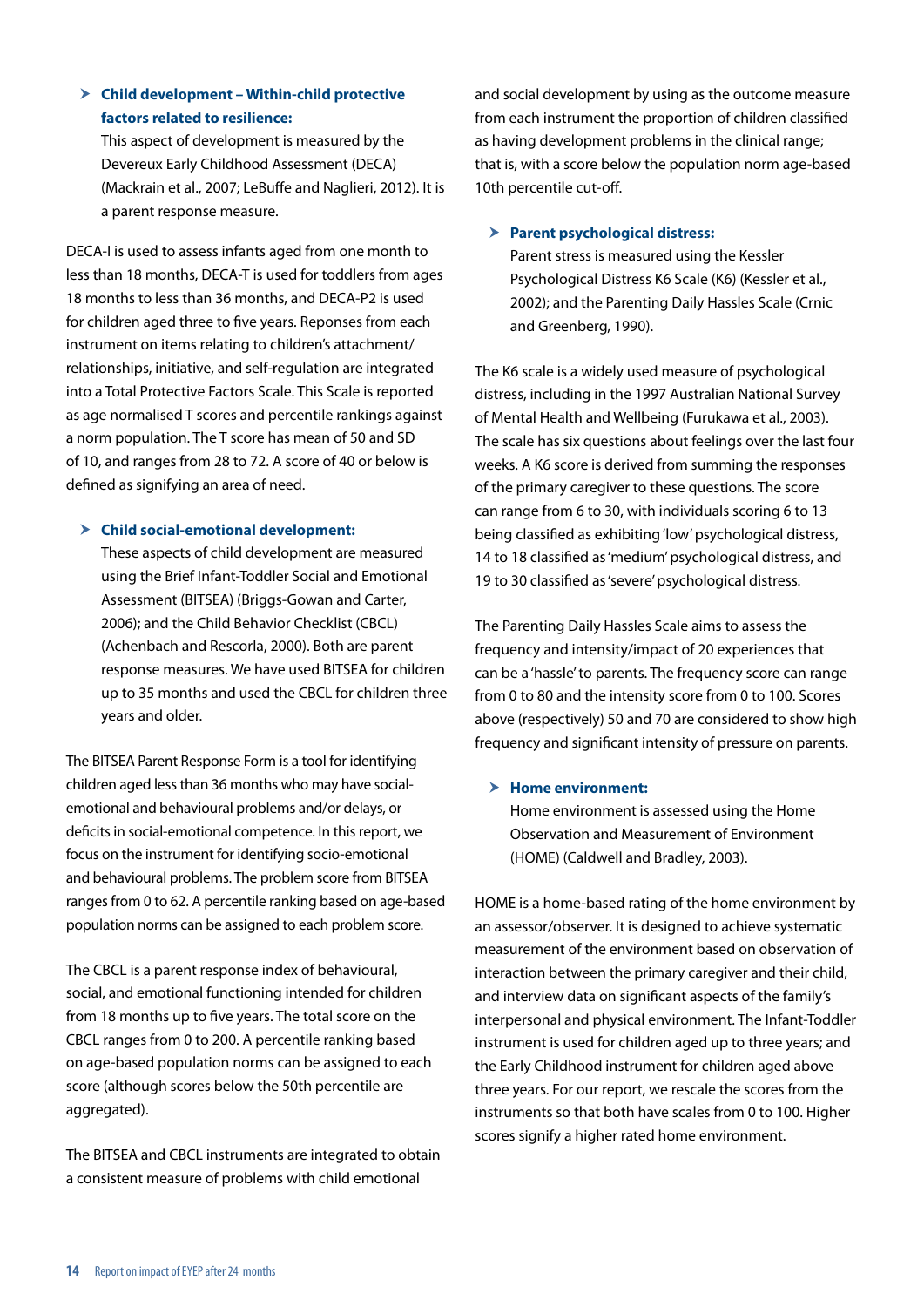- **Child development – Within-child protective factors related to resilience:**
  This aspect of development is measured by the Devereux Early Childhood Assessment (DECA) (Mackrain et al., 2007; LeBuffe and Naglieri, 2012). It is a parent response measure.

DECA-I is used to assess infants aged from one month to less than 18 months, DECA-T is used for toddlers from ages 18 months to less than 36 months, and DECA-P2 is used for children aged three to five years. Reponses from each instrument on items relating to children's attachment/relationships, initiative, and self-regulation are integrated into a Total Protective Factors Scale. This Scale is reported as age normalised T scores and percentile rankings against a norm population. The T score has mean of 50 and SD of 10, and ranges from 28 to 72. A score of 40 or below is defined as signifying an area of need.

- **Child social-emotional development:**
  These aspects of child development are measured using the Brief Infant-Toddler Social and Emotional Assessment (BITSEA) (Briggs-Gowan and Carter, 2006); and the Child Behavior Checklist (CBCL) (Achenbach and Rescorla, 2000). Both are parent response measures. We have used BITSEA for children up to 35 months and used the CBCL for children three years and older.

The BITSEA Parent Response Form is a tool for identifying children aged less than 36 months who may have social-emotional and behavioural problems and/or delays, or deficits in social-emotional competence. In this report, we focus on the instrument for identifying socio-emotional and behavioural problems. The problem score from BITSEA ranges from 0 to 62. A percentile ranking based on age-based population norms can be assigned to each problem score.

The CBCL is a parent response index of behavioural, social, and emotional functioning intended for children from 18 months up to five years. The total score on the CBCL ranges from 0 to 200. A percentile ranking based on age-based population norms can be assigned to each score (although scores below the 50th percentile are aggregated).

The BITSEA and CBCL instruments are integrated to obtain a consistent measure of problems with child emotional and social development by using as the outcome measure from each instrument the proportion of children classified as having development problems in the clinical range; that is, with a score below the population norm age-based 10th percentile cut-off.

- **Parent psychological distress:**
  Parent stress is measured using the Kessler Psychological Distress K6 Scale (K6) (Kessler et al., 2002); and the Parenting Daily Hassles Scale (Crnic and Greenberg, 1990).

The K6 scale is a widely used measure of psychological distress, including in the 1997 Australian National Survey of Mental Health and Wellbeing (Furukawa et al., 2003). The scale has six questions about feelings over the last four weeks. A K6 score is derived from summing the responses of the primary caregiver to these questions. The score can range from 6 to 30, with individuals scoring 6 to 13 being classified as exhibiting 'low' psychological distress, 14 to 18 classified as 'medium' psychological distress, and 19 to 30 classified as 'severe' psychological distress.

The Parenting Daily Hassles Scale aims to assess the frequency and intensity/impact of 20 experiences that can be a 'hassle' to parents. The frequency score can range from 0 to 80 and the intensity score from 0 to 100. Scores above (respectively) 50 and 70 are considered to show high frequency and significant intensity of pressure on parents.

- **Home environment:**
  Home environment is assessed using the Home Observation and Measurement of Environment (HOME) (Caldwell and Bradley, 2003).

HOME is a home-based rating of the home environment by an assessor/observer. It is designed to achieve systematic measurement of the environment based on observation of interaction between the primary caregiver and their child, and interview data on significant aspects of the family's interpersonal and physical environment. The Infant-Toddler instrument is used for children aged up to three years; and the Early Childhood instrument for children aged above three years. For our report, we rescale the scores from the instruments so that both have scales from 0 to 100. Higher scores signify a higher rated home environment.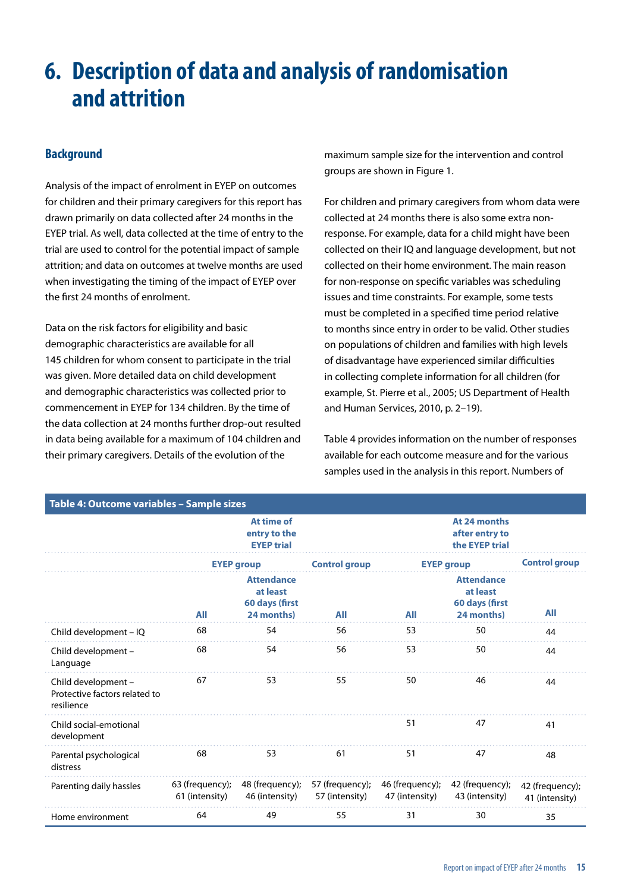# 6. Description of data and analysis of randomisation and attrition

## Background

Analysis of the impact of enrolment in EYEP on outcomes for children and their primary caregivers for this report has drawn primarily on data collected after 24 months in the EYEP trial. As well, data collected at the time of entry to the trial are used to control for the potential impact of sample attrition; and data on outcomes at twelve months are used when investigating the timing of the impact of EYEP over the first 24 months of enrolment.

Data on the risk factors for eligibility and basic demographic characteristics are available for all 145 children for whom consent to participate in the trial was given. More detailed data on child development and demographic characteristics was collected prior to commencement in EYEP for 134 children. By the time of the data collection at 24 months further drop-out resulted in data being available for a maximum of 104 children and their primary caregivers. Details of the evolution of the maximum sample size for the intervention and control groups are shown in Figure 1.

For children and primary caregivers from whom data were collected at 24 months there is also some extra non-response. For example, data for a child might have been collected on their IQ and language development, but not collected on their home environment. The main reason for non-response on specific variables was scheduling issues and time constraints. For example, some tests must be completed in a specified time period relative to months since entry in order to be valid. Other studies on populations of children and families with high levels of disadvantage have experienced similar difficulties in collecting complete information for all children (for example, St. Pierre et al., 2005; US Department of Health and Human Services, 2010, p. 2–19).

Table 4 provides information on the number of responses available for each outcome measure and for the various samples used in the analysis in this report. Numbers of

**Table 4: Outcome variables – Sample sizes**

| | At time of entry to the EYEP trial | | | At 24 months after entry to the EYEP trial | | |
|---|---|---|---|---|---|---|
| | EYEP group | | Control group | EYEP group | | Control group |
| | All | Attendance at least 60 days (first 24 months) | All | All | Attendance at least 60 days (first 24 months) | All |
| Child development – IQ | 68 | 54 | 56 | 53 | 50 | 44 |
| Child development – Language | 68 | 54 | 56 | 53 | 50 | 44 |
| Child development – Protective factors related to resilience | 67 | 53 | 55 | 50 | 46 | 44 |
| Child social-emotional development | | | | 51 | 47 | 41 |
| Parental psychological distress | 68 | 53 | 61 | 51 | 47 | 48 |
| Parenting daily hassles | 63 (frequency); 61 (intensity) | 48 (frequency); 46 (intensity) | 57 (frequency); 57 (intensity) | 46 (frequency); 47 (intensity) | 42 (frequency); 43 (intensity) | 42 (frequency); 41 (intensity) |
| Home environment | 64 | 49 | 55 | 31 | 30 | 35 |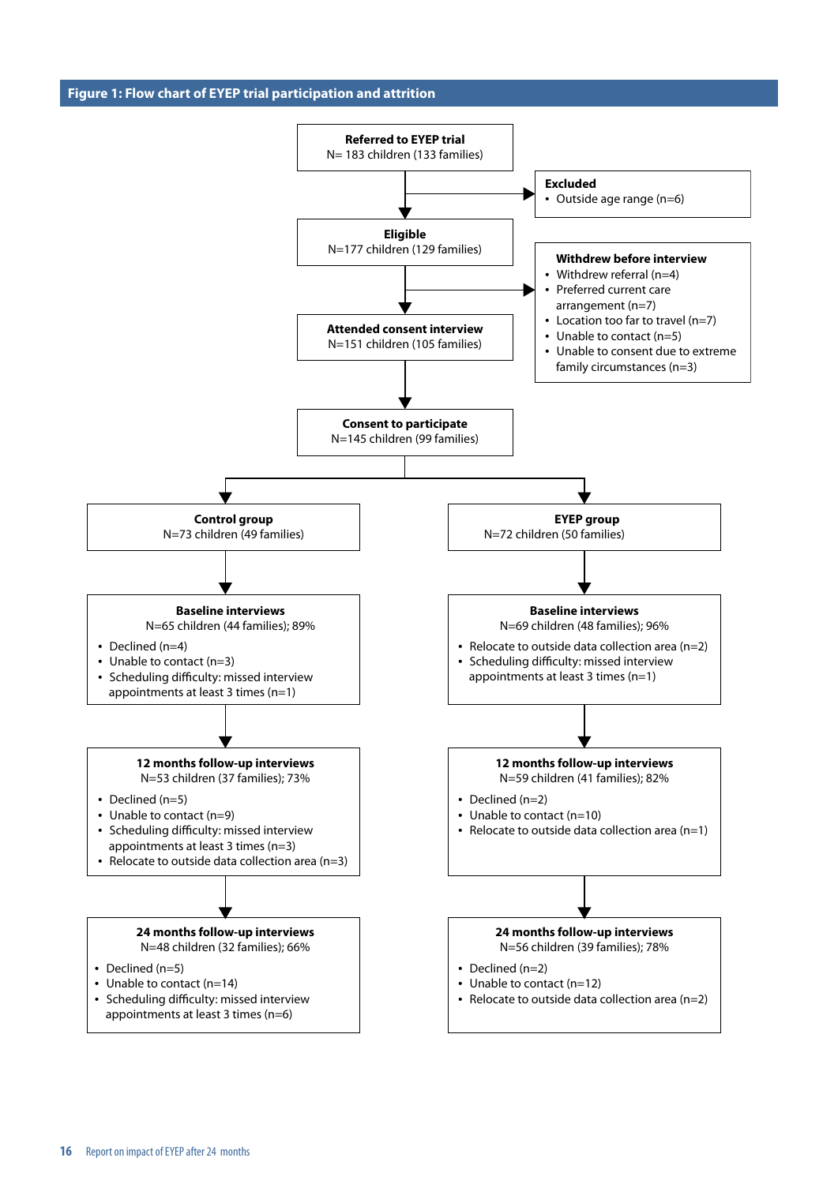**Figure 1: Flow chart of EYEP trial participation and attrition**

**Referred to EYEP trial**
N= 183 children (133 families)

**Excluded**
- Outside age range (n=6)

**Eligible**
N=177 children (129 families)

**Withdrew before interview**
- Withdrew referral (n=4)
- Preferred current care arrangement (n=7)
- Location too far to travel (n=7)
- Unable to contact (n=5)
- Unable to consent due to extreme family circumstances (n=3)

**Attended consent interview**
N=151 children (105 families)

**Consent to participate**
N=145 children (99 families)

**Control group**
N=73 children (49 families)

**Baseline interviews**
N=65 children (44 families); 89%
- Declined (n=4)
- Unable to contact (n=3)
- Scheduling difficulty: missed interview appointments at least 3 times (n=1)

**12 months follow-up interviews**
N=53 children (37 families); 73%
- Declined (n=5)
- Unable to contact (n=9)
- Scheduling difficulty: missed interview appointments at least 3 times (n=3)
- Relocate to outside data collection area (n=3)

**24 months follow-up interviews**
N=48 children (32 families); 66%
- Declined (n=5)
- Unable to contact (n=14)
- Scheduling difficulty: missed interview appointments at least 3 times (n=6)

**EYEP group**
N=72 children (50 families)

**Baseline interviews**
N=69 children (48 families); 96%
- Relocate to outside data collection area (n=2)
- Scheduling difficulty: missed interview appointments at least 3 times (n=1)

**12 months follow-up interviews**
N=59 children (41 families); 82%
- Declined (n=2)
- Unable to contact (n=10)
- Relocate to outside data collection area (n=1)

**24 months follow-up interviews**
N=56 children (39 families); 78%
- Declined (n=2)
- Unable to contact (n=12)
- Relocate to outside data collection area (n=2)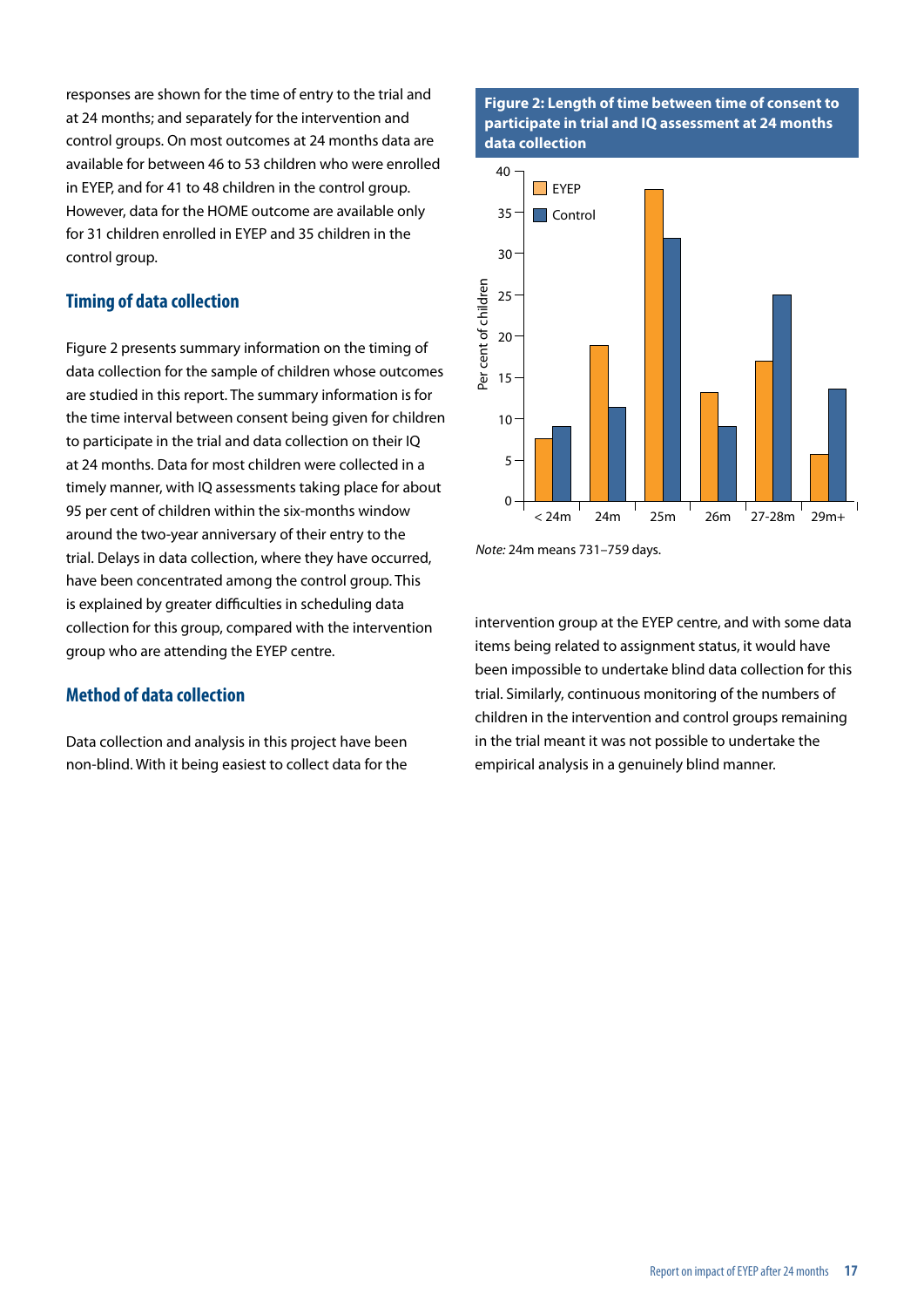responses are shown for the time of entry to the trial and at 24 months; and separately for the intervention and control groups. On most outcomes at 24 months data are available for between 46 to 53 children who were enrolled in EYEP, and for 41 to 48 children in the control group. However, data for the HOME outcome are available only for 31 children enrolled in EYEP and 35 children in the control group.

## Timing of data collection

Figure 2 presents summary information on the timing of data collection for the sample of children whose outcomes are studied in this report. The summary information is for the time interval between consent being given for children to participate in the trial and data collection on their IQ at 24 months. Data for most children were collected in a timely manner, with IQ assessments taking place for about 95 per cent of children within the six-months window around the two-year anniversary of their entry to the trial. Delays in data collection, where they have occurred, have been concentrated among the control group. This is explained by greater difficulties in scheduling data collection for this group, compared with the intervention group who are attending the EYEP centre.

## Method of data collection

Data collection and analysis in this project have been non-blind. With it being easiest to collect data for the intervention group at the EYEP centre, and with some data items being related to assignment status, it would have been impossible to undertake blind data collection for this trial. Similarly, continuous monitoring of the numbers of children in the intervention and control groups remaining in the trial meant it was not possible to undertake the empirical analysis in a genuinely blind manner.

**Figure 2: Length of time between time of consent to participate in trial and IQ assessment at 24 months data collection**

*Note:* 24m means 731–759 days.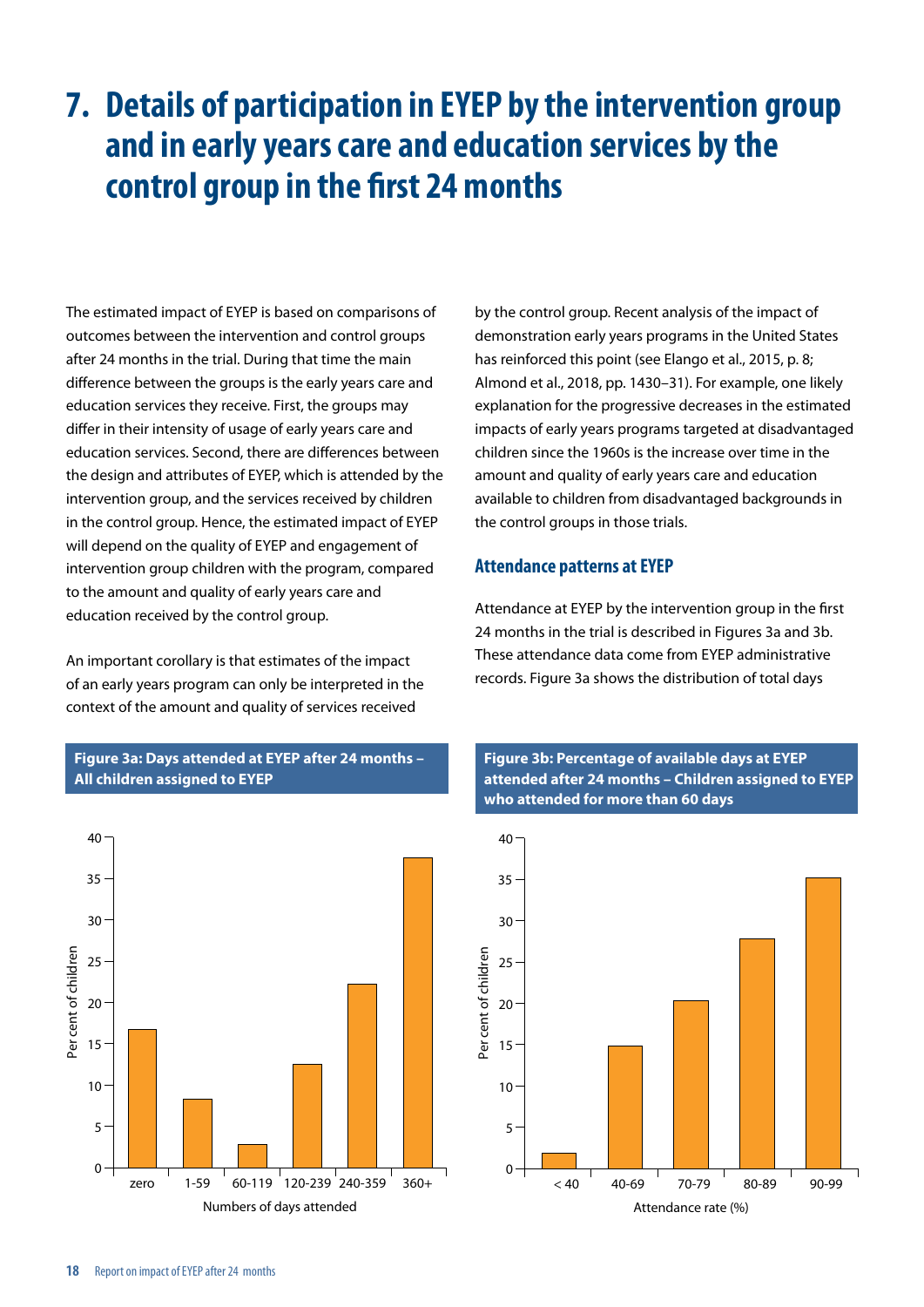# 7. Details of participation in EYEP by the intervention group and in early years care and education services by the control group in the first 24 months

The estimated impact of EYEP is based on comparisons of outcomes between the intervention and control groups after 24 months in the trial. During that time the main difference between the groups is the early years care and education services they receive. First, the groups may differ in their intensity of usage of early years care and education services. Second, there are differences between the design and attributes of EYEP, which is attended by the intervention group, and the services received by children in the control group. Hence, the estimated impact of EYEP will depend on the quality of EYEP and engagement of intervention group children with the program, compared to the amount and quality of early years care and education received by the control group.

An important corollary is that estimates of the impact of an early years program can only be interpreted in the context of the amount and quality of services received by the control group. Recent analysis of the impact of demonstration early years programs in the United States has reinforced this point (see Elango et al., 2015, p. 8; Almond et al., 2018, pp. 1430–31). For example, one likely explanation for the progressive decreases in the estimated impacts of early years programs targeted at disadvantaged children since the 1960s is the increase over time in the amount and quality of early years care and education available to children from disadvantaged backgrounds in the control groups in those trials.

### Attendance patterns at EYEP

Attendance at EYEP by the intervention group in the first 24 months in the trial is described in Figures 3a and 3b. These attendance data come from EYEP administrative records. Figure 3a shows the distribution of total days

**Figure 3a: Days attended at EYEP after 24 months – All children assigned to EYEP**

**Figure 3b: Percentage of available days at EYEP attended after 24 months – Children assigned to EYEP who attended for more than 60 days**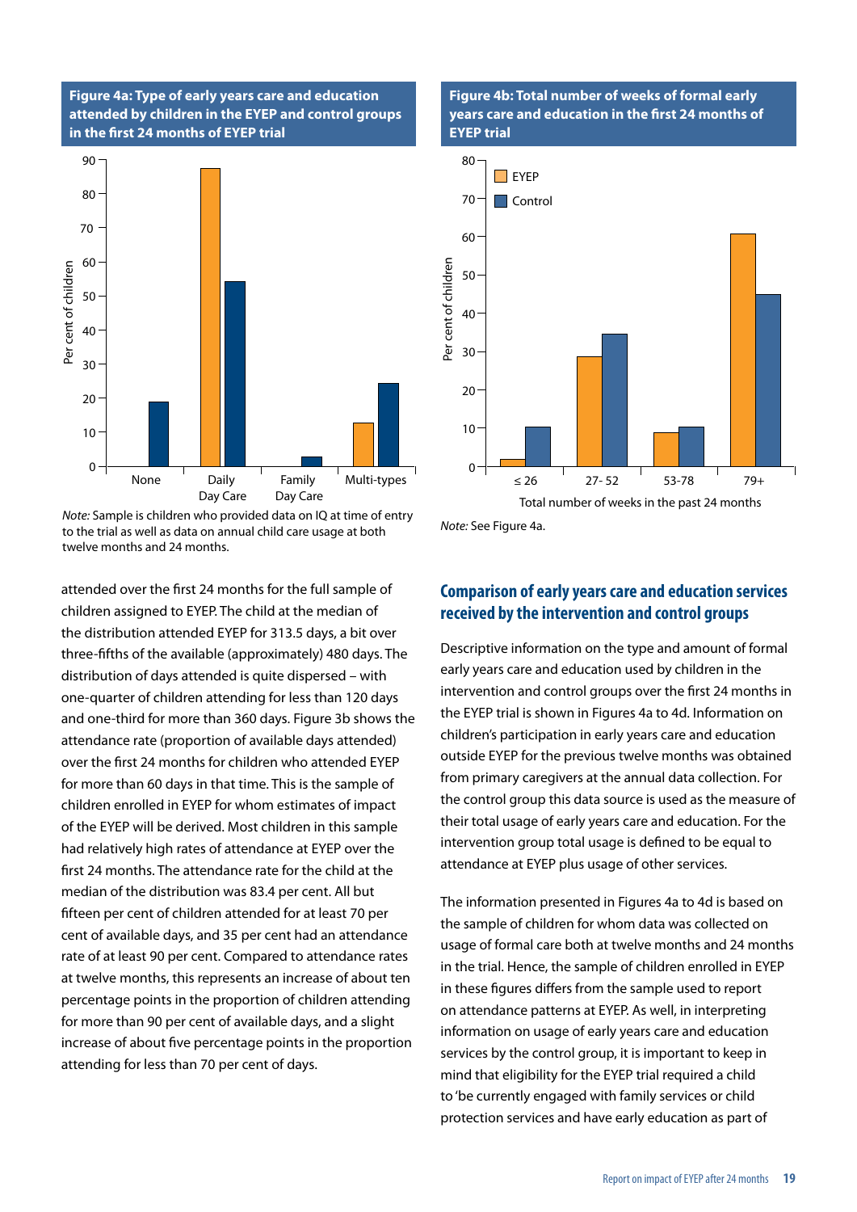**Figure 4a: Type of early years care and education attended by children in the EYEP and control groups in the first 24 months of EYEP trial**

*Note:* Sample is children who provided data on IQ at time of entry to the trial as well as data on annual child care usage at both twelve months and 24 months.

**Figure 4b: Total number of weeks of formal early years care and education in the first 24 months of EYEP trial**

*Note:* See Figure 4a.

attended over the first 24 months for the full sample of children assigned to EYEP. The child at the median of the distribution attended EYEP for 313.5 days, a bit over three-fifths of the available (approximately) 480 days. The distribution of days attended is quite dispersed – with one-quarter of children attending for less than 120 days and one-third for more than 360 days. Figure 3b shows the attendance rate (proportion of available days attended) over the first 24 months for children who attended EYEP for more than 60 days in that time. This is the sample of children enrolled in EYEP for whom estimates of impact of the EYEP will be derived. Most children in this sample had relatively high rates of attendance at EYEP over the first 24 months. The attendance rate for the child at the median of the distribution was 83.4 per cent. All but fifteen per cent of children attended for at least 70 per cent of available days, and 35 per cent had an attendance rate of at least 90 per cent. Compared to attendance rates at twelve months, this represents an increase of about ten percentage points in the proportion of children attending for more than 90 per cent of available days, and a slight increase of about five percentage points in the proportion attending for less than 70 per cent of days.

## Comparison of early years care and education services received by the intervention and control groups

Descriptive information on the type and amount of formal early years care and education used by children in the intervention and control groups over the first 24 months in the EYEP trial is shown in Figures 4a to 4d. Information on children's participation in early years care and education outside EYEP for the previous twelve months was obtained from primary caregivers at the annual data collection. For the control group this data source is used as the measure of their total usage of early years care and education. For the intervention group total usage is defined to be equal to attendance at EYEP plus usage of other services.

The information presented in Figures 4a to 4d is based on the sample of children for whom data was collected on usage of formal care both at twelve months and 24 months in the trial. Hence, the sample of children enrolled in EYEP in these figures differs from the sample used to report on attendance patterns at EYEP. As well, in interpreting information on usage of early years care and education services by the control group, it is important to keep in mind that eligibility for the EYEP trial required a child to 'be currently engaged with family services or child protection services and have early education as part of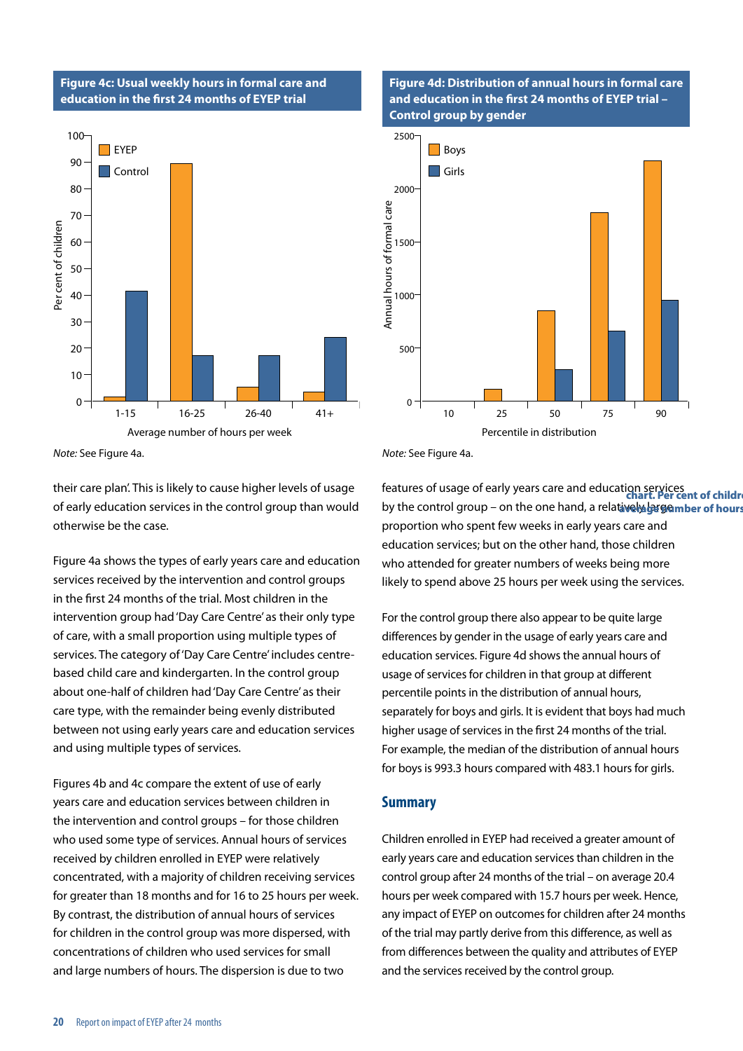**Figure 4c: Usual weekly hours in formal care and education in the first 24 months of EYEP trial**

*Note:* See Figure 4a.

**Figure 4d: Distribution of annual hours in formal care and education in the first 24 months of EYEP trial – Control group by gender**

*Note:* See Figure 4a.

their care plan'. This is likely to cause higher levels of usage of early education services in the control group than would otherwise be the case.

Figure 4a shows the types of early years care and education services received by the intervention and control groups in the first 24 months of the trial. Most children in the intervention group had 'Day Care Centre' as their only type of care, with a small proportion using multiple types of services. The category of 'Day Care Centre' includes centre-based child care and kindergarten. In the control group about one-half of children had 'Day Care Centre' as their care type, with the remainder being evenly distributed between not using early years care and education services and using multiple types of services.

Figures 4b and 4c compare the extent of use of early years care and education services between children in the intervention and control groups – for those children who used some type of services. Annual hours of services received by children enrolled in EYEP were relatively concentrated, with a majority of children receiving services for greater than 18 months and for 16 to 25 hours per week. By contrast, the distribution of annual hours of services for children in the control group was more dispersed, with concentrations of children who used services for small and large numbers of hours. The dispersion is due to two features of usage of early years care and education services by the control group – on the one hand, a relatively large proportion who spent few weeks in early years care and education services; but on the other hand, those children who attended for greater numbers of weeks being more likely to spend above 25 hours per week using the services.

For the control group there also appear to be quite large differences by gender in the usage of early years care and education services. Figure 4d shows the annual hours of usage of services for children in that group at different percentile points in the distribution of annual hours, separately for boys and girls. It is evident that boys had much higher usage of services in the first 24 months of the trial. For example, the median of the distribution of annual hours for boys is 993.3 hours compared with 483.1 hours for girls.

## Summary

Children enrolled in EYEP had received a greater amount of early years care and education services than children in the control group after 24 months of the trial – on average 20.4 hours per week compared with 15.7 hours per week. Hence, any impact of EYEP on outcomes for children after 24 months of the trial may partly derive from this difference, as well as from differences between the quality and attributes of EYEP and the services received by the control group.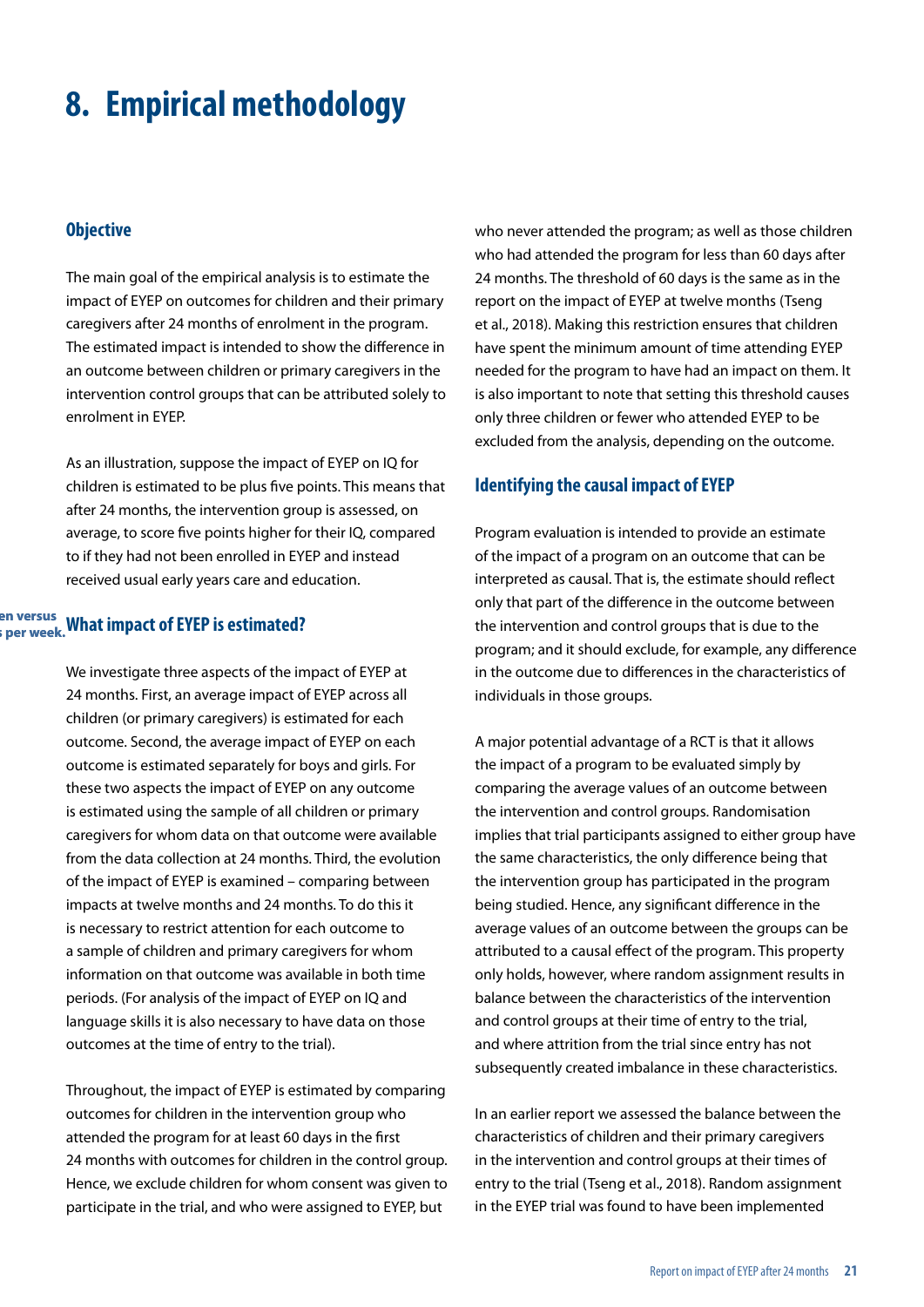# 8. Empirical methodology

### Objective

The main goal of the empirical analysis is to estimate the impact of EYEP on outcomes for children and their primary caregivers after 24 months of enrolment in the program. The estimated impact is intended to show the difference in an outcome between children or primary caregivers in the intervention control groups that can be attributed solely to enrolment in EYEP.

As an illustration, suppose the impact of EYEP on IQ for children is estimated to be plus five points. This means that after 24 months, the intervention group is assessed, on average, to score five points higher for their IQ, compared to if they had not been enrolled in EYEP and instead received usual early years care and education.

### What impact of EYEP is estimated?

We investigate three aspects of the impact of EYEP at 24 months. First, an average impact of EYEP across all children (or primary caregivers) is estimated for each outcome. Second, the average impact of EYEP on each outcome is estimated separately for boys and girls. For these two aspects the impact of EYEP on any outcome is estimated using the sample of all children or primary caregivers for whom data on that outcome were available from the data collection at 24 months. Third, the evolution of the impact of EYEP is examined – comparing between impacts at twelve months and 24 months. To do this it is necessary to restrict attention for each outcome to a sample of children and primary caregivers for whom information on that outcome was available in both time periods. (For analysis of the impact of EYEP on IQ and language skills it is also necessary to have data on those outcomes at the time of entry to the trial).

Throughout, the impact of EYEP is estimated by comparing outcomes for children in the intervention group who attended the program for at least 60 days in the first 24 months with outcomes for children in the control group. Hence, we exclude children for whom consent was given to participate in the trial, and who were assigned to EYEP, but who never attended the program; as well as those children who had attended the program for less than 60 days after 24 months. The threshold of 60 days is the same as in the report on the impact of EYEP at twelve months (Tseng et al., 2018). Making this restriction ensures that children have spent the minimum amount of time attending EYEP needed for the program to have had an impact on them. It is also important to note that setting this threshold causes only three children or fewer who attended EYEP to be excluded from the analysis, depending on the outcome.

### Identifying the causal impact of EYEP

Program evaluation is intended to provide an estimate of the impact of a program on an outcome that can be interpreted as causal. That is, the estimate should reflect only that part of the difference in the outcome between the intervention and control groups that is due to the program; and it should exclude, for example, any difference in the outcome due to differences in the characteristics of individuals in those groups.

A major potential advantage of a RCT is that it allows the impact of a program to be evaluated simply by comparing the average values of an outcome between the intervention and control groups. Randomisation implies that trial participants assigned to either group have the same characteristics, the only difference being that the intervention group has participated in the program being studied. Hence, any significant difference in the average values of an outcome between the groups can be attributed to a causal effect of the program. This property only holds, however, where random assignment results in balance between the characteristics of the intervention and control groups at their time of entry to the trial, and where attrition from the trial since entry has not subsequently created imbalance in these characteristics.

In an earlier report we assessed the balance between the characteristics of children and their primary caregivers in the intervention and control groups at their times of entry to the trial (Tseng et al., 2018). Random assignment in the EYEP trial was found to have been implemented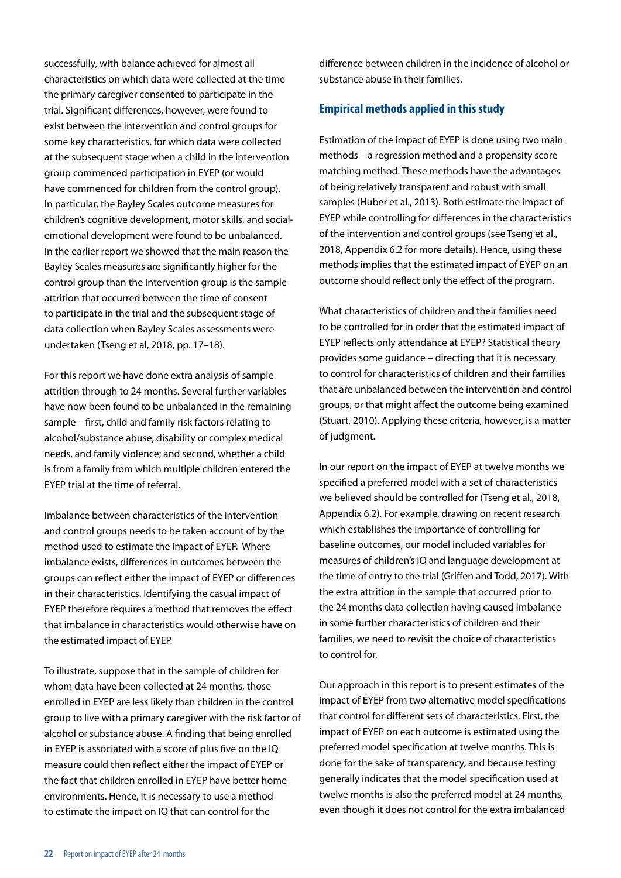successfully, with balance achieved for almost all characteristics on which data were collected at the time the primary caregiver consented to participate in the trial. Significant differences, however, were found to exist between the intervention and control groups for some key characteristics, for which data were collected at the subsequent stage when a child in the intervention group commenced participation in EYEP (or would have commenced for children from the control group). In particular, the Bayley Scales outcome measures for children's cognitive development, motor skills, and social-emotional development were found to be unbalanced. In the earlier report we showed that the main reason the Bayley Scales measures are significantly higher for the control group than the intervention group is the sample attrition that occurred between the time of consent to participate in the trial and the subsequent stage of data collection when Bayley Scales assessments were undertaken (Tseng et al, 2018, pp. 17–18).

For this report we have done extra analysis of sample attrition through to 24 months. Several further variables have now been found to be unbalanced in the remaining sample – first, child and family risk factors relating to alcohol/substance abuse, disability or complex medical needs, and family violence; and second, whether a child is from a family from which multiple children entered the EYEP trial at the time of referral.

Imbalance between characteristics of the intervention and control groups needs to be taken account of by the method used to estimate the impact of EYEP. Where imbalance exists, differences in outcomes between the groups can reflect either the impact of EYEP or differences in their characteristics. Identifying the casual impact of EYEP therefore requires a method that removes the effect that imbalance in characteristics would otherwise have on the estimated impact of EYEP.

To illustrate, suppose that in the sample of children for whom data have been collected at 24 months, those enrolled in EYEP are less likely than children in the control group to live with a primary caregiver with the risk factor of alcohol or substance abuse. A finding that being enrolled in EYEP is associated with a score of plus five on the IQ measure could then reflect either the impact of EYEP or the fact that children enrolled in EYEP have better home environments. Hence, it is necessary to use a method to estimate the impact on IQ that can control for the difference between children in the incidence of alcohol or substance abuse in their families.

## Empirical methods applied in this study

Estimation of the impact of EYEP is done using two main methods – a regression method and a propensity score matching method. These methods have the advantages of being relatively transparent and robust with small samples (Huber et al., 2013). Both estimate the impact of EYEP while controlling for differences in the characteristics of the intervention and control groups (see Tseng et al., 2018, Appendix 6.2 for more details). Hence, using these methods implies that the estimated impact of EYEP on an outcome should reflect only the effect of the program.

What characteristics of children and their families need to be controlled for in order that the estimated impact of EYEP reflects only attendance at EYEP? Statistical theory provides some guidance – directing that it is necessary to control for characteristics of children and their families that are unbalanced between the intervention and control groups, or that might affect the outcome being examined (Stuart, 2010). Applying these criteria, however, is a matter of judgment.

In our report on the impact of EYEP at twelve months we specified a preferred model with a set of characteristics we believed should be controlled for (Tseng et al., 2018, Appendix 6.2). For example, drawing on recent research which establishes the importance of controlling for baseline outcomes, our model included variables for measures of children's IQ and language development at the time of entry to the trial (Griffen and Todd, 2017). With the extra attrition in the sample that occurred prior to the 24 months data collection having caused imbalance in some further characteristics of children and their families, we need to revisit the choice of characteristics to control for.

Our approach in this report is to present estimates of the impact of EYEP from two alternative model specifications that control for different sets of characteristics. First, the impact of EYEP on each outcome is estimated using the preferred model specification at twelve months. This is done for the sake of transparency, and because testing generally indicates that the model specification used at twelve months is also the preferred model at 24 months, even though it does not control for the extra imbalanced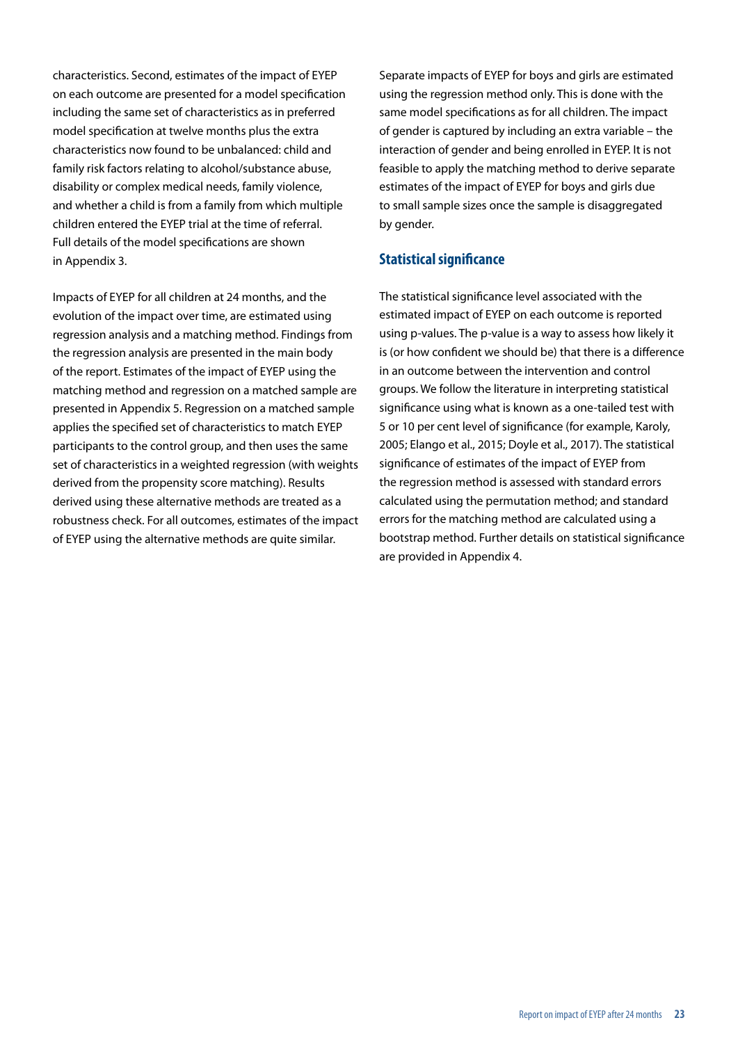characteristics. Second, estimates of the impact of EYEP on each outcome are presented for a model specification including the same set of characteristics as in preferred model specification at twelve months plus the extra characteristics now found to be unbalanced: child and family risk factors relating to alcohol/substance abuse, disability or complex medical needs, family violence, and whether a child is from a family from which multiple children entered the EYEP trial at the time of referral. Full details of the model specifications are shown in Appendix 3.

Impacts of EYEP for all children at 24 months, and the evolution of the impact over time, are estimated using regression analysis and a matching method. Findings from the regression analysis are presented in the main body of the report. Estimates of the impact of EYEP using the matching method and regression on a matched sample are presented in Appendix 5. Regression on a matched sample applies the specified set of characteristics to match EYEP participants to the control group, and then uses the same set of characteristics in a weighted regression (with weights derived from the propensity score matching). Results derived using these alternative methods are treated as a robustness check. For all outcomes, estimates of the impact of EYEP using the alternative methods are quite similar.

Separate impacts of EYEP for boys and girls are estimated using the regression method only. This is done with the same model specifications as for all children. The impact of gender is captured by including an extra variable – the interaction of gender and being enrolled in EYEP. It is not feasible to apply the matching method to derive separate estimates of the impact of EYEP for boys and girls due to small sample sizes once the sample is disaggregated by gender.

### Statistical significance

The statistical significance level associated with the estimated impact of EYEP on each outcome is reported using p-values. The p-value is a way to assess how likely it is (or how confident we should be) that there is a difference in an outcome between the intervention and control groups. We follow the literature in interpreting statistical significance using what is known as a one-tailed test with 5 or 10 per cent level of significance (for example, Karoly, 2005; Elango et al., 2015; Doyle et al., 2017). The statistical significance of estimates of the impact of EYEP from the regression method is assessed with standard errors calculated using the permutation method; and standard errors for the matching method are calculated using a bootstrap method. Further details on statistical significance are provided in Appendix 4.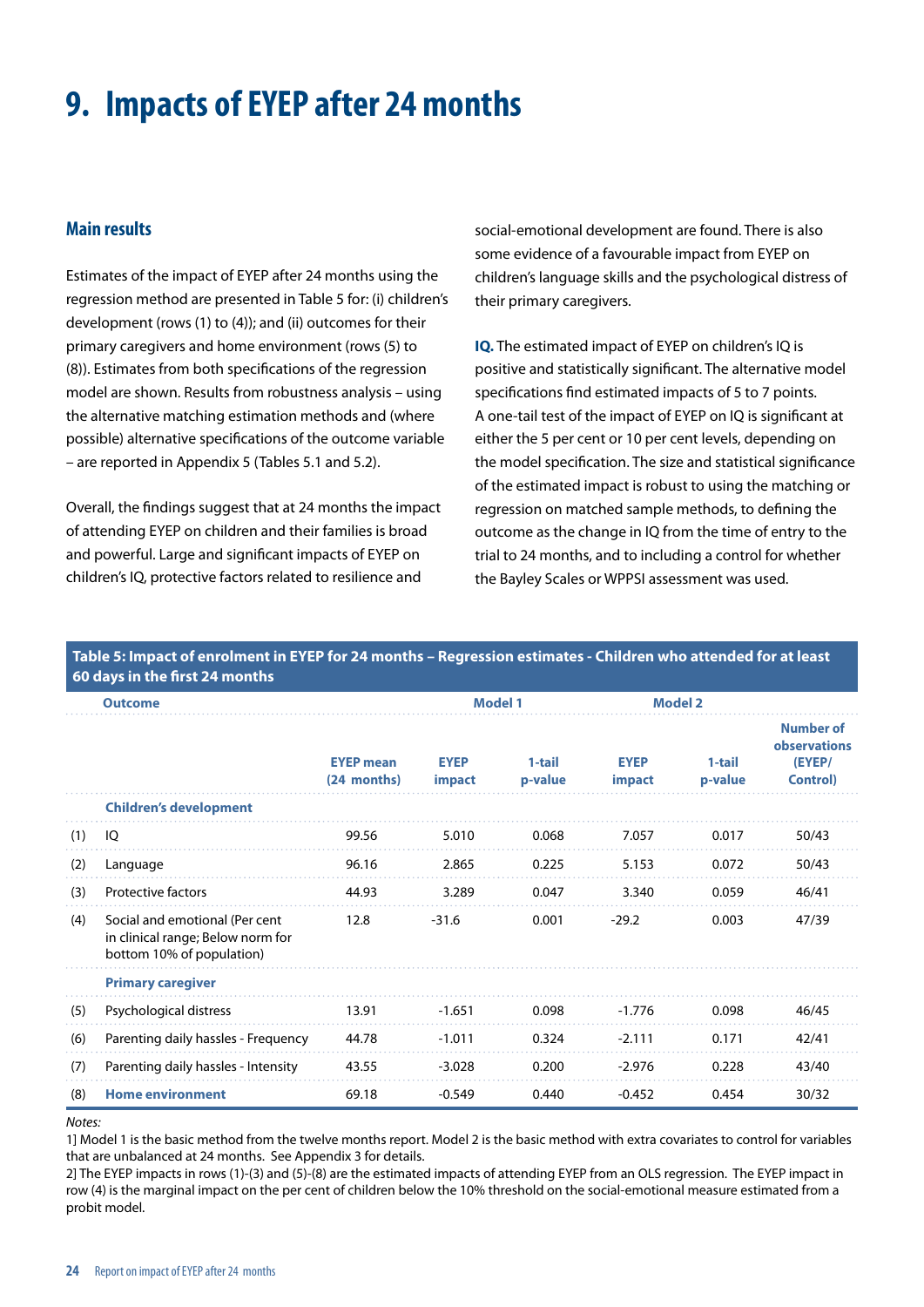# 9. Impacts of EYEP after 24 months

## Main results

Estimates of the impact of EYEP after 24 months using the regression method are presented in Table 5 for: (i) children's development (rows (1) to (4)); and (ii) outcomes for their primary caregivers and home environment (rows (5) to (8)). Estimates from both specifications of the regression model are shown. Results from robustness analysis – using the alternative matching estimation methods and (where possible) alternative specifications of the outcome variable – are reported in Appendix 5 (Tables 5.1 and 5.2).

Overall, the findings suggest that at 24 months the impact of attending EYEP on children and their families is broad and powerful. Large and significant impacts of EYEP on children's IQ, protective factors related to resilience and social-emotional development are found. There is also some evidence of a favourable impact from EYEP on children's language skills and the psychological distress of their primary caregivers.

**IQ.** The estimated impact of EYEP on children's IQ is positive and statistically significant. The alternative model specifications find estimated impacts of 5 to 7 points. A one-tail test of the impact of EYEP on IQ is significant at either the 5 per cent or 10 per cent levels, depending on the model specification. The size and statistical significance of the estimated impact is robust to using the matching or regression on matched sample methods, to defining the outcome as the change in IQ from the time of entry to the trial to 24 months, and to including a control for whether the Bayley Scales or WPPSI assessment was used.

**Table 5: Impact of enrolment in EYEP for 24 months – Regression estimates - Children who attended for at least 60 days in the first 24 months**

| | Outcome | | Model 1 | | Model 2 | | |
|---|---|---|---|---|---|---|---|
| | | EYEP mean (24 months) | EYEP impact | 1-tail p-value | EYEP impact | 1-tail p-value | Number of observations (EYEP/ Control) |
| | **Children's development** | | | | | | |
| (1) | IQ | 99.56 | 5.010 | 0.068 | 7.057 | 0.017 | 50/43 |
| (2) | Language | 96.16 | 2.865 | 0.225 | 5.153 | 0.072 | 50/43 |
| (3) | Protective factors | 44.93 | 3.289 | 0.047 | 3.340 | 0.059 | 46/41 |
| (4) | Social and emotional (Per cent in clinical range; Below norm for bottom 10% of population) | 12.8 | -31.6 | 0.001 | -29.2 | 0.003 | 47/39 |
| | **Primary caregiver** | | | | | | |
| (5) | Psychological distress | 13.91 | -1.651 | 0.098 | -1.776 | 0.098 | 46/45 |
| (6) | Parenting daily hassles - Frequency | 44.78 | -1.011 | 0.324 | -2.111 | 0.171 | 42/41 |
| (7) | Parenting daily hassles - Intensity | 43.55 | -3.028 | 0.200 | -2.976 | 0.228 | 43/40 |
| (8) | **Home environment** | 69.18 | -0.549 | 0.440 | -0.452 | 0.454 | 30/32 |

*Notes:*

1] Model 1 is the basic method from the twelve months report. Model 2 is the basic method with extra covariates to control for variables that are unbalanced at 24 months. See Appendix 3 for details.

2] The EYEP impacts in rows (1)-(3) and (5)-(8) are the estimated impacts of attending EYEP from an OLS regression. The EYEP impact in row (4) is the marginal impact on the per cent of children below the 10% threshold on the social-emotional measure estimated from a probit model.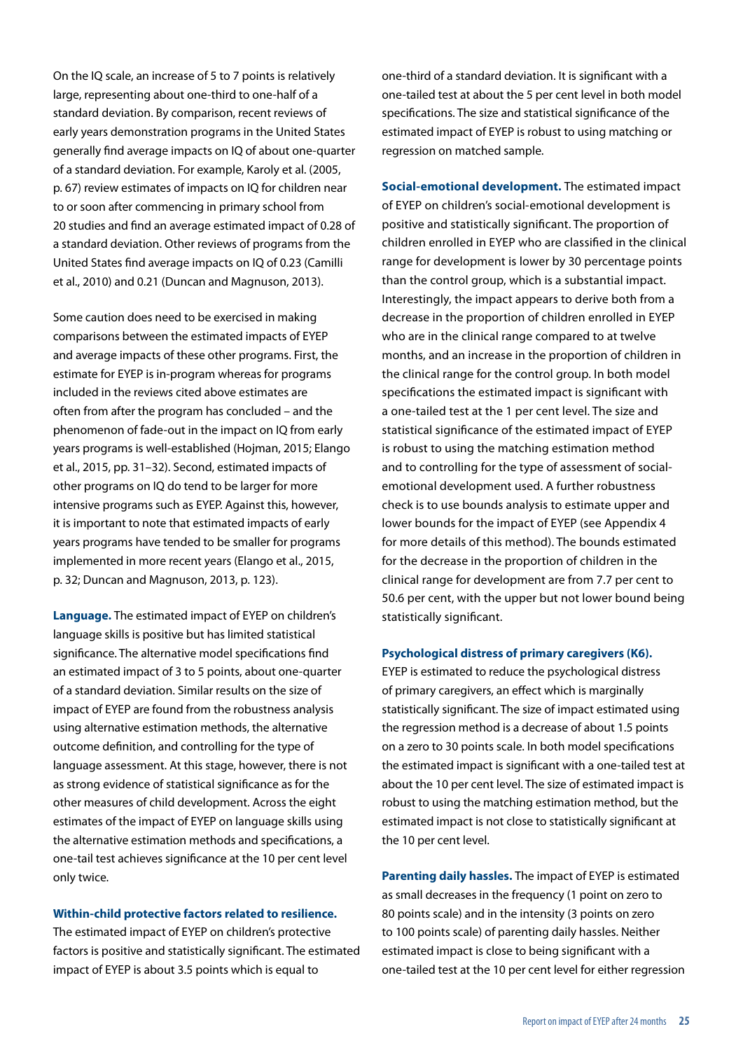On the IQ scale, an increase of 5 to 7 points is relatively large, representing about one-third to one-half of a standard deviation. By comparison, recent reviews of early years demonstration programs in the United States generally find average impacts on IQ of about one-quarter of a standard deviation. For example, Karoly et al. (2005, p. 67) review estimates of impacts on IQ for children near to or soon after commencing in primary school from 20 studies and find an average estimated impact of 0.28 of a standard deviation. Other reviews of programs from the United States find average impacts on IQ of 0.23 (Camilli et al., 2010) and 0.21 (Duncan and Magnuson, 2013).

Some caution does need to be exercised in making comparisons between the estimated impacts of EYEP and average impacts of these other programs. First, the estimate for EYEP is in-program whereas for programs included in the reviews cited above estimates are often from after the program has concluded – and the phenomenon of fade-out in the impact on IQ from early years programs is well-established (Hojman, 2015; Elango et al., 2015, pp. 31–32). Second, estimated impacts of other programs on IQ do tend to be larger for more intensive programs such as EYEP. Against this, however, it is important to note that estimated impacts of early years programs have tended to be smaller for programs implemented in more recent years (Elango et al., 2015, p. 32; Duncan and Magnuson, 2013, p. 123).

**Language.** The estimated impact of EYEP on children's language skills is positive but has limited statistical significance. The alternative model specifications find an estimated impact of 3 to 5 points, about one-quarter of a standard deviation. Similar results on the size of impact of EYEP are found from the robustness analysis using alternative estimation methods, the alternative outcome definition, and controlling for the type of language assessment. At this stage, however, there is not as strong evidence of statistical significance as for the other measures of child development. Across the eight estimates of the impact of EYEP on language skills using the alternative estimation methods and specifications, a one-tail test achieves significance at the 10 per cent level only twice.

**Within-child protective factors related to resilience.**
The estimated impact of EYEP on children's protective factors is positive and statistically significant. The estimated impact of EYEP is about 3.5 points which is equal to one-third of a standard deviation. It is significant with a one-tailed test at about the 5 per cent level in both model specifications. The size and statistical significance of the estimated impact of EYEP is robust to using matching or regression on matched sample.

**Social-emotional development.** The estimated impact of EYEP on children's social-emotional development is positive and statistically significant. The proportion of children enrolled in EYEP who are classified in the clinical range for development is lower by 30 percentage points than the control group, which is a substantial impact. Interestingly, the impact appears to derive both from a decrease in the proportion of children enrolled in EYEP who are in the clinical range compared to at twelve months, and an increase in the proportion of children in the clinical range for the control group. In both model specifications the estimated impact is significant with a one-tailed test at the 1 per cent level. The size and statistical significance of the estimated impact of EYEP is robust to using the matching estimation method and to controlling for the type of assessment of social-emotional development used. A further robustness check is to use bounds analysis to estimate upper and lower bounds for the impact of EYEP (see Appendix 4 for more details of this method). The bounds estimated for the decrease in the proportion of children in the clinical range for development are from 7.7 per cent to 50.6 per cent, with the upper but not lower bound being statistically significant.

**Psychological distress of primary caregivers (K6).**
EYEP is estimated to reduce the psychological distress of primary caregivers, an effect which is marginally statistically significant. The size of impact estimated using the regression method is a decrease of about 1.5 points on a zero to 30 points scale. In both model specifications the estimated impact is significant with a one-tailed test at about the 10 per cent level. The size of estimated impact is robust to using the matching estimation method, but the estimated impact is not close to statistically significant at the 10 per cent level.

**Parenting daily hassles.** The impact of EYEP is estimated as small decreases in the frequency (1 point on zero to 80 points scale) and in the intensity (3 points on zero to 100 points scale) of parenting daily hassles. Neither estimated impact is close to being significant with a one-tailed test at the 10 per cent level for either regression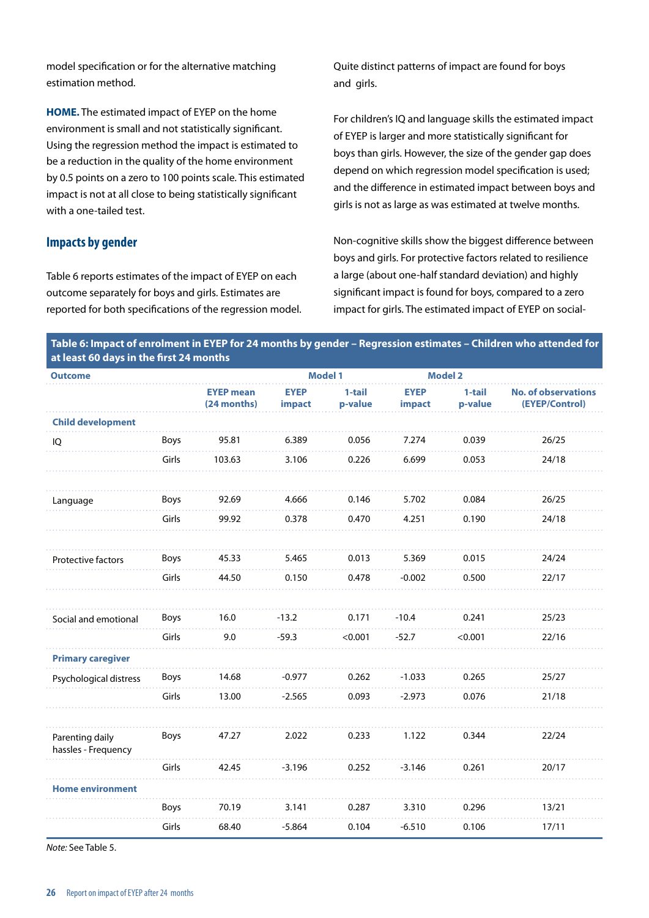model specification or for the alternative matching estimation method.

**HOME.** The estimated impact of EYEP on the home environment is small and not statistically significant. Using the regression method the impact is estimated to be a reduction in the quality of the home environment by 0.5 points on a zero to 100 points scale. This estimated impact is not at all close to being statistically significant with a one-tailed test.

## Impacts by gender

Table 6 reports estimates of the impact of EYEP on each outcome separately for boys and girls. Estimates are reported for both specifications of the regression model. Quite distinct patterns of impact are found for boys and girls.

For children's IQ and language skills the estimated impact of EYEP is larger and more statistically significant for boys than girls. However, the size of the gender gap does depend on which regression model specification is used; and the difference in estimated impact between boys and girls is not as large as was estimated at twelve months.

Non-cognitive skills show the biggest difference between boys and girls. For protective factors related to resilience a large (about one-half standard deviation) and highly significant impact is found for boys, compared to a zero impact for girls. The estimated impact of EYEP on social-

**Table 6: Impact of enrolment in EYEP for 24 months by gender – Regression estimates – Children who attended for at least 60 days in the first 24 months**

| Outcome | | | Model 1 | | Model 2 | | |
|---|---|---|---|---|---|---|---|
| | | EYEP mean (24 months) | EYEP impact | 1-tail p-value | EYEP impact | 1-tail p-value | No. of observations (EYEP/Control) |
| **Child development** | | | | | | | |
| IQ | Boys | 95.81 | 6.389 | 0.056 | 7.274 | 0.039 | 26/25 |
| | Girls | 103.63 | 3.106 | 0.226 | 6.699 | 0.053 | 24/18 |
| Language | Boys | 92.69 | 4.666 | 0.146 | 5.702 | 0.084 | 26/25 |
| | Girls | 99.92 | 0.378 | 0.470 | 4.251 | 0.190 | 24/18 |
| Protective factors | Boys | 45.33 | 5.465 | 0.013 | 5.369 | 0.015 | 24/24 |
| | Girls | 44.50 | 0.150 | 0.478 | -0.002 | 0.500 | 22/17 |
| Social and emotional | Boys | 16.0 | -13.2 | 0.171 | -10.4 | 0.241 | 25/23 |
| | Girls | 9.0 | -59.3 | <0.001 | -52.7 | <0.001 | 22/16 |
| **Primary caregiver** | | | | | | | |
| Psychological distress | Boys | 14.68 | -0.977 | 0.262 | -1.033 | 0.265 | 25/27 |
| | Girls | 13.00 | -2.565 | 0.093 | -2.973 | 0.076 | 21/18 |
| Parenting daily hassles - Frequency | Boys | 47.27 | 2.022 | 0.233 | 1.122 | 0.344 | 22/24 |
| | Girls | 42.45 | -3.196 | 0.252 | -3.146 | 0.261 | 20/17 |
| **Home environment** | | | | | | | |
| | Boys | 70.19 | 3.141 | 0.287 | 3.310 | 0.296 | 13/21 |
| | Girls | 68.40 | -5.864 | 0.104 | -6.510 | 0.106 | 17/11 |

*Note:* See Table 5.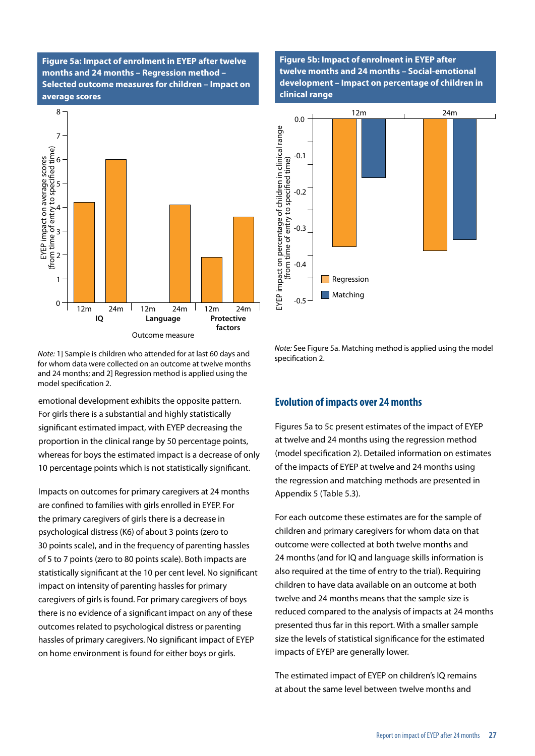**Figure 5a: Impact of enrolment in EYEP after twelve months and 24 months – Regression method – Selected outcome measures for children – Impact on average scores**

*Note:* 1] Sample is children who attended for at last 60 days and for whom data were collected on an outcome at twelve months and 24 months; and 2] Regression method is applied using the model specification 2.

**Figure 5b: Impact of enrolment in EYEP after twelve months and 24 months – Social-emotional development – Impact on percentage of children in clinical range**

*Note:* See Figure 5a. Matching method is applied using the model specification 2.

emotional development exhibits the opposite pattern. For girls there is a substantial and highly statistically significant estimated impact, with EYEP decreasing the proportion in the clinical range by 50 percentage points, whereas for boys the estimated impact is a decrease of only 10 percentage points which is not statistically significant.

Impacts on outcomes for primary caregivers at 24 months are confined to families with girls enrolled in EYEP. For the primary caregivers of girls there is a decrease in psychological distress (K6) of about 3 points (zero to 30 points scale), and in the frequency of parenting hassles of 5 to 7 points (zero to 80 points scale). Both impacts are statistically significant at the 10 per cent level. No significant impact on intensity of parenting hassles for primary caregivers of girls is found. For primary caregivers of boys there is no evidence of a significant impact on any of these outcomes related to psychological distress or parenting hassles of primary caregivers. No significant impact of EYEP on home environment is found for either boys or girls.

## Evolution of impacts over 24 months

Figures 5a to 5c present estimates of the impact of EYEP at twelve and 24 months using the regression method (model specification 2). Detailed information on estimates of the impacts of EYEP at twelve and 24 months using the regression and matching methods are presented in Appendix 5 (Table 5.3).

For each outcome these estimates are for the sample of children and primary caregivers for whom data on that outcome were collected at both twelve months and 24 months (and for IQ and language skills information is also required at the time of entry to the trial). Requiring children to have data available on an outcome at both twelve and 24 months means that the sample size is reduced compared to the analysis of impacts at 24 months presented thus far in this report. With a smaller sample size the levels of statistical significance for the estimated impacts of EYEP are generally lower.

The estimated impact of EYEP on children's IQ remains at about the same level between twelve months and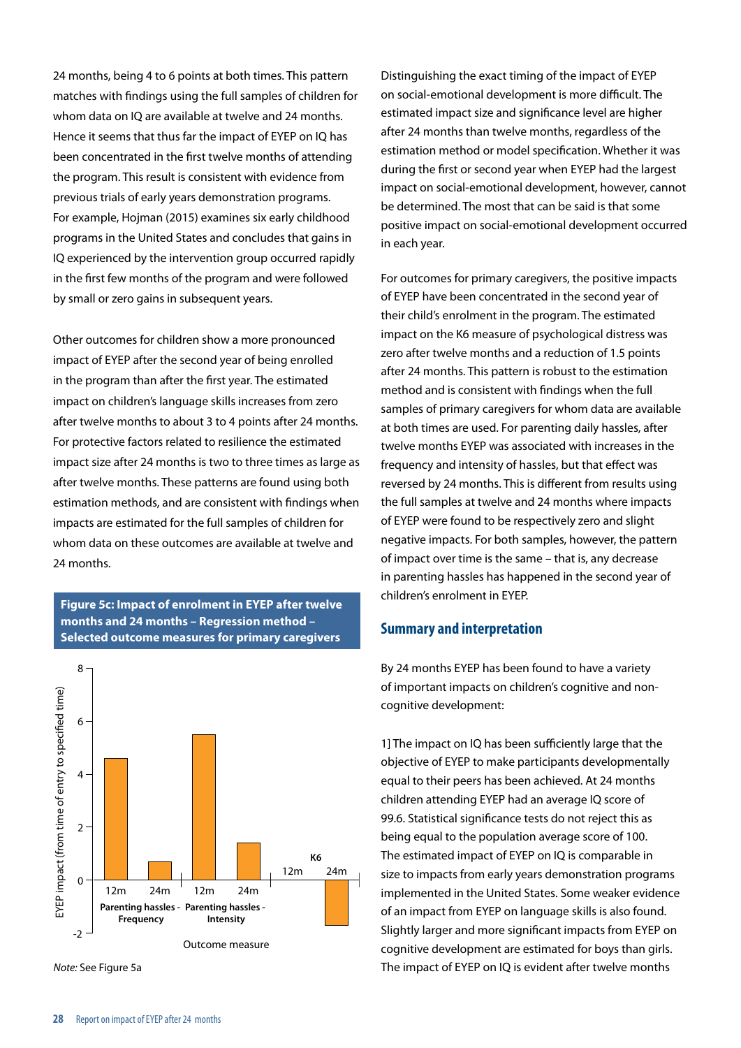24 months, being 4 to 6 points at both times. This pattern matches with findings using the full samples of children for whom data on IQ are available at twelve and 24 months. Hence it seems that thus far the impact of EYEP on IQ has been concentrated in the first twelve months of attending the program. This result is consistent with evidence from previous trials of early years demonstration programs. For example, Hojman (2015) examines six early childhood programs in the United States and concludes that gains in IQ experienced by the intervention group occurred rapidly in the first few months of the program and were followed by small or zero gains in subsequent years.

Other outcomes for children show a more pronounced impact of EYEP after the second year of being enrolled in the program than after the first year. The estimated impact on children's language skills increases from zero after twelve months to about 3 to 4 points after 24 months. For protective factors related to resilience the estimated impact size after 24 months is two to three times as large as after twelve months. These patterns are found using both estimation methods, and are consistent with findings when impacts are estimated for the full samples of children for whom data on these outcomes are available at twelve and 24 months.

**Figure 5c: Impact of enrolment in EYEP after twelve months and 24 months – Regression method – Selected outcome measures for primary caregivers**

| Outcome measure | 12m | 24m |
|---|---|---|
| Parenting hassles - Frequency | 4.6 | 0.7 |
| Parenting hassles - Intensity | 5.5 | 1.4 |
| K6 | 0 | -1.7 |

*Note:* See Figure 5a

Distinguishing the exact timing of the impact of EYEP on social-emotional development is more difficult. The estimated impact size and significance level are higher after 24 months than twelve months, regardless of the estimation method or model specification. Whether it was during the first or second year when EYEP had the largest impact on social-emotional development, however, cannot be determined. The most that can be said is that some positive impact on social-emotional development occurred in each year.

For outcomes for primary caregivers, the positive impacts of EYEP have been concentrated in the second year of their child's enrolment in the program. The estimated impact on the K6 measure of psychological distress was zero after twelve months and a reduction of 1.5 points after 24 months. This pattern is robust to the estimation method and is consistent with findings when the full samples of primary caregivers for whom data are available at both times are used. For parenting daily hassles, after twelve months EYEP was associated with increases in the frequency and intensity of hassles, but that effect was reversed by 24 months. This is different from results using the full samples at twelve and 24 months where impacts of EYEP were found to be respectively zero and slight negative impacts. For both samples, however, the pattern of impact over time is the same – that is, any decrease in parenting hassles has happened in the second year of children's enrolment in EYEP.

## Summary and interpretation

By 24 months EYEP has been found to have a variety of important impacts on children's cognitive and non-cognitive development:

1] The impact on IQ has been sufficiently large that the objective of EYEP to make participants developmentally equal to their peers has been achieved. At 24 months children attending EYEP had an average IQ score of 99.6. Statistical significance tests do not reject this as being equal to the population average score of 100. The estimated impact of EYEP on IQ is comparable in size to impacts from early years demonstration programs implemented in the United States. Some weaker evidence of an impact from EYEP on language skills is also found. Slightly larger and more significant impacts from EYEP on cognitive development are estimated for boys than girls. The impact of EYEP on IQ is evident after twelve months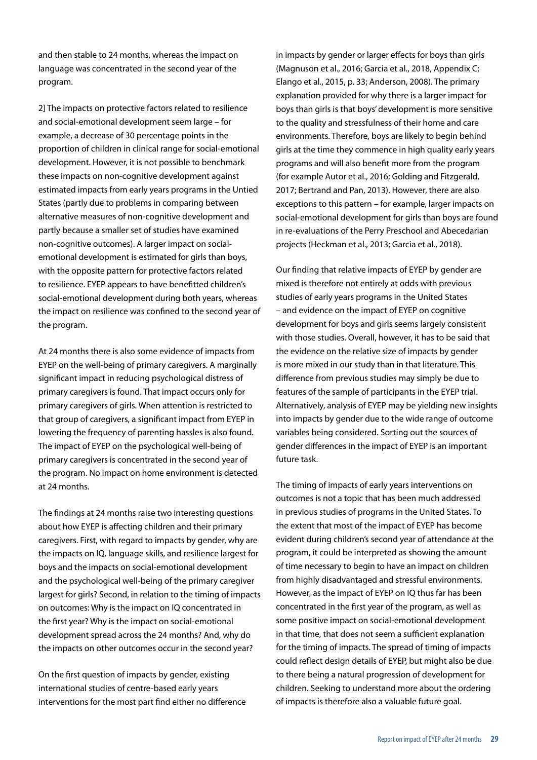and then stable to 24 months, whereas the impact on language was concentrated in the second year of the program.

2] The impacts on protective factors related to resilience and social-emotional development seem large – for example, a decrease of 30 percentage points in the proportion of children in clinical range for social-emotional development. However, it is not possible to benchmark these impacts on non-cognitive development against estimated impacts from early years programs in the Untied States (partly due to problems in comparing between alternative measures of non-cognitive development and partly because a smaller set of studies have examined non-cognitive outcomes). A larger impact on social-emotional development is estimated for girls than boys, with the opposite pattern for protective factors related to resilience. EYEP appears to have benefitted children's social-emotional development during both years, whereas the impact on resilience was confined to the second year of the program.

At 24 months there is also some evidence of impacts from EYEP on the well-being of primary caregivers. A marginally significant impact in reducing psychological distress of primary caregivers is found. That impact occurs only for primary caregivers of girls. When attention is restricted to that group of caregivers, a significant impact from EYEP in lowering the frequency of parenting hassles is also found. The impact of EYEP on the psychological well-being of primary caregivers is concentrated in the second year of the program. No impact on home environment is detected at 24 months.

The findings at 24 months raise two interesting questions about how EYEP is affecting children and their primary caregivers. First, with regard to impacts by gender, why are the impacts on IQ, language skills, and resilience largest for boys and the impacts on social-emotional development and the psychological well-being of the primary caregiver largest for girls? Second, in relation to the timing of impacts on outcomes: Why is the impact on IQ concentrated in the first year? Why is the impact on social-emotional development spread across the 24 months? And, why do the impacts on other outcomes occur in the second year?

On the first question of impacts by gender, existing international studies of centre-based early years interventions for the most part find either no difference in impacts by gender or larger effects for boys than girls (Magnuson et al., 2016; Garcia et al., 2018, Appendix C; Elango et al., 2015, p. 33; Anderson, 2008). The primary explanation provided for why there is a larger impact for boys than girls is that boys' development is more sensitive to the quality and stressfulness of their home and care environments. Therefore, boys are likely to begin behind girls at the time they commence in high quality early years programs and will also benefit more from the program (for example Autor et al., 2016; Golding and Fitzgerald, 2017; Bertrand and Pan, 2013). However, there are also exceptions to this pattern – for example, larger impacts on social-emotional development for girls than boys are found in re-evaluations of the Perry Preschool and Abecedarian projects (Heckman et al., 2013; Garcia et al., 2018).

Our finding that relative impacts of EYEP by gender are mixed is therefore not entirely at odds with previous studies of early years programs in the United States – and evidence on the impact of EYEP on cognitive development for boys and girls seems largely consistent with those studies. Overall, however, it has to be said that the evidence on the relative size of impacts by gender is more mixed in our study than in that literature. This difference from previous studies may simply be due to features of the sample of participants in the EYEP trial. Alternatively, analysis of EYEP may be yielding new insights into impacts by gender due to the wide range of outcome variables being considered. Sorting out the sources of gender differences in the impact of EYEP is an important future task.

The timing of impacts of early years interventions on outcomes is not a topic that has been much addressed in previous studies of programs in the United States. To the extent that most of the impact of EYEP has become evident during children's second year of attendance at the program, it could be interpreted as showing the amount of time necessary to begin to have an impact on children from highly disadvantaged and stressful environments. However, as the impact of EYEP on IQ thus far has been concentrated in the first year of the program, as well as some positive impact on social-emotional development in that time, that does not seem a sufficient explanation for the timing of impacts. The spread of timing of impacts could reflect design details of EYEP, but might also be due to there being a natural progression of development for children. Seeking to understand more about the ordering of impacts is therefore also a valuable future goal.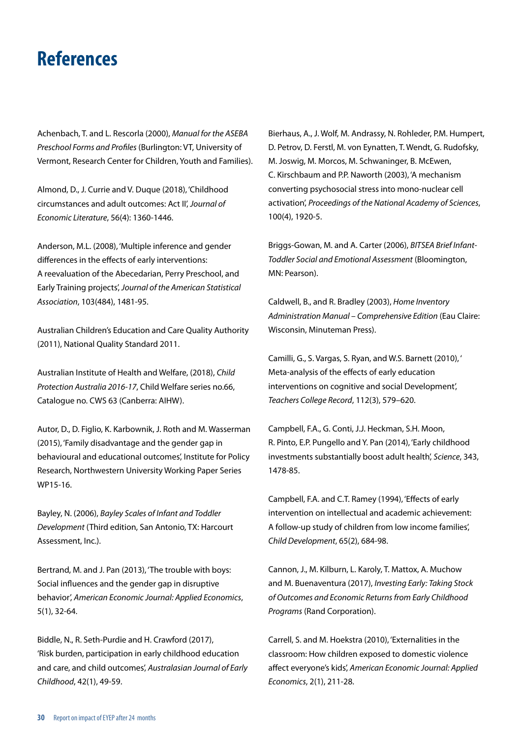# References

Achenbach, T. and L. Rescorla (2000), *Manual for the ASEBA Preschool Forms and Profiles* (Burlington: VT, University of Vermont, Research Center for Children, Youth and Families).

Almond, D., J. Currie and V. Duque (2018), 'Childhood circumstances and adult outcomes: Act II', *Journal of Economic Literature*, 56(4): 1360-1446.

Anderson, M.L. (2008), 'Multiple inference and gender differences in the effects of early interventions: A reevaluation of the Abecedarian, Perry Preschool, and Early Training projects', *Journal of the American Statistical Association*, 103(484), 1481-95.

Australian Children's Education and Care Quality Authority (2011), National Quality Standard 2011.

Australian Institute of Health and Welfare, (2018), *Child Protection Australia 2016-17*, Child Welfare series no.66, Catalogue no. CWS 63 (Canberra: AIHW).

Autor, D., D. Figlio, K. Karbownik, J. Roth and M. Wasserman (2015), 'Family disadvantage and the gender gap in behavioural and educational outcomes', Institute for Policy Research, Northwestern University Working Paper Series WP15-16.

Bayley, N. (2006), *Bayley Scales of Infant and Toddler Development* (Third edition, San Antonio, TX: Harcourt Assessment, Inc.).

Bertrand, M. and J. Pan (2013), 'The trouble with boys: Social influences and the gender gap in disruptive behavior', *American Economic Journal: Applied Economics*, 5(1), 32-64.

Biddle, N., R. Seth-Purdie and H. Crawford (2017), 'Risk burden, participation in early childhood education and care, and child outcomes', *Australasian Journal of Early Childhood*, 42(1), 49-59.

Bierhaus, A., J. Wolf, M. Andrassy, N. Rohleder, P.M. Humpert, D. Petrov, D. Ferstl, M. von Eynatten, T. Wendt, G. Rudofsky, M. Joswig, M. Morcos, M. Schwaninger, B. McEwen, C. Kirschbaum and P.P. Naworth (2003), 'A mechanism converting psychosocial stress into mono-nuclear cell activation', *Proceedings of the National Academy of Sciences*, 100(4), 1920-5.

Briggs-Gowan, M. and A. Carter (2006), *BITSEA Brief Infant-Toddler Social and Emotional Assessment* (Bloomington, MN: Pearson).

Caldwell, B., and R. Bradley (2003), *Home Inventory Administration Manual – Comprehensive Edition* (Eau Claire: Wisconsin, Minuteman Press).

Camilli, G., S. Vargas, S. Ryan, and W.S. Barnett (2010), ' Meta-analysis of the effects of early education interventions on cognitive and social Development', *Teachers College Record*, 112(3), 579–620.

Campbell, F.A., G. Conti, J.J. Heckman, S.H. Moon, R. Pinto, E.P. Pungello and Y. Pan (2014), 'Early childhood investments substantially boost adult health', *Science*, 343, 1478-85.

Campbell, F.A. and C.T. Ramey (1994), 'Effects of early intervention on intellectual and academic achievement: A follow-up study of children from low income families', *Child Development*, 65(2), 684-98.

Cannon, J., M. Kilburn, L. Karoly, T. Mattox, A. Muchow and M. Buenaventura (2017), *Investing Early: Taking Stock of Outcomes and Economic Returns from Early Childhood Programs* (Rand Corporation).

Carrell, S. and M. Hoekstra (2010), 'Externalities in the classroom: How children exposed to domestic violence affect everyone's kids', *American Economic Journal: Applied Economics*, 2(1), 211-28.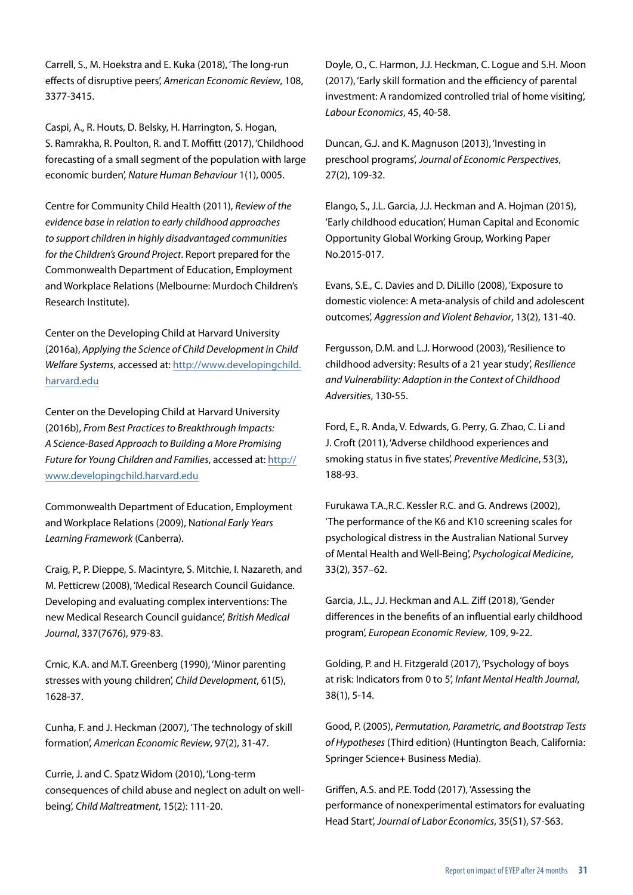Carrell, S., M. Hoekstra and E. Kuka (2018), 'The long-run effects of disruptive peers', *American Economic Review*, 108, 3377-3415.

Caspi, A., R. Houts, D. Belsky, H. Harrington, S. Hogan, S. Ramrakha, R. Poulton, R. and T. Moffitt (2017), 'Childhood forecasting of a small segment of the population with large economic burden', *Nature Human Behaviour* 1(1), 0005.

Centre for Community Child Health (2011), *Review of the evidence base in relation to early childhood approaches to support children in highly disadvantaged communities for the Children's Ground Project*. Report prepared for the Commonwealth Department of Education, Employment and Workplace Relations (Melbourne: Murdoch Children's Research Institute).

Center on the Developing Child at Harvard University (2016a), *Applying the Science of Child Development in Child Welfare Systems*, accessed at: http://www.developingchild.harvard.edu

Center on the Developing Child at Harvard University (2016b), *From Best Practices to Breakthrough Impacts: A Science-Based Approach to Building a More Promising Future for Young Children and Families*, accessed at: http://www.developingchild.harvard.edu

Commonwealth Department of Education, Employment and Workplace Relations (2009), N*ational Early Years Learning Framework* (Canberra).

Craig, P., P. Dieppe, S. Macintyre, S. Mitchie, I. Nazareth, and M. Petticrew (2008), 'Medical Research Council Guidance. Developing and evaluating complex interventions: The new Medical Research Council guidance', *British Medical Journal*, 337(7676), 979-83.

Crnic, K.A. and M.T. Greenberg (1990), 'Minor parenting stresses with young children', *Child Development*, 61(5), 1628-37.

Cunha, F. and J. Heckman (2007), 'The technology of skill formation', *American Economic Review*, 97(2), 31-47.

Currie, J. and C. Spatz Widom (2010), 'Long-term consequences of child abuse and neglect on adult on well-being', *Child Maltreatment*, 15(2): 111-20.

Doyle, O., C. Harmon, J.J. Heckman, C. Logue and S.H. Moon (2017), 'Early skill formation and the efficiency of parental investment: A randomized controlled trial of home visiting', *Labour Economics*, 45, 40-58.

Duncan, G.J. and K. Magnuson (2013), 'Investing in preschool programs', *Journal of Economic Perspectives*, 27(2), 109-32.

Elango, S., J.L. Garcia, J.J. Heckman and A. Hojman (2015), 'Early childhood education', Human Capital and Economic Opportunity Global Working Group, Working Paper No.2015-017.

Evans, S.E., C. Davies and D. DiLillo (2008), 'Exposure to domestic violence: A meta-analysis of child and adolescent outcomes', *Aggression and Violent Behavior*, 13(2), 131-40.

Fergusson, D.M. and L.J. Horwood (2003), 'Resilience to childhood adversity: Results of a 21 year study', *Resilience and Vulnerability: Adaption in the Context of Childhood Adversities*, 130-55.

Ford, E., R. Anda, V. Edwards, G. Perry, G. Zhao, C. Li and J. Croft (2011), 'Adverse childhood experiences and smoking status in five states', *Preventive Medicine*, 53(3), 188-93.

Furukawa T.A.,R.C. Kessler R.C. and G. Andrews (2002), 'The performance of the K6 and K10 screening scales for psychological distress in the Australian National Survey of Mental Health and Well-Being', *Psychological Medicine*, 33(2), 357–62.

Garcia, J.L., J.J. Heckman and A.L. Ziff (2018), 'Gender differences in the benefits of an influential early childhood program', *European Economic Review*, 109, 9-22.

Golding, P. and H. Fitzgerald (2017), 'Psychology of boys at risk: Indicators from 0 to 5', *Infant Mental Health Journal*, 38(1), 5-14.

Good, P. (2005), *Permutation, Parametric, and Bootstrap Tests of Hypotheses* (Third edition) (Huntington Beach, California: Springer Science+ Business Media).

Griffen, A.S. and P.E. Todd (2017), 'Assessing the performance of nonexperimental estimators for evaluating Head Start', *Journal of Labor Economics*, 35(S1), S7-S63.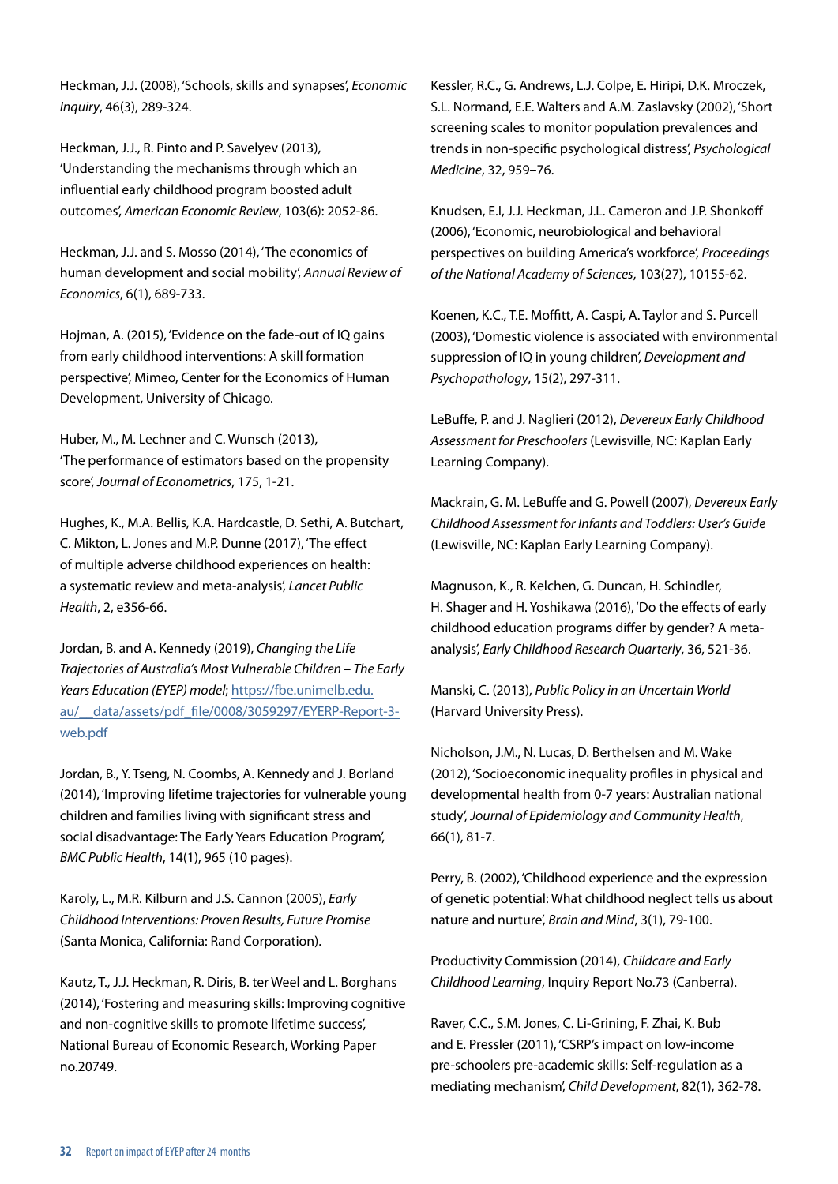Heckman, J.J. (2008), 'Schools, skills and synapses', *Economic Inquiry*, 46(3), 289-324.

Heckman, J.J., R. Pinto and P. Savelyev (2013), 'Understanding the mechanisms through which an influential early childhood program boosted adult outcomes', *American Economic Review*, 103(6): 2052-86.

Heckman, J.J. and S. Mosso (2014), 'The economics of human development and social mobility', *Annual Review of Economics*, 6(1), 689-733.

Hojman, A. (2015), 'Evidence on the fade-out of IQ gains from early childhood interventions: A skill formation perspective', Mimeo, Center for the Economics of Human Development, University of Chicago.

Huber, M., M. Lechner and C. Wunsch (2013), 'The performance of estimators based on the propensity score', *Journal of Econometrics*, 175, 1-21.

Hughes, K., M.A. Bellis, K.A. Hardcastle, D. Sethi, A. Butchart, C. Mikton, L. Jones and M.P. Dunne (2017), 'The effect of multiple adverse childhood experiences on health: a systematic review and meta-analysis', *Lancet Public Health*, 2, e356-66.

Jordan, B. and A. Kennedy (2019), *Changing the Life Trajectories of Australia's Most Vulnerable Children – The Early Years Education (EYEP) model*; https://fbe.unimelb.edu.au/__data/assets/pdf_file/0008/3059297/EYERP-Report-3-web.pdf

Jordan, B., Y. Tseng, N. Coombs, A. Kennedy and J. Borland (2014), 'Improving lifetime trajectories for vulnerable young children and families living with significant stress and social disadvantage: The Early Years Education Program', *BMC Public Health*, 14(1), 965 (10 pages).

Karoly, L., M.R. Kilburn and J.S. Cannon (2005), *Early Childhood Interventions: Proven Results, Future Promise* (Santa Monica, California: Rand Corporation).

Kautz, T., J.J. Heckman, R. Diris, B. ter Weel and L. Borghans (2014), 'Fostering and measuring skills: Improving cognitive and non-cognitive skills to promote lifetime success', National Bureau of Economic Research, Working Paper no.20749.

Kessler, R.C., G. Andrews, L.J. Colpe, E. Hiripi, D.K. Mroczek, S.L. Normand, E.E. Walters and A.M. Zaslavsky (2002), 'Short screening scales to monitor population prevalences and trends in non-specific psychological distress', *Psychological Medicine*, 32, 959–76.

Knudsen, E.I, J.J. Heckman, J.L. Cameron and J.P. Shonkoff (2006), 'Economic, neurobiological and behavioral perspectives on building America's workforce', *Proceedings of the National Academy of Sciences*, 103(27), 10155-62.

Koenen, K.C., T.E. Moffitt, A. Caspi, A. Taylor and S. Purcell (2003), 'Domestic violence is associated with environmental suppression of IQ in young children', *Development and Psychopathology*, 15(2), 297-311.

LeBuffe, P. and J. Naglieri (2012), *Devereux Early Childhood Assessment for Preschoolers* (Lewisville, NC: Kaplan Early Learning Company).

Mackrain, G. M. LeBuffe and G. Powell (2007), *Devereux Early Childhood Assessment for Infants and Toddlers: User's Guide* (Lewisville, NC: Kaplan Early Learning Company).

Magnuson, K., R. Kelchen, G. Duncan, H. Schindler, H. Shager and H. Yoshikawa (2016), 'Do the effects of early childhood education programs differ by gender? A meta-analysis', *Early Childhood Research Quarterly*, 36, 521-36.

Manski, C. (2013), *Public Policy in an Uncertain World* (Harvard University Press).

Nicholson, J.M., N. Lucas, D. Berthelsen and M. Wake (2012), 'Socioeconomic inequality profiles in physical and developmental health from 0-7 years: Australian national study', *Journal of Epidemiology and Community Health*, 66(1), 81-7.

Perry, B. (2002), 'Childhood experience and the expression of genetic potential: What childhood neglect tells us about nature and nurture', *Brain and Mind*, 3(1), 79-100.

Productivity Commission (2014), *Childcare and Early Childhood Learning*, Inquiry Report No.73 (Canberra).

Raver, C.C., S.M. Jones, C. Li-Grining, F. Zhai, K. Bub and E. Pressler (2011), 'CSRP's impact on low-income pre-schoolers pre-academic skills: Self-regulation as a mediating mechanism', *Child Development*, 82(1), 362-78.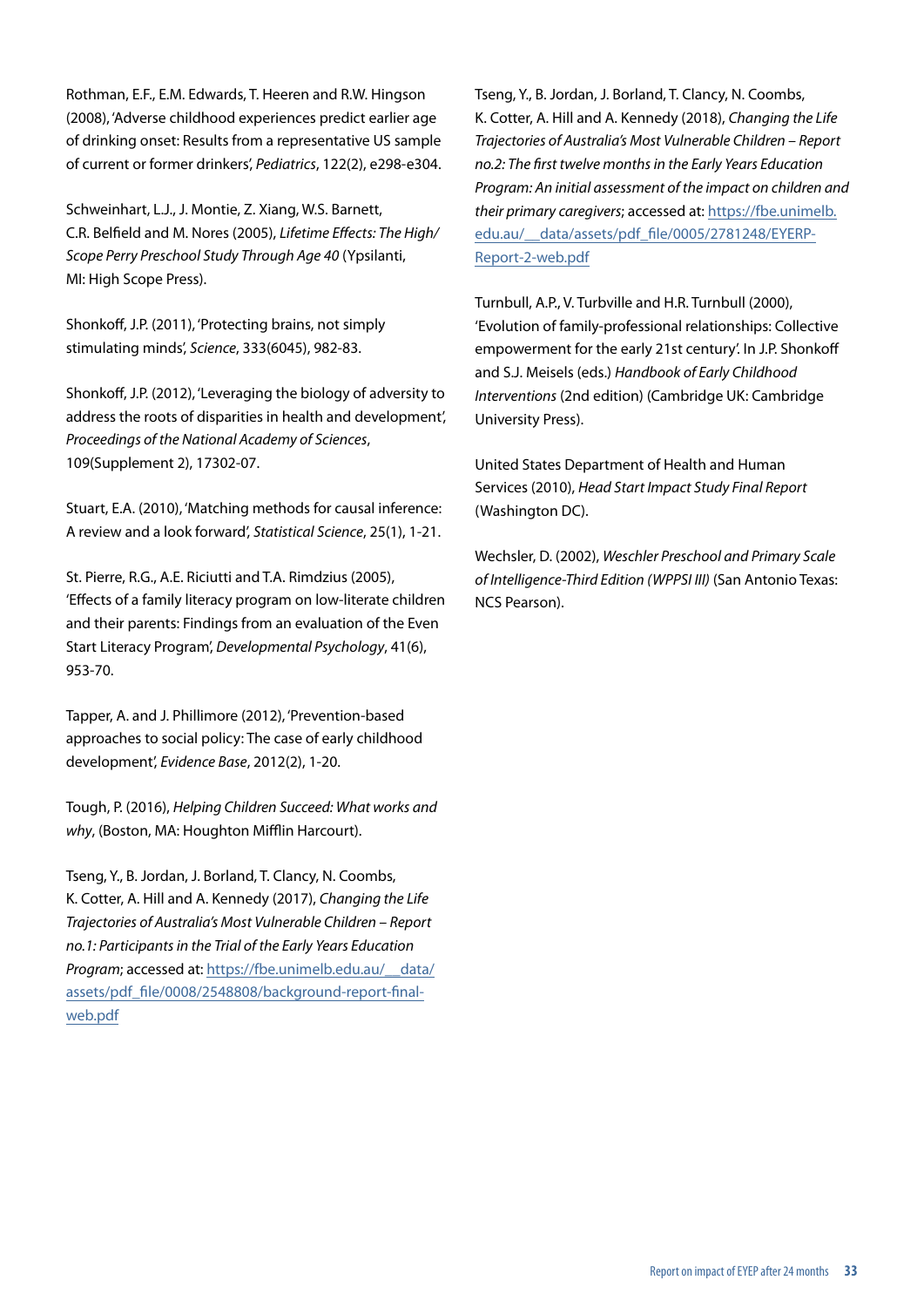Rothman, E.F., E.M. Edwards, T. Heeren and R.W. Hingson (2008), 'Adverse childhood experiences predict earlier age of drinking onset: Results from a representative US sample of current or former drinkers', *Pediatrics*, 122(2), e298-e304.

Schweinhart, L.J., J. Montie, Z. Xiang, W.S. Barnett, C.R. Belfield and M. Nores (2005), *Lifetime Effects: The High/Scope Perry Preschool Study Through Age 40* (Ypsilanti, MI: High Scope Press).

Shonkoff, J.P. (2011), 'Protecting brains, not simply stimulating minds', *Science*, 333(6045), 982-83.

Shonkoff, J.P. (2012), 'Leveraging the biology of adversity to address the roots of disparities in health and development', *Proceedings of the National Academy of Sciences*, 109(Supplement 2), 17302-07.

Stuart, E.A. (2010), 'Matching methods for causal inference: A review and a look forward', *Statistical Science*, 25(1), 1-21.

St. Pierre, R.G., A.E. Riciutti and T.A. Rimdzius (2005), 'Effects of a family literacy program on low-literate children and their parents: Findings from an evaluation of the Even Start Literacy Program', *Developmental Psychology*, 41(6), 953-70.

Tapper, A. and J. Phillimore (2012), 'Prevention-based approaches to social policy: The case of early childhood development', *Evidence Base*, 2012(2), 1-20.

Tough, P. (2016), *Helping Children Succeed: What works and why*, (Boston, MA: Houghton Mifflin Harcourt).

Tseng, Y., B. Jordan, J. Borland, T. Clancy, N. Coombs, K. Cotter, A. Hill and A. Kennedy (2017), *Changing the Life Trajectories of Australia's Most Vulnerable Children – Report no.1: Participants in the Trial of the Early Years Education Program*; accessed at: https://fbe.unimelb.edu.au/__data/assets/pdf_file/0008/2548808/background-report-final-web.pdf

Tseng, Y., B. Jordan, J. Borland, T. Clancy, N. Coombs, K. Cotter, A. Hill and A. Kennedy (2018), *Changing the Life Trajectories of Australia's Most Vulnerable Children – Report no.2: The first twelve months in the Early Years Education Program: An initial assessment of the impact on children and their primary caregivers*; accessed at: https://fbe.unimelb.edu.au/__data/assets/pdf_file/0005/2781248/EYERP-Report-2-web.pdf

Turnbull, A.P., V. Turbville and H.R. Turnbull (2000), 'Evolution of family-professional relationships: Collective empowerment for the early 21st century'. In J.P. Shonkoff and S.J. Meisels (eds.) *Handbook of Early Childhood Interventions* (2nd edition) (Cambridge UK: Cambridge University Press).

United States Department of Health and Human Services (2010), *Head Start Impact Study Final Report* (Washington DC).

Wechsler, D. (2002), *Weschler Preschool and Primary Scale of Intelligence-Third Edition (WPPSI III)* (San Antonio Texas: NCS Pearson).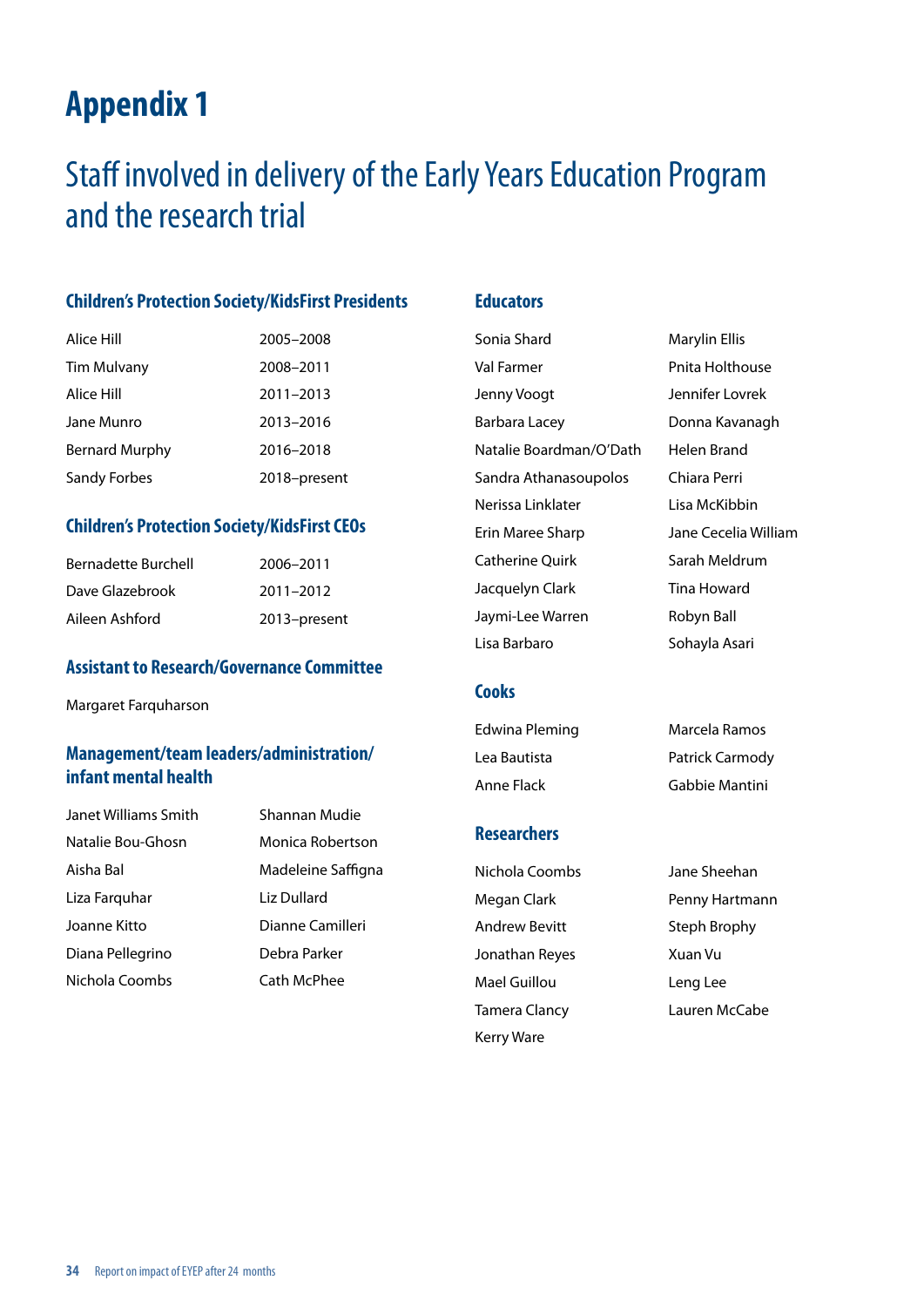# Appendix 1

## Staff involved in delivery of the Early Years Education Program and the research trial

### Children's Protection Society/KidsFirst Presidents

| | |
|---|---|
| Alice Hill | 2005–2008 |
| Tim Mulvany | 2008–2011 |
| Alice Hill | 2011–2013 |
| Jane Munro | 2013–2016 |
| Bernard Murphy | 2016–2018 |
| Sandy Forbes | 2018–present |

### Children's Protection Society/KidsFirst CEOs

| | |
|---|---|
| Bernadette Burchell | 2006–2011 |
| Dave Glazebrook | 2011–2012 |
| Aileen Ashford | 2013–present |

### Assistant to Research/Governance Committee

Margaret Farquharson

### Management/team leaders/administration/infant mental health

Janet Williams Smith
Natalie Bou-Ghosn
Aisha Bal
Liza Farquhar
Joanne Kitto
Diana Pellegrino
Nichola Coombs
Shannan Mudie
Monica Robertson
Madeleine Saffigna
Liz Dullard
Dianne Camilleri
Debra Parker
Cath McPhee

### Educators

Sonia Shard
Val Farmer
Jenny Voogt
Barbara Lacey
Natalie Boardman/O'Dath
Sandra Athanasoupolos
Nerissa Linklater
Erin Maree Sharp
Catherine Quirk
Jacquelyn Clark
Jaymi-Lee Warren
Lisa Barbaro
Marylin Ellis
Pnita Holthouse
Jennifer Lovrek
Donna Kavanagh
Helen Brand
Chiara Perri
Lisa McKibbin
Jane Cecelia William
Sarah Meldrum
Tina Howard
Robyn Ball
Sohayla Asari

### Cooks

Edwina Pleming
Lea Bautista
Anne Flack
Marcela Ramos
Patrick Carmody
Gabbie Mantini

### Researchers

Nichola Coombs
Megan Clark
Andrew Bevitt
Jonathan Reyes
Mael Guillou
Tamera Clancy
Kerry Ware
Jane Sheehan
Penny Hartmann
Steph Brophy
Xuan Vu
Leng Lee
Lauren McCabe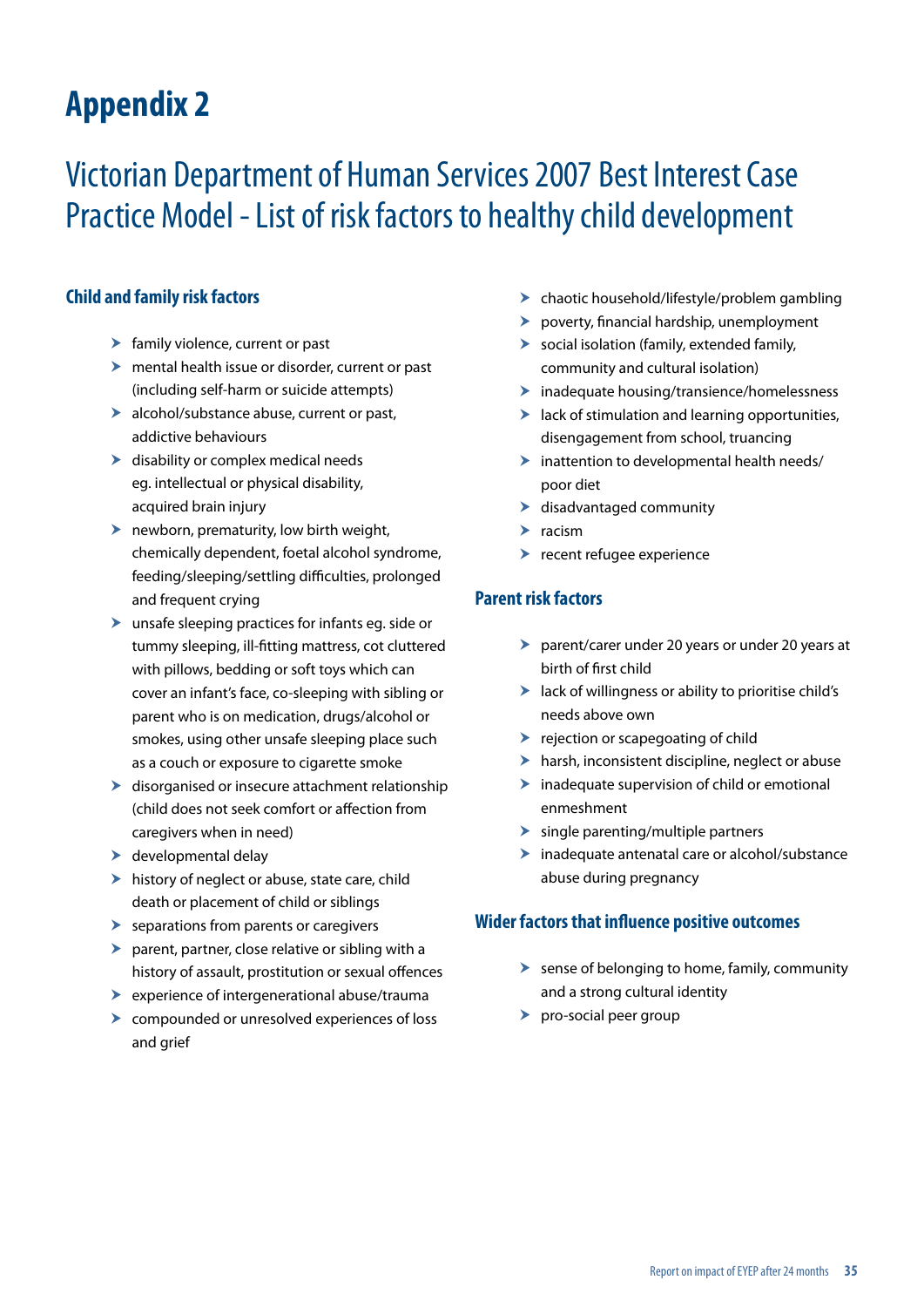# Appendix 2

## Victorian Department of Human Services 2007 Best Interest Case Practice Model - List of risk factors to healthy child development

### Child and family risk factors

- family violence, current or past
- mental health issue or disorder, current or past (including self-harm or suicide attempts)
- alcohol/substance abuse, current or past, addictive behaviours
- disability or complex medical needs eg. intellectual or physical disability, acquired brain injury
- newborn, prematurity, low birth weight, chemically dependent, foetal alcohol syndrome, feeding/sleeping/settling difficulties, prolonged and frequent crying
- unsafe sleeping practices for infants eg. side or tummy sleeping, ill-fitting mattress, cot cluttered with pillows, bedding or soft toys which can cover an infant's face, co-sleeping with sibling or parent who is on medication, drugs/alcohol or smokes, using other unsafe sleeping place such as a couch or exposure to cigarette smoke
- disorganised or insecure attachment relationship (child does not seek comfort or affection from caregivers when in need)
- developmental delay
- history of neglect or abuse, state care, child death or placement of child or siblings
- separations from parents or caregivers
- parent, partner, close relative or sibling with a history of assault, prostitution or sexual offences
- experience of intergenerational abuse/trauma
- compounded or unresolved experiences of loss and grief
- chaotic household/lifestyle/problem gambling
- poverty, financial hardship, unemployment
- social isolation (family, extended family, community and cultural isolation)
- inadequate housing/transience/homelessness
- lack of stimulation and learning opportunities, disengagement from school, truancing
- inattention to developmental health needs/ poor diet
- disadvantaged community
- racism
- recent refugee experience

### Parent risk factors

- parent/carer under 20 years or under 20 years at birth of first child
- lack of willingness or ability to prioritise child's needs above own
- rejection or scapegoating of child
- harsh, inconsistent discipline, neglect or abuse
- inadequate supervision of child or emotional enmeshment
- single parenting/multiple partners
- inadequate antenatal care or alcohol/substance abuse during pregnancy

### Wider factors that influence positive outcomes

- sense of belonging to home, family, community and a strong cultural identity
- pro-social peer group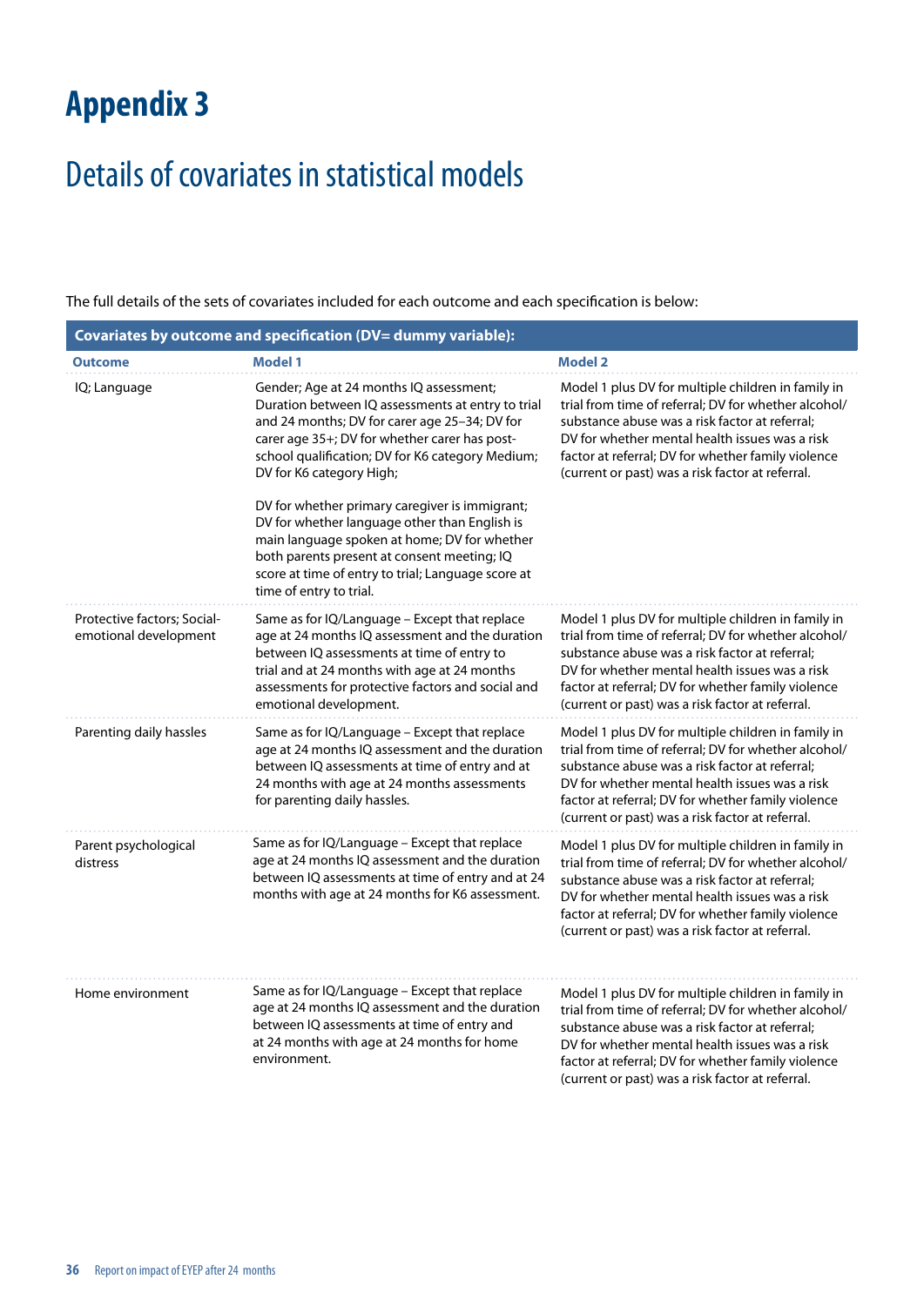# Appendix 3

## Details of covariates in statistical models

The full details of the sets of covariates included for each outcome and each specification is below:

| **Covariates by outcome and specification (DV= dummy variable):** | | |
|---|---|---|
| **Outcome** | **Model 1** | **Model 2** |
| IQ; Language | Gender; Age at 24 months IQ assessment; Duration between IQ assessments at entry to trial and 24 months; DV for carer age 25–34; DV for carer age 35+; DV for whether carer has post-school qualification; DV for K6 category Medium; DV for K6 category High; <br><br>DV for whether primary caregiver is immigrant; DV for whether language other than English is main language spoken at home; DV for whether both parents present at consent meeting; IQ score at time of entry to trial; Language score at time of entry to trial. | Model 1 plus DV for multiple children in family in trial from time of referral; DV for whether alcohol/substance abuse was a risk factor at referral; DV for whether mental health issues was a risk factor at referral; DV for whether family violence (current or past) was a risk factor at referral. |
| Protective factors; Social-emotional development | Same as for IQ/Language – Except that replace age at 24 months IQ assessment and the duration between IQ assessments at time of entry to trial and at 24 months with age at 24 months assessments for protective factors and social and emotional development. | Model 1 plus DV for multiple children in family in trial from time of referral; DV for whether alcohol/substance abuse was a risk factor at referral; DV for whether mental health issues was a risk factor at referral; DV for whether family violence (current or past) was a risk factor at referral. |
| Parenting daily hassles | Same as for IQ/Language – Except that replace age at 24 months IQ assessment and the duration between IQ assessments at time of entry and at 24 months with age at 24 months assessments for parenting daily hassles. | Model 1 plus DV for multiple children in family in trial from time of referral; DV for whether alcohol/substance abuse was a risk factor at referral; DV for whether mental health issues was a risk factor at referral; DV for whether family violence (current or past) was a risk factor at referral. |
| Parent psychological distress | Same as for IQ/Language – Except that replace age at 24 months IQ assessment and the duration between IQ assessments at time of entry and at 24 months with age at 24 months for K6 assessment. | Model 1 plus DV for multiple children in family in trial from time of referral; DV for whether alcohol/substance abuse was a risk factor at referral; DV for whether mental health issues was a risk factor at referral; DV for whether family violence (current or past) was a risk factor at referral. |
| Home environment | Same as for IQ/Language – Except that replace age at 24 months IQ assessment and the duration between IQ assessments at time of entry and at 24 months with age at 24 months for home environment. | Model 1 plus DV for multiple children in family in trial from time of referral; DV for whether alcohol/substance abuse was a risk factor at referral; DV for whether mental health issues was a risk factor at referral; DV for whether family violence (current or past) was a risk factor at referral. |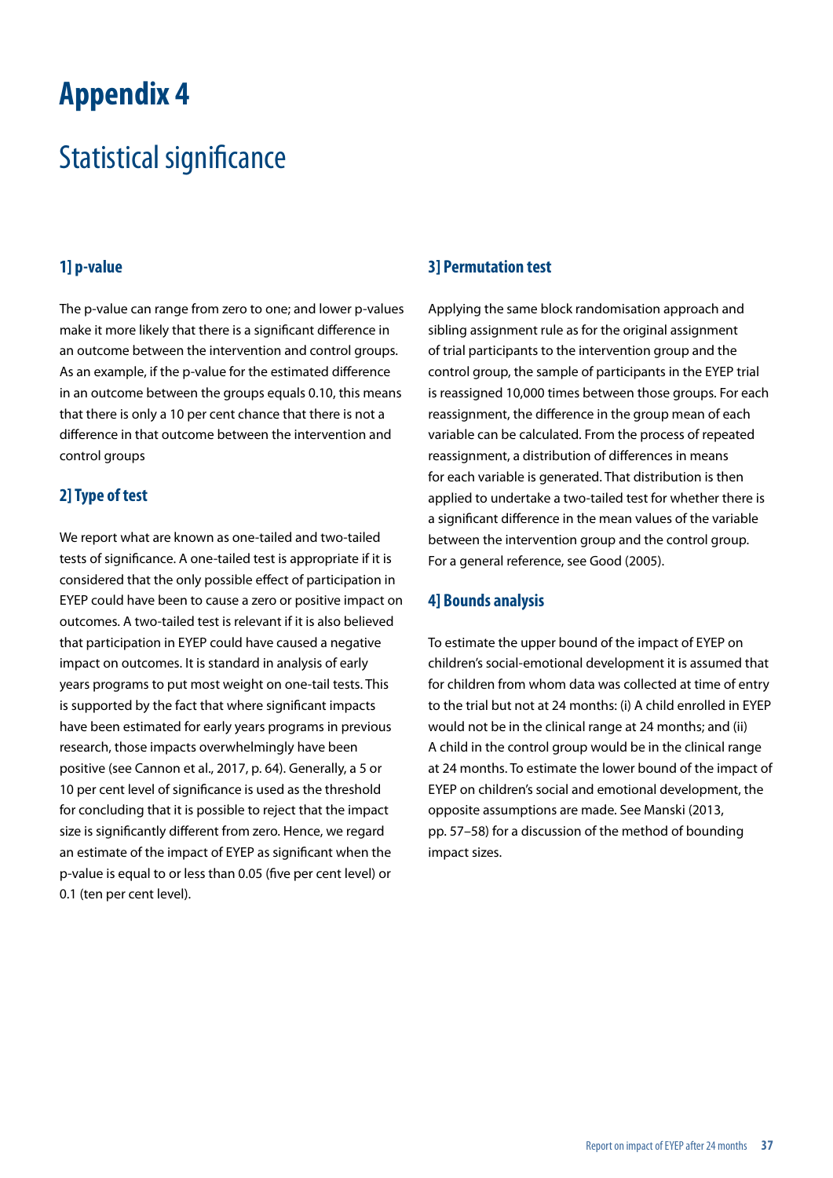# Appendix 4

## Statistical significance

### 1] p-value

The p-value can range from zero to one; and lower p-values make it more likely that there is a significant difference in an outcome between the intervention and control groups. As an example, if the p-value for the estimated difference in an outcome between the groups equals 0.10, this means that there is only a 10 per cent chance that there is not a difference in that outcome between the intervention and control groups

### 2] Type of test

We report what are known as one-tailed and two-tailed tests of significance. A one-tailed test is appropriate if it is considered that the only possible effect of participation in EYEP could have been to cause a zero or positive impact on outcomes. A two-tailed test is relevant if it is also believed that participation in EYEP could have caused a negative impact on outcomes. It is standard in analysis of early years programs to put most weight on one-tail tests. This is supported by the fact that where significant impacts have been estimated for early years programs in previous research, those impacts overwhelmingly have been positive (see Cannon et al., 2017, p. 64). Generally, a 5 or 10 per cent level of significance is used as the threshold for concluding that it is possible to reject that the impact size is significantly different from zero. Hence, we regard an estimate of the impact of EYEP as significant when the p-value is equal to or less than 0.05 (five per cent level) or 0.1 (ten per cent level).

### 3] Permutation test

Applying the same block randomisation approach and sibling assignment rule as for the original assignment of trial participants to the intervention group and the control group, the sample of participants in the EYEP trial is reassigned 10,000 times between those groups. For each reassignment, the difference in the group mean of each variable can be calculated. From the process of repeated reassignment, a distribution of differences in means for each variable is generated. That distribution is then applied to undertake a two-tailed test for whether there is a significant difference in the mean values of the variable between the intervention group and the control group. For a general reference, see Good (2005).

### 4] Bounds analysis

To estimate the upper bound of the impact of EYEP on children's social-emotional development it is assumed that for children from whom data was collected at time of entry to the trial but not at 24 months: (i) A child enrolled in EYEP would not be in the clinical range at 24 months; and (ii) A child in the control group would be in the clinical range at 24 months. To estimate the lower bound of the impact of EYEP on children's social and emotional development, the opposite assumptions are made. See Manski (2013, pp. 57–58) for a discussion of the method of bounding impact sizes.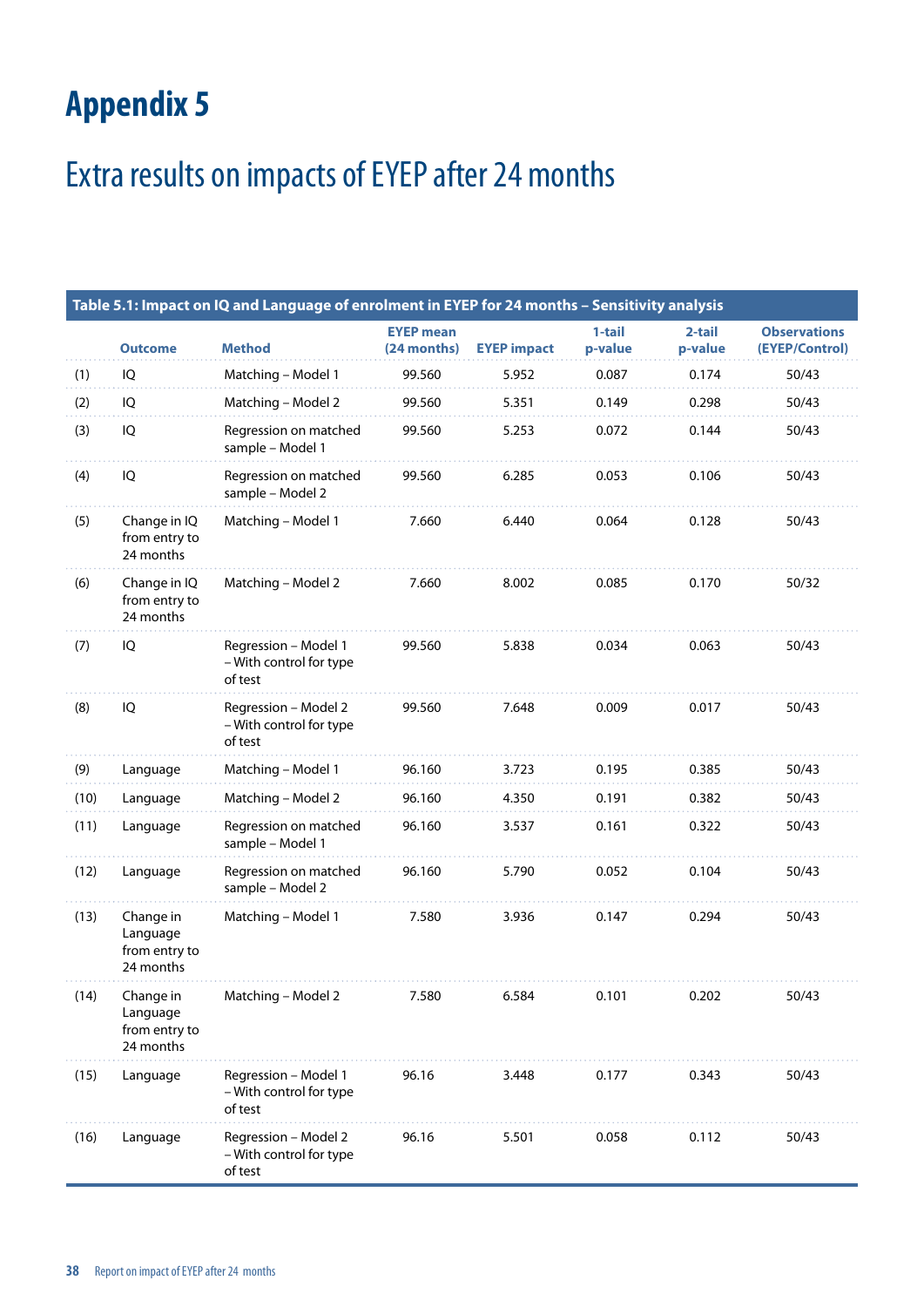# Appendix 5

## Extra results on impacts of EYEP after 24 months

**Table 5.1: Impact on IQ and Language of enrolment in EYEP for 24 months – Sensitivity analysis**

| | Outcome | Method | EYEP mean (24 months) | EYEP impact | 1-tail p-value | 2-tail p-value | Observations (EYEP/Control) |
|---|---|---|---|---|---|---|---|
| (1) | IQ | Matching – Model 1 | 99.560 | 5.952 | 0.087 | 0.174 | 50/43 |
| (2) | IQ | Matching – Model 2 | 99.560 | 5.351 | 0.149 | 0.298 | 50/43 |
| (3) | IQ | Regression on matched sample – Model 1 | 99.560 | 5.253 | 0.072 | 0.144 | 50/43 |
| (4) | IQ | Regression on matched sample – Model 2 | 99.560 | 6.285 | 0.053 | 0.106 | 50/43 |
| (5) | Change in IQ from entry to 24 months | Matching – Model 1 | 7.660 | 6.440 | 0.064 | 0.128 | 50/43 |
| (6) | Change in IQ from entry to 24 months | Matching – Model 2 | 7.660 | 8.002 | 0.085 | 0.170 | 50/32 |
| (7) | IQ | Regression – Model 1 – With control for type of test | 99.560 | 5.838 | 0.034 | 0.063 | 50/43 |
| (8) | IQ | Regression – Model 2 – With control for type of test | 99.560 | 7.648 | 0.009 | 0.017 | 50/43 |
| (9) | Language | Matching – Model 1 | 96.160 | 3.723 | 0.195 | 0.385 | 50/43 |
| (10) | Language | Matching – Model 2 | 96.160 | 4.350 | 0.191 | 0.382 | 50/43 |
| (11) | Language | Regression on matched sample – Model 1 | 96.160 | 3.537 | 0.161 | 0.322 | 50/43 |
| (12) | Language | Regression on matched sample – Model 2 | 96.160 | 5.790 | 0.052 | 0.104 | 50/43 |
| (13) | Change in Language from entry to 24 months | Matching – Model 1 | 7.580 | 3.936 | 0.147 | 0.294 | 50/43 |
| (14) | Change in Language from entry to 24 months | Matching – Model 2 | 7.580 | 6.584 | 0.101 | 0.202 | 50/43 |
| (15) | Language | Regression – Model 1 – With control for type of test | 96.16 | 3.448 | 0.177 | 0.343 | 50/43 |
| (16) | Language | Regression – Model 2 – With control for type of test | 96.16 | 5.501 | 0.058 | 0.112 | 50/43 |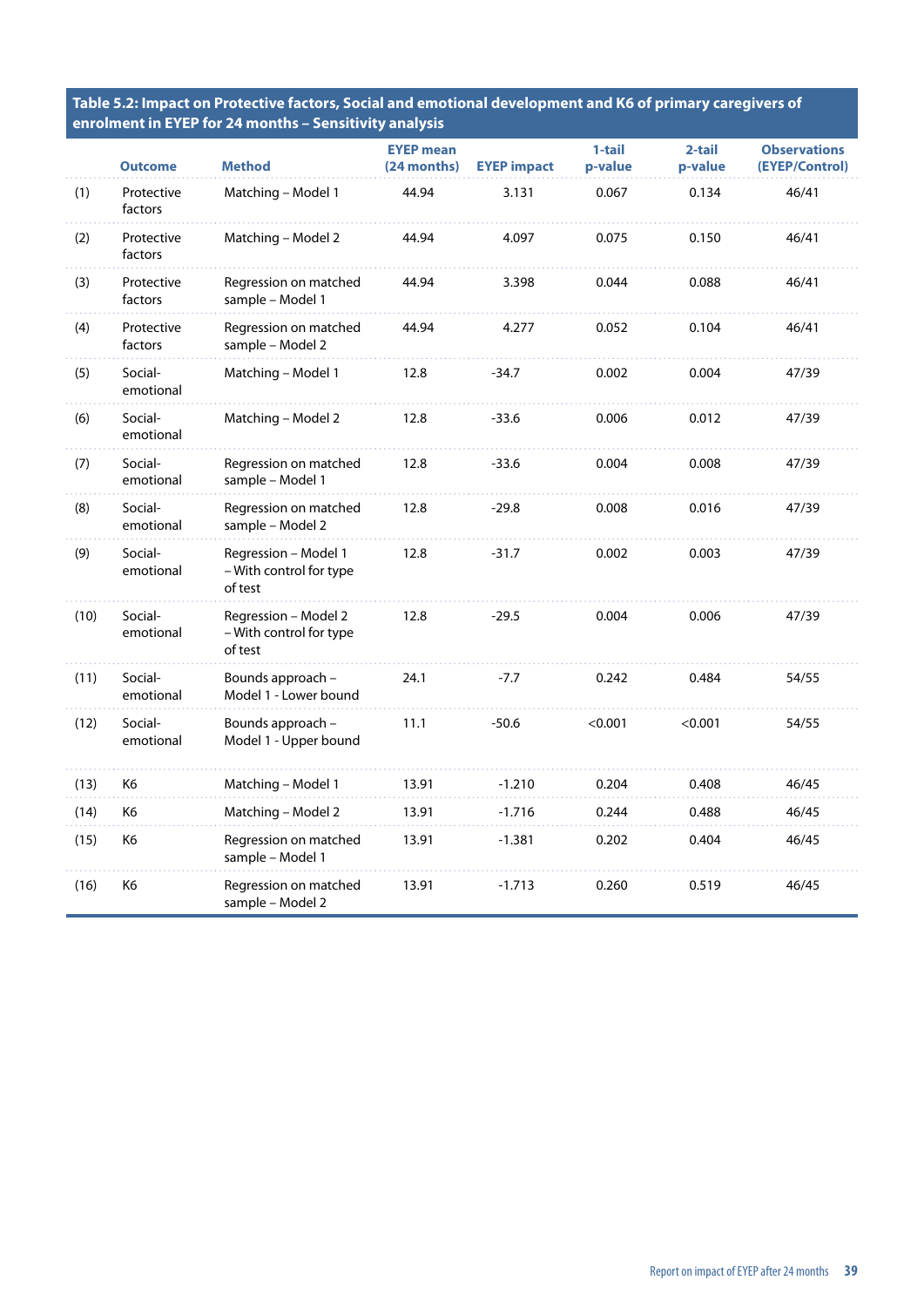**Table 5.2: Impact on Protective factors, Social and emotional development and K6 of primary caregivers of enrolment in EYEP for 24 months – Sensitivity analysis**

| | Outcome | Method | EYEP mean (24 months) | EYEP impact | 1-tail p-value | 2-tail p-value | Observations (EYEP/Control) |
|---|---|---|---|---|---|---|---|
| (1) | Protective factors | Matching – Model 1 | 44.94 | 3.131 | 0.067 | 0.134 | 46/41 |
| (2) | Protective factors | Matching – Model 2 | 44.94 | 4.097 | 0.075 | 0.150 | 46/41 |
| (3) | Protective factors | Regression on matched sample – Model 1 | 44.94 | 3.398 | 0.044 | 0.088 | 46/41 |
| (4) | Protective factors | Regression on matched sample – Model 2 | 44.94 | 4.277 | 0.052 | 0.104 | 46/41 |
| (5) | Social-emotional | Matching – Model 1 | 12.8 | -34.7 | 0.002 | 0.004 | 47/39 |
| (6) | Social-emotional | Matching – Model 2 | 12.8 | -33.6 | 0.006 | 0.012 | 47/39 |
| (7) | Social-emotional | Regression on matched sample – Model 1 | 12.8 | -33.6 | 0.004 | 0.008 | 47/39 |
| (8) | Social-emotional | Regression on matched sample – Model 2 | 12.8 | -29.8 | 0.008 | 0.016 | 47/39 |
| (9) | Social-emotional | Regression – Model 1 – With control for type of test | 12.8 | -31.7 | 0.002 | 0.003 | 47/39 |
| (10) | Social-emotional | Regression – Model 2 – With control for type of test | 12.8 | -29.5 | 0.004 | 0.006 | 47/39 |
| (11) | Social-emotional | Bounds approach – Model 1 - Lower bound | 24.1 | -7.7 | 0.242 | 0.484 | 54/55 |
| (12) | Social-emotional | Bounds approach – Model 1 - Upper bound | 11.1 | -50.6 | <0.001 | <0.001 | 54/55 |
| (13) | K6 | Matching – Model 1 | 13.91 | -1.210 | 0.204 | 0.408 | 46/45 |
| (14) | K6 | Matching – Model 2 | 13.91 | -1.716 | 0.244 | 0.488 | 46/45 |
| (15) | K6 | Regression on matched sample – Model 1 | 13.91 | -1.381 | 0.202 | 0.404 | 46/45 |
| (16) | K6 | Regression on matched sample – Model 2 | 13.91 | -1.713 | 0.260 | 0.519 | 46/45 |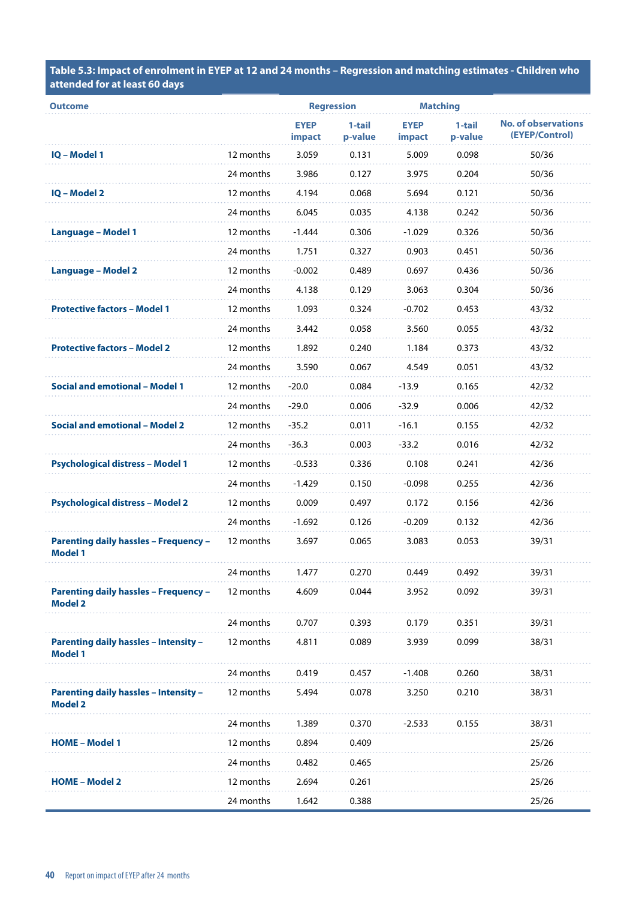**Table 5.3: Impact of enrolment in EYEP at 12 and 24 months – Regression and matching estimates - Children who attended for at least 60 days**

| Outcome | | Regression | | Matching | | |
|---|---|---|---|---|---|---|
| | | EYEP impact | 1-tail p-value | EYEP impact | 1-tail p-value | No. of observations (EYEP/Control) |
| **IQ – Model 1** | 12 months | 3.059 | 0.131 | 5.009 | 0.098 | 50/36 |
| | 24 months | 3.986 | 0.127 | 3.975 | 0.204 | 50/36 |
| **IQ – Model 2** | 12 months | 4.194 | 0.068 | 5.694 | 0.121 | 50/36 |
| | 24 months | 6.045 | 0.035 | 4.138 | 0.242 | 50/36 |
| **Language – Model 1** | 12 months | -1.444 | 0.306 | -1.029 | 0.326 | 50/36 |
| | 24 months | 1.751 | 0.327 | 0.903 | 0.451 | 50/36 |
| **Language – Model 2** | 12 months | -0.002 | 0.489 | 0.697 | 0.436 | 50/36 |
| | 24 months | 4.138 | 0.129 | 3.063 | 0.304 | 50/36 |
| **Protective factors – Model 1** | 12 months | 1.093 | 0.324 | -0.702 | 0.453 | 43/32 |
| | 24 months | 3.442 | 0.058 | 3.560 | 0.055 | 43/32 |
| **Protective factors – Model 2** | 12 months | 1.892 | 0.240 | 1.184 | 0.373 | 43/32 |
| | 24 months | 3.590 | 0.067 | 4.549 | 0.051 | 43/32 |
| **Social and emotional – Model 1** | 12 months | -20.0 | 0.084 | -13.9 | 0.165 | 42/32 |
| | 24 months | -29.0 | 0.006 | -32.9 | 0.006 | 42/32 |
| **Social and emotional – Model 2** | 12 months | -35.2 | 0.011 | -16.1 | 0.155 | 42/32 |
| | 24 months | -36.3 | 0.003 | -33.2 | 0.016 | 42/32 |
| **Psychological distress – Model 1** | 12 months | -0.533 | 0.336 | 0.108 | 0.241 | 42/36 |
| | 24 months | -1.429 | 0.150 | -0.098 | 0.255 | 42/36 |
| **Psychological distress – Model 2** | 12 months | 0.009 | 0.497 | 0.172 | 0.156 | 42/36 |
| | 24 months | -1.692 | 0.126 | -0.209 | 0.132 | 42/36 |
| **Parenting daily hassles – Frequency – Model 1** | 12 months | 3.697 | 0.065 | 3.083 | 0.053 | 39/31 |
| | 24 months | 1.477 | 0.270 | 0.449 | 0.492 | 39/31 |
| **Parenting daily hassles – Frequency – Model 2** | 12 months | 4.609 | 0.044 | 3.952 | 0.092 | 39/31 |
| | 24 months | 0.707 | 0.393 | 0.179 | 0.351 | 39/31 |
| **Parenting daily hassles – Intensity – Model 1** | 12 months | 4.811 | 0.089 | 3.939 | 0.099 | 38/31 |
| | 24 months | 0.419 | 0.457 | -1.408 | 0.260 | 38/31 |
| **Parenting daily hassles – Intensity – Model 2** | 12 months | 5.494 | 0.078 | 3.250 | 0.210 | 38/31 |
| | 24 months | 1.389 | 0.370 | -2.533 | 0.155 | 38/31 |
| **HOME – Model 1** | 12 months | 0.894 | 0.409 | | | 25/26 |
| | 24 months | 0.482 | 0.465 | | | 25/26 |
| **HOME – Model 2** | 12 months | 2.694 | 0.261 | | | 25/26 |
| | 24 months | 1.642 | 0.388 | | | 25/26 |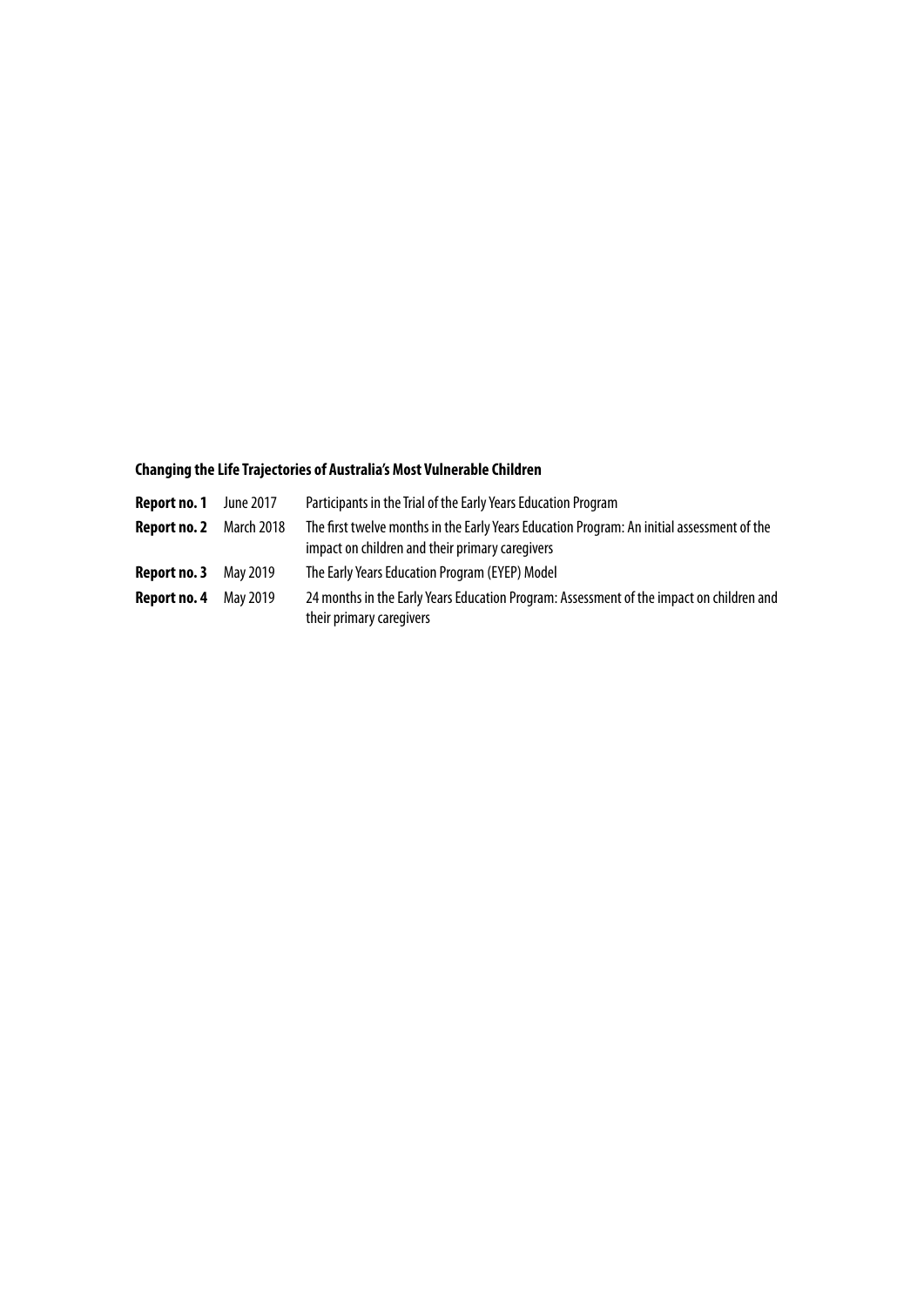**Changing the Life Trajectories of Australia's Most Vulnerable Children**

| | | |
|---|---|---|
| **Report no. 1** | June 2017 | Participants in the Trial of the Early Years Education Program |
| **Report no. 2** | March 2018 | The first twelve months in the Early Years Education Program: An initial assessment of the impact on children and their primary caregivers |
| **Report no. 3** | May 2019 | The Early Years Education Program (EYEP) Model |
| **Report no. 4** | May 2019 | 24 months in the Early Years Education Program: Assessment of the impact on children and their primary caregivers |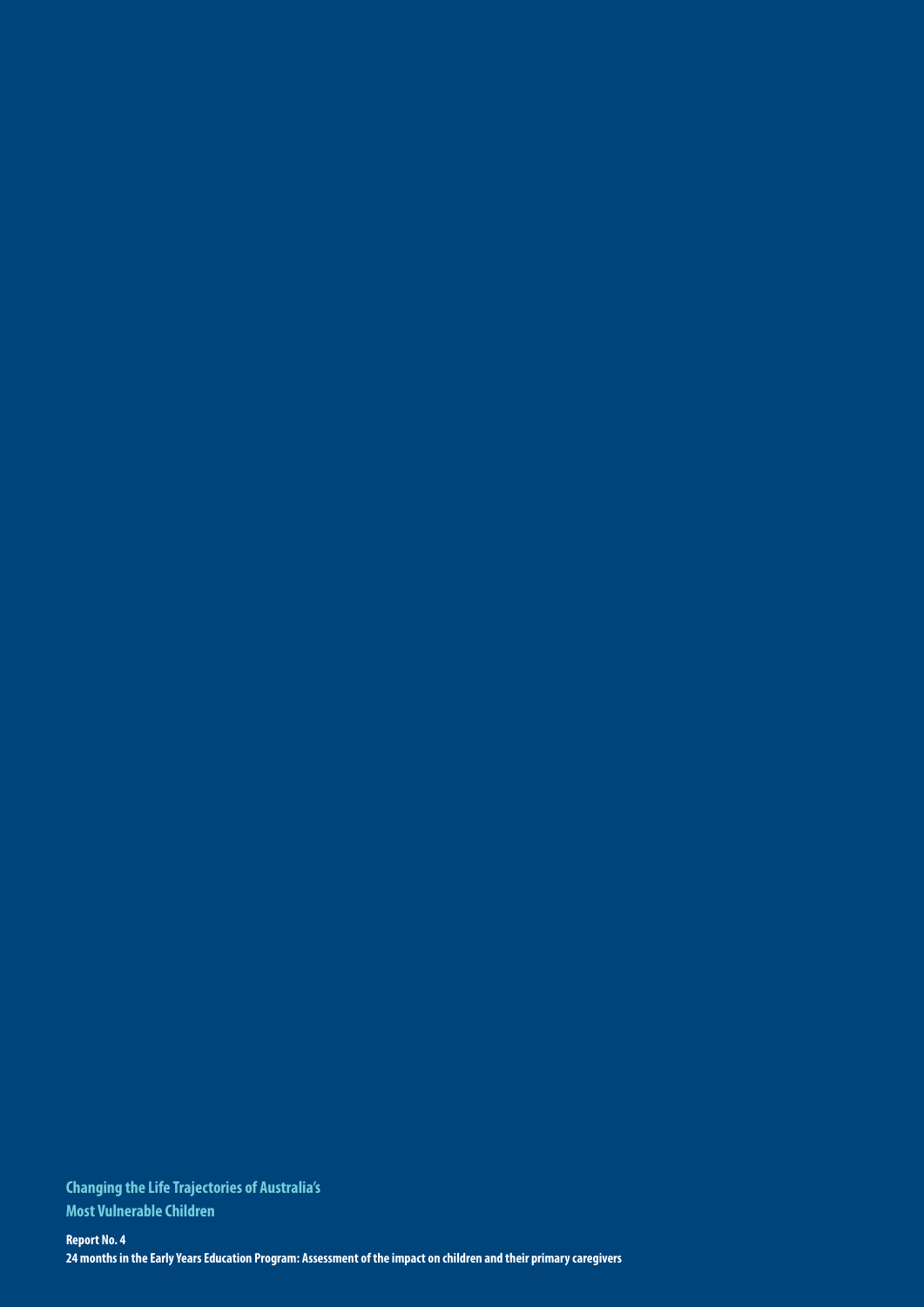**Changing the Life Trajectories of Australia's Most Vulnerable Children**

**Report No. 4**
**24 months in the Early Years Education Program: Assessment of the impact on children and their primary caregivers**